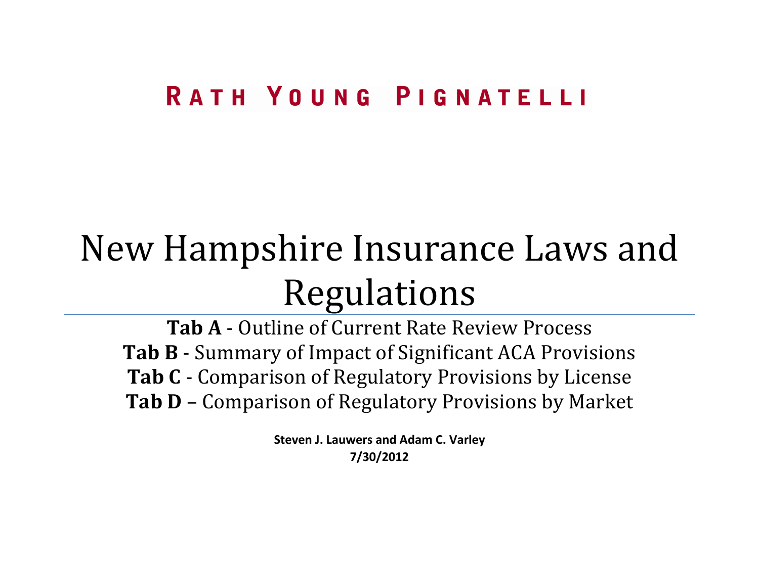RATH YOUNG PIGNATELLI

# New Hampshire Insurance Laws and Regulations

**Tab A** - Outline of Current Rate Review Process

**Tab B** - Summary of Impact of Significant ACA Provisions

**Tab C** - Comparison of Regulatory Provisions by License

**Tab D** – Comparison of Regulatory Provisions by Market

**Steven J. Lauwers and Adam C. Varley**

**7/30/2012**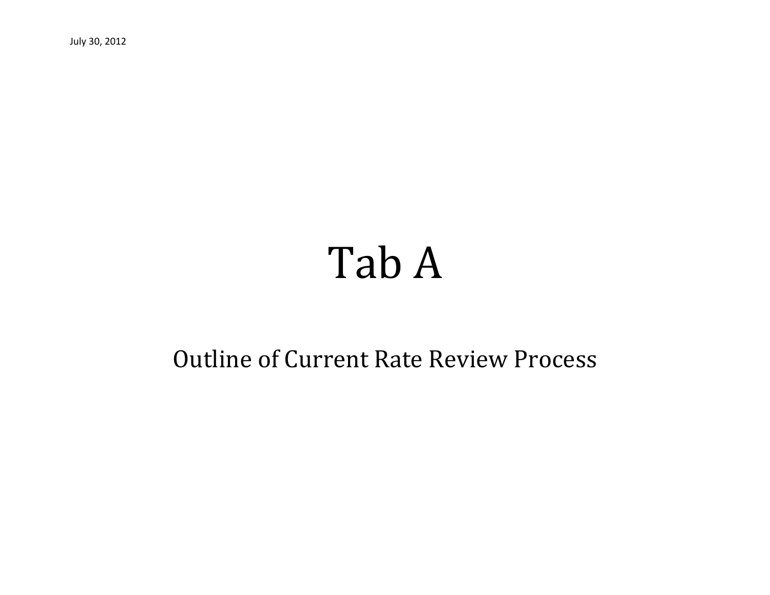July 30, 2012

# Tab A

## Outline of Current Rate Review Process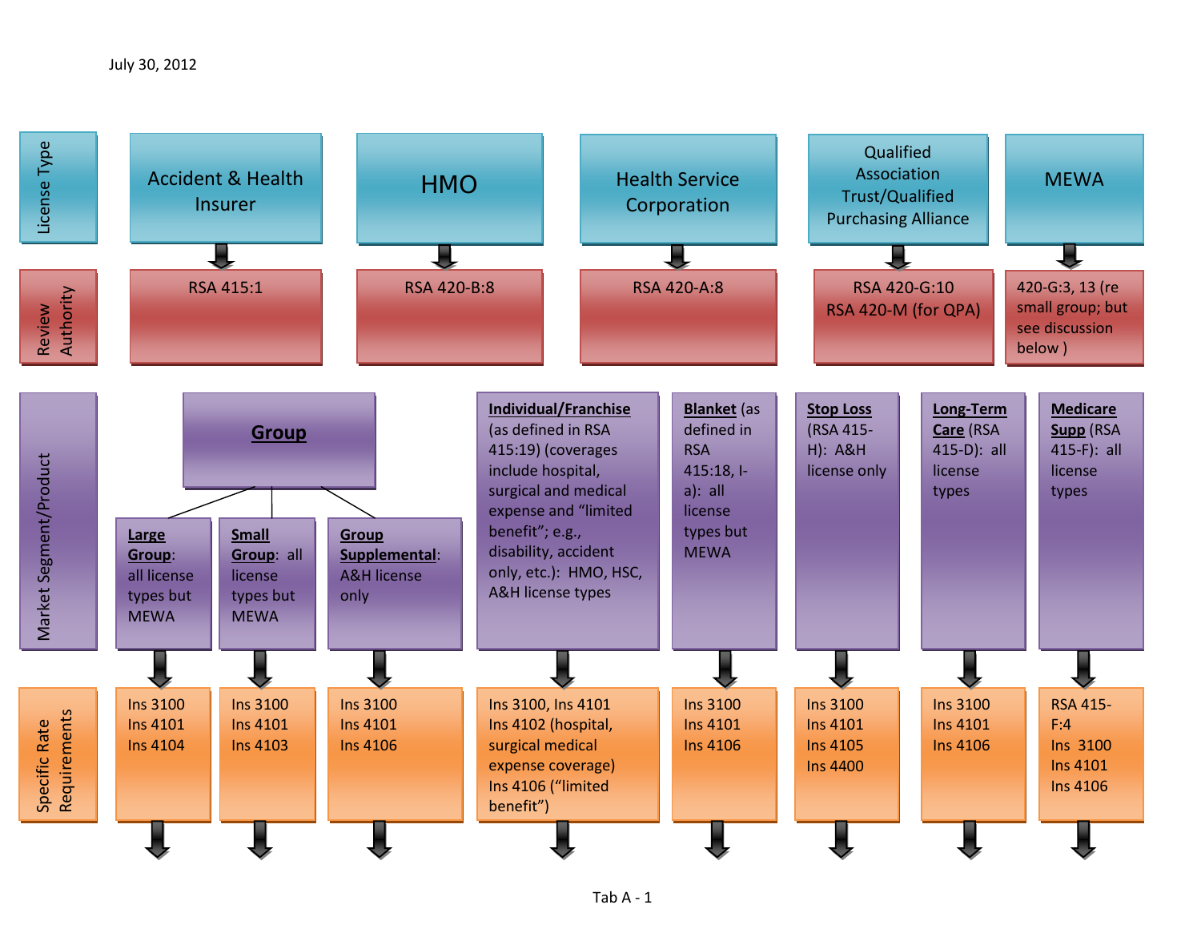July 30, 2012

**License Type**

| Accident & Health Insurer | HMO | Health Service Corporation | Qualified Association Trust/Qualified Purchasing Alliance | MEWA |
|---|---|---|---|---|

**Review Authority**

| RSA 415:1 | RSA 420-B:8 | RSA 420-A:8 | RSA 420-G:10<br>RSA 420-M (for QPA) | 420-G:3, 13 (re small group; but see discussion below ) |
|---|---|---|---|---|

**Market Segment/Product** and **Specific Rate Requirements**

| Market Segment/Product | Specific Rate Requirements |
|---|---|
| **Group** – Large Group: all license types but MEWA | Ins 3100<br>Ins 4101<br>Ins 4104 |
| **Group** – Small Group: all license types but MEWA | Ins 3100<br>Ins 4101<br>Ins 4103 |
| **Group** – Group Supplemental: A&H license only | Ins 3100<br>Ins 4101<br>Ins 4106 |
| **Individual/Franchise** (as defined in RSA 415:19) (coverages include hospital, surgical and medical expense and "limited benefit"; e.g., disability, accident only, etc.): HMO, HSC, A&H license types | Ins 3100, Ins 4101<br>Ins 4102 (hospital, surgical medical expense coverage)<br>Ins 4106 ("limited benefit") |
| **Blanket** (as defined in RSA 415:18, I-a): all license types but MEWA | Ins 3100<br>Ins 4101<br>Ins 4106 |
| **Stop Loss** (RSA 415-H): A&H license only | Ins 3100<br>Ins 4101<br>Ins 4105<br>Ins 4400 |
| **Long-Term Care** (RSA 415-D): all license types | Ins 3100<br>Ins 4101<br>Ins 4106 |
| **Medicare Supp** (RSA 415-F): all license types | RSA 415-F:4<br>Ins 3100<br>Ins 4101<br>Ins 4106 |

Tab A - 1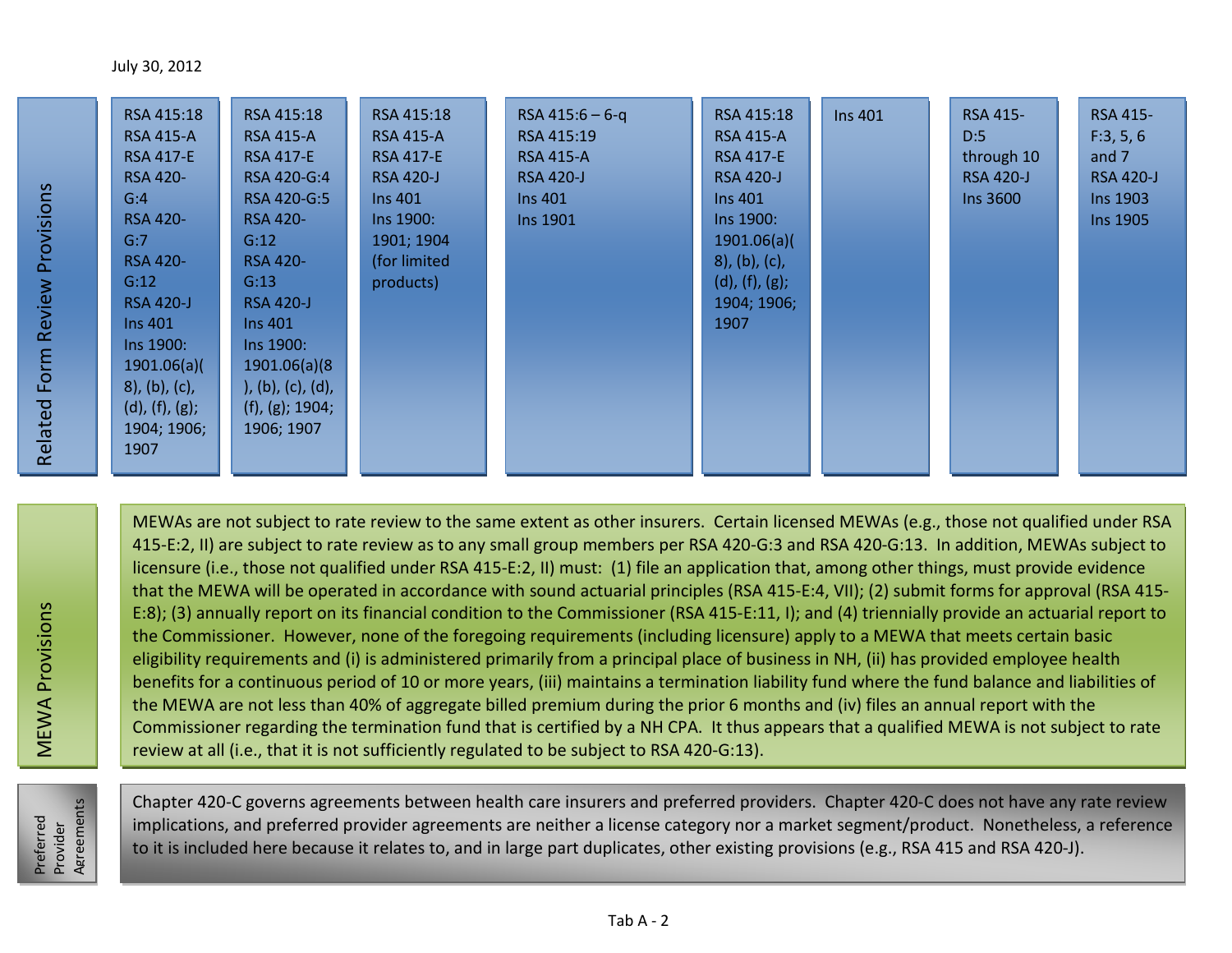July 30, 2012

| Related Form Review Provisions | | | | | | | | |
|---|---|---|---|---|---|---|---|---|
| | RSA 415:18<br>RSA 415-A<br>RSA 417-E<br>RSA 420-G:4<br>RSA 420-G:7<br>RSA 420-G:12<br>RSA 420-J<br>Ins 401<br>Ins 1900: 1901.06(a)(8), (b), (c), (d), (f), (g); 1904; 1906; 1907 | RSA 415:18<br>RSA 415-A<br>RSA 417-E<br>RSA 420-G:4<br>RSA 420-G:5<br>RSA 420-G:12<br>RSA 420-G:13<br>RSA 420-J<br>Ins 401<br>Ins 1900: 1901.06(a)(8), (b), (c), (d), (f), (g); 1904; 1906; 1907 | RSA 415:18<br>RSA 415-A<br>RSA 417-E<br>RSA 420-J<br>Ins 401<br>Ins 1900: 1901; 1904 (for limited products) | RSA 415:6 – 6-q<br>RSA 415:19<br>RSA 415-A<br>RSA 420-J<br>Ins 401<br>Ins 1901 | RSA 415:18<br>RSA 415-A<br>RSA 417-E<br>RSA 420-J<br>Ins 401<br>Ins 1900: 1901.06(a)(8), (b), (c), (d), (f), (g); 1904; 1906; 1907 | Ins 401 | RSA 415-D:5 through 10<br>RSA 420-J<br>Ins 3600 | RSA 415-F:3, 5, 6 and 7<br>RSA 420-J<br>Ins 1903<br>Ins 1905 |

**MEWA Provisions**

MEWAs are not subject to rate review to the same extent as other insurers. Certain licensed MEWAs (e.g., those not qualified under RSA 415-E:2, II) are subject to rate review as to any small group members per RSA 420-G:3 and RSA 420-G:13. In addition, MEWAs subject to licensure (i.e., those not qualified under RSA 415-E:2, II) must: (1) file an application that, among other things, must provide evidence that the MEWA will be operated in accordance with sound actuarial principles (RSA 415-E:4, VII); (2) submit forms for approval (RSA 415-E:8); (3) annually report on its financial condition to the Commissioner (RSA 415-E:11, I); and (4) triennially provide an actuarial report to the Commissioner. However, none of the foregoing requirements (including licensure) apply to a MEWA that meets certain basic eligibility requirements and (i) is administered primarily from a principal place of business in NH, (ii) has provided employee health benefits for a continuous period of 10 or more years, (iii) maintains a termination liability fund where the fund balance and liabilities of the MEWA are not less than 40% of aggregate billed premium during the prior 6 months and (iv) files an annual report with the Commissioner regarding the termination fund that is certified by a NH CPA. It thus appears that a qualified MEWA is not subject to rate review at all (i.e., that it is not sufficiently regulated to be subject to RSA 420-G:13).

**Preferred Provider Agreements**

Chapter 420-C governs agreements between health care insurers and preferred providers. Chapter 420-C does not have any rate review implications, and preferred provider agreements are neither a license category nor a market segment/product. Nonetheless, a reference to it is included here because it relates to, and in large part duplicates, other existing provisions (e.g., RSA 415 and RSA 420-J).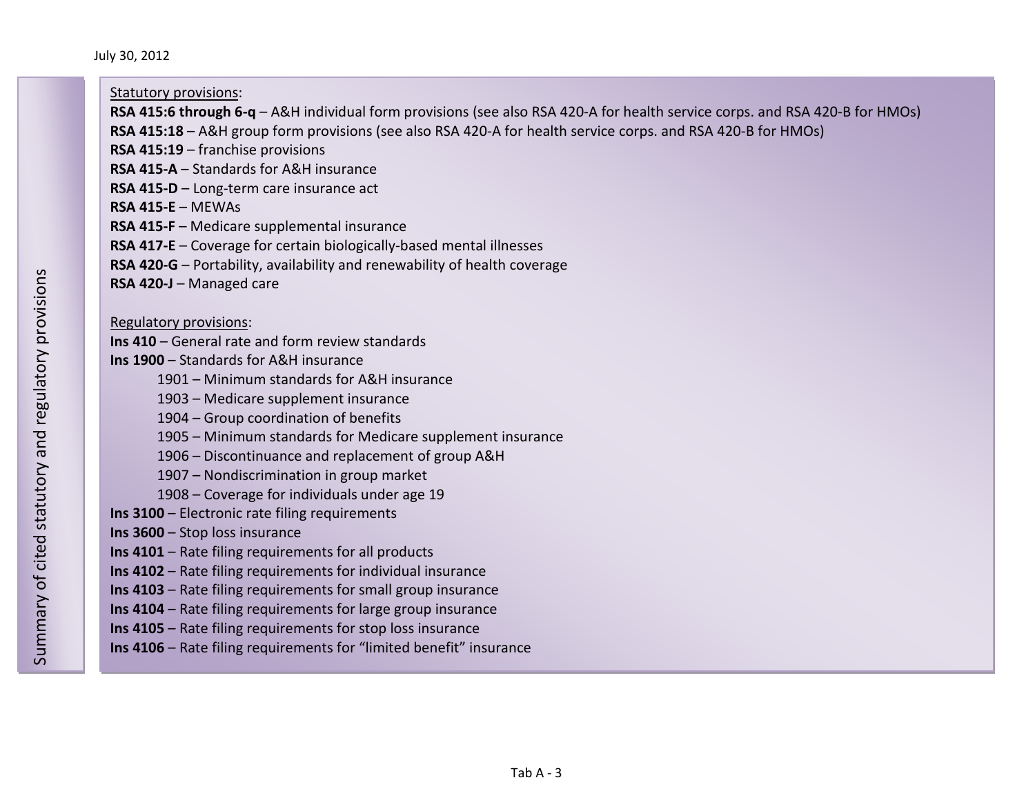## Summary of cited statutory and regulatory provisions

Statutory provisions:

**RSA 415:6 through 6-q** – A&H individual form provisions (see also RSA 420-A for health service corps. and RSA 420-B for HMOs)
**RSA 415:18** – A&H group form provisions (see also RSA 420-A for health service corps. and RSA 420-B for HMOs)
**RSA 415:19** – franchise provisions
**RSA 415-A** – Standards for A&H insurance
**RSA 415-D** – Long-term care insurance act
**RSA 415-E** – MEWAs
**RSA 415-F** – Medicare supplemental insurance
**RSA 417-E** – Coverage for certain biologically-based mental illnesses
**RSA 420-G** – Portability, availability and renewability of health coverage
**RSA 420-J** – Managed care

Regulatory provisions:

**Ins 410** – General rate and form review standards
**Ins 1900** – Standards for A&H insurance
- 1901 – Minimum standards for A&H insurance
- 1903 – Medicare supplement insurance
- 1904 – Group coordination of benefits
- 1905 – Minimum standards for Medicare supplement insurance
- 1906 – Discontinuance and replacement of group A&H
- 1907 – Nondiscrimination in group market
- 1908 – Coverage for individuals under age 19

**Ins 3100** – Electronic rate filing requirements
**Ins 3600** – Stop loss insurance
**Ins 4101** – Rate filing requirements for all products
**Ins 4102** – Rate filing requirements for individual insurance
**Ins 4103** – Rate filing requirements for small group insurance
**Ins 4104** – Rate filing requirements for large group insurance
**Ins 4105** – Rate filing requirements for stop loss insurance
**Ins 4106** – Rate filing requirements for "limited benefit" insurance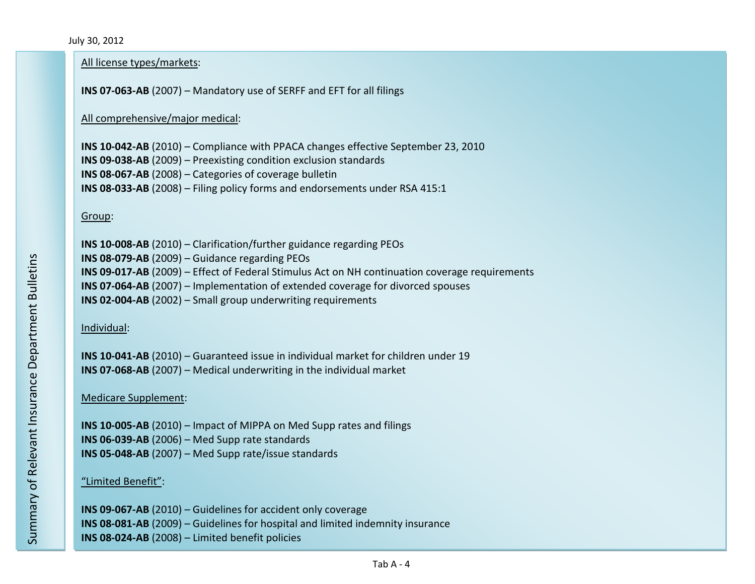# Summary of Relevant Insurance Department Bulletins

July 30, 2012

All license types/markets:

**INS 07-063-AB** (2007) – Mandatory use of SERFF and EFT for all filings

All comprehensive/major medical:

**INS 10-042-AB** (2010) – Compliance with PPACA changes effective September 23, 2010
**INS 09-038-AB** (2009) – Preexisting condition exclusion standards
**INS 08-067-AB** (2008) – Categories of coverage bulletin
**INS 08-033-AB** (2008) – Filing policy forms and endorsements under RSA 415:1

Group:

**INS 10-008-AB** (2010) – Clarification/further guidance regarding PEOs
**INS 08-079-AB** (2009) – Guidance regarding PEOs
**INS 09-017-AB** (2009) – Effect of Federal Stimulus Act on NH continuation coverage requirements
**INS 07-064-AB** (2007) – Implementation of extended coverage for divorced spouses
**INS 02-004-AB** (2002) – Small group underwriting requirements

Individual:

**INS 10-041-AB** (2010) – Guaranteed issue in individual market for children under 19
**INS 07-068-AB** (2007) – Medical underwriting in the individual market

Medicare Supplement:

**INS 10-005-AB** (2010) – Impact of MIPPA on Med Supp rates and filings
**INS 06-039-AB** (2006) – Med Supp rate standards
**INS 05-048-AB** (2007) – Med Supp rate/issue standards

"Limited Benefit":

**INS 09-067-AB** (2010) – Guidelines for accident only coverage
**INS 08-081-AB** (2009) – Guidelines for hospital and limited indemnity insurance
**INS 08-024-AB** (2008) – Limited benefit policies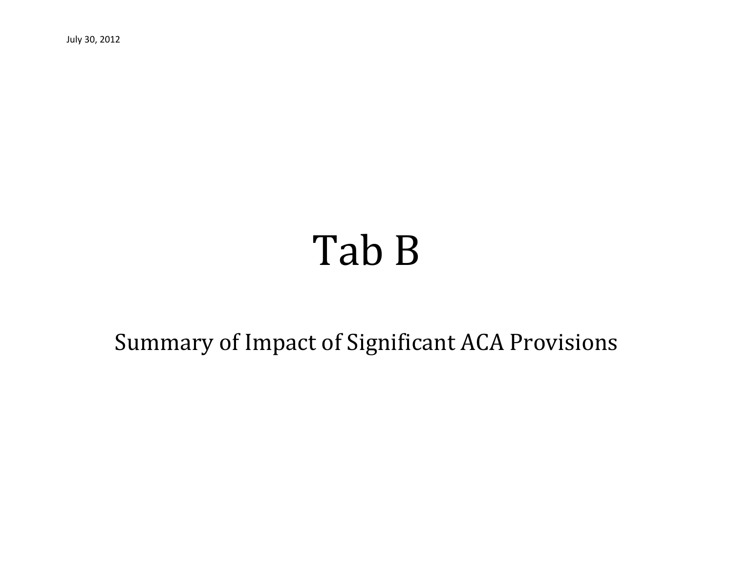July 30, 2012

# Tab B

## Summary of Impact of Significant ACA Provisions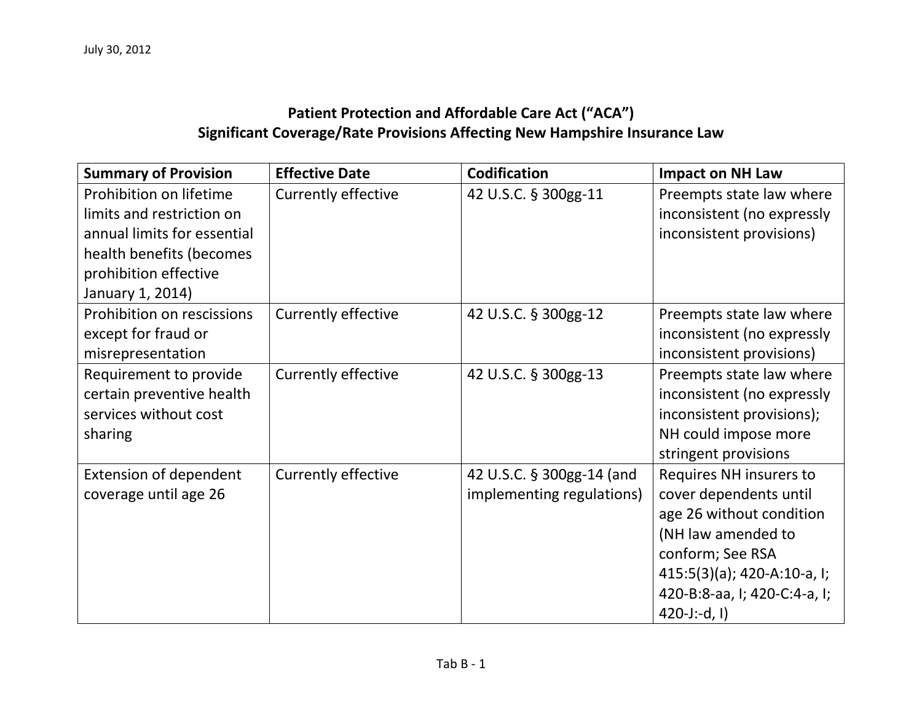July 30, 2012

## Patient Protection and Affordable Care Act ("ACA")
## Significant Coverage/Rate Provisions Affecting New Hampshire Insurance Law

| Summary of Provision | Effective Date | Codification | Impact on NH Law |
|---|---|---|---|
| Prohibition on lifetime limits and restriction on annual limits for essential health benefits (becomes prohibition effective January 1, 2014) | Currently effective | 42 U.S.C. § 300gg-11 | Preempts state law where inconsistent (no expressly inconsistent provisions) |
| Prohibition on rescissions except for fraud or misrepresentation | Currently effective | 42 U.S.C. § 300gg-12 | Preempts state law where inconsistent (no expressly inconsistent provisions) |
| Requirement to provide certain preventive health services without cost sharing | Currently effective | 42 U.S.C. § 300gg-13 | Preempts state law where inconsistent (no expressly inconsistent provisions); NH could impose more stringent provisions |
| Extension of dependent coverage until age 26 | Currently effective | 42 U.S.C. § 300gg-14 (and implementing regulations) | Requires NH insurers to cover dependents until age 26 without condition (NH law amended to conform; See RSA 415:5(3)(a); 420-A:10-a, I; 420-B:8-aa, I; 420-C:4-a, I; 420-J:-d, I) |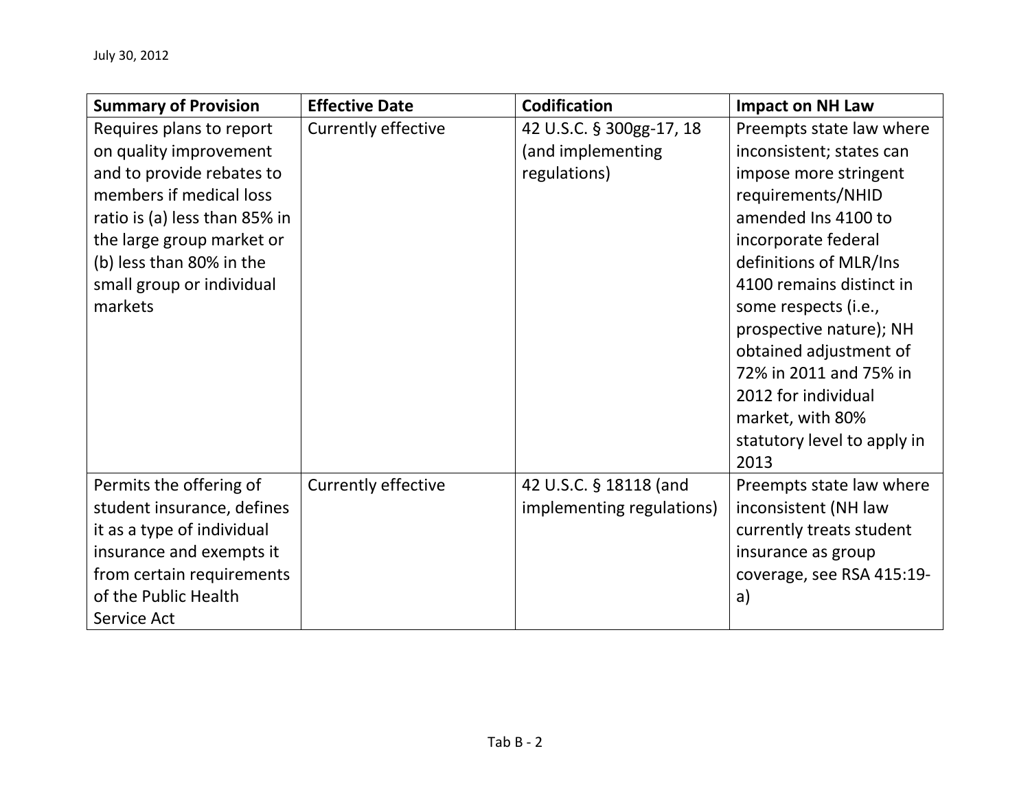| Summary of Provision | Effective Date | Codification | Impact on NH Law |
|---|---|---|---|
| Requires plans to report on quality improvement and to provide rebates to members if medical loss ratio is (a) less than 85% in the large group market or (b) less than 80% in the small group or individual markets | Currently effective | 42 U.S.C. § 300gg-17, 18 (and implementing regulations) | Preempts state law where inconsistent; states can impose more stringent requirements/NHID amended Ins 4100 to incorporate federal definitions of MLR/Ins 4100 remains distinct in some respects (i.e., prospective nature); NH obtained adjustment of 72% in 2011 and 75% in 2012 for individual market, with 80% statutory level to apply in 2013 |
| Permits the offering of student insurance, defines it as a type of individual insurance and exempts it from certain requirements of the Public Health Service Act | Currently effective | 42 U.S.C. § 18118 (and implementing regulations) | Preempts state law where inconsistent (NH law currently treats student insurance as group coverage, see RSA 415:19-a) |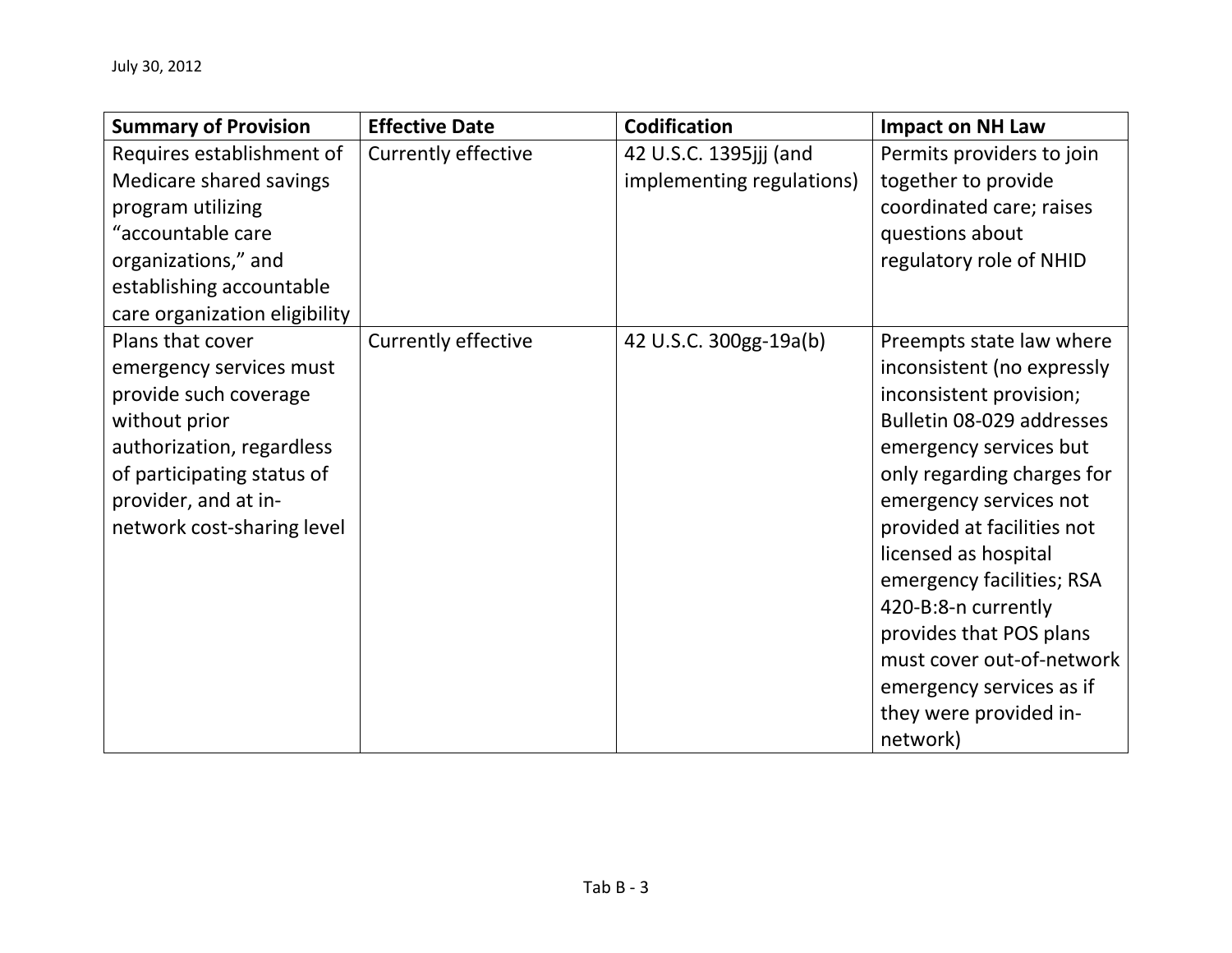| Summary of Provision | Effective Date | Codification | Impact on NH Law |
|---|---|---|---|
| Requires establishment of Medicare shared savings program utilizing "accountable care organizations," and establishing accountable care organization eligibility | Currently effective | 42 U.S.C. 1395jjj (and implementing regulations) | Permits providers to join together to provide coordinated care; raises questions about regulatory role of NHID |
| Plans that cover emergency services must provide such coverage without prior authorization, regardless of participating status of provider, and at in-network cost-sharing level | Currently effective | 42 U.S.C. 300gg-19a(b) | Preempts state law where inconsistent (no expressly inconsistent provision; Bulletin 08-029 addresses emergency services but only regarding charges for emergency services not provided at facilities not licensed as hospital emergency facilities; RSA 420-B:8-n currently provides that POS plans must cover out-of-network emergency services as if they were provided in-network) |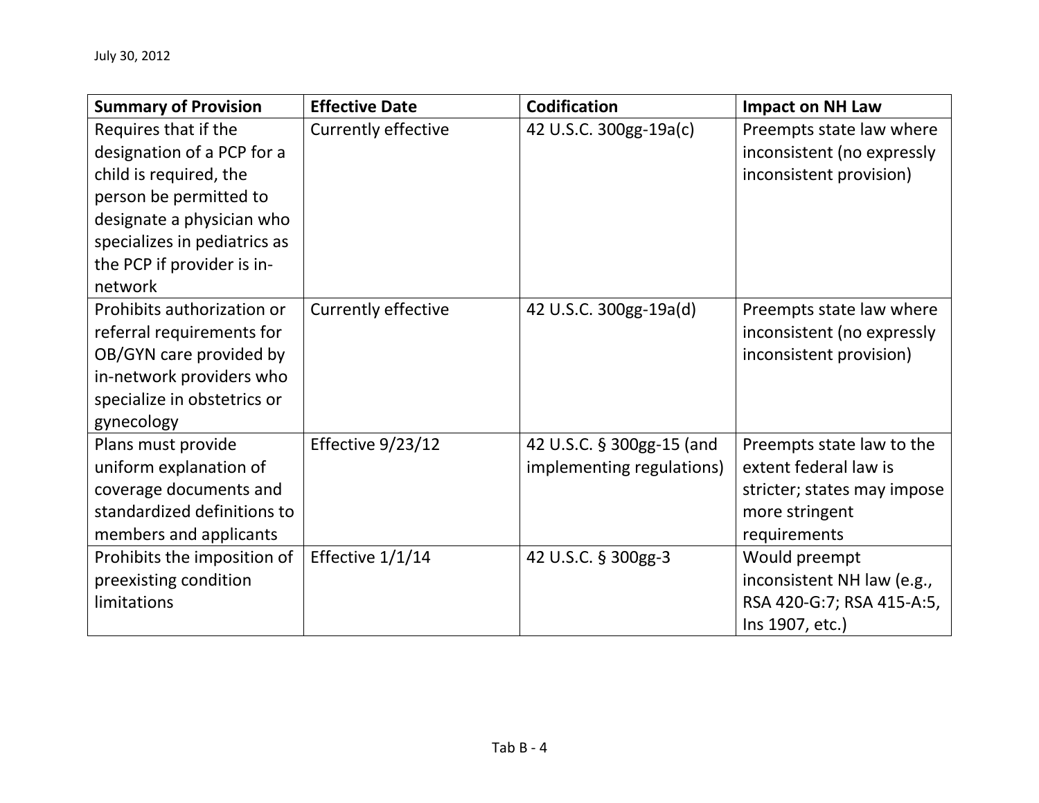July 30, 2012

| Summary of Provision | Effective Date | Codification | Impact on NH Law |
|---|---|---|---|
| Requires that if the designation of a PCP for a child is required, the person be permitted to designate a physician who specializes in pediatrics as the PCP if provider is in-network | Currently effective | 42 U.S.C. 300gg-19a(c) | Preempts state law where inconsistent (no expressly inconsistent provision) |
| Prohibits authorization or referral requirements for OB/GYN care provided by in-network providers who specialize in obstetrics or gynecology | Currently effective | 42 U.S.C. 300gg-19a(d) | Preempts state law where inconsistent (no expressly inconsistent provision) |
| Plans must provide uniform explanation of coverage documents and standardized definitions to members and applicants | Effective 9/23/12 | 42 U.S.C. § 300gg-15 (and implementing regulations) | Preempts state law to the extent federal law is stricter; states may impose more stringent requirements |
| Prohibits the imposition of preexisting condition limitations | Effective 1/1/14 | 42 U.S.C. § 300gg-3 | Would preempt inconsistent NH law (e.g., RSA 420-G:7; RSA 415-A:5, Ins 1907, etc.) |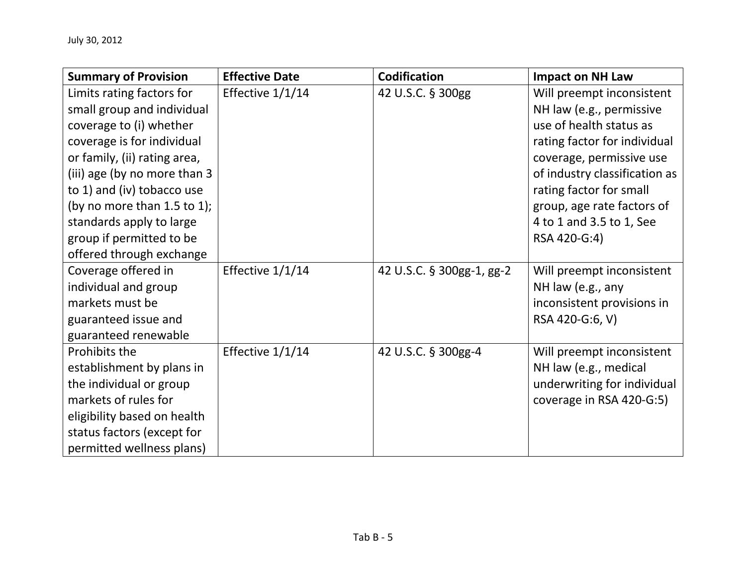| Summary of Provision | Effective Date | Codification | Impact on NH Law |
|---|---|---|---|
| Limits rating factors for small group and individual coverage to (i) whether coverage is for individual or family, (ii) rating area, (iii) age (by no more than 3 to 1) and (iv) tobacco use (by no more than 1.5 to 1); standards apply to large group if permitted to be offered through exchange | Effective 1/1/14 | 42 U.S.C. § 300gg | Will preempt inconsistent NH law (e.g., permissive use of health status as rating factor for individual coverage, permissive use of industry classification as rating factor for small group, age rate factors of 4 to 1 and 3.5 to 1, See RSA 420-G:4) |
| Coverage offered in individual and group markets must be guaranteed issue and guaranteed renewable | Effective 1/1/14 | 42 U.S.C. § 300gg-1, gg-2 | Will preempt inconsistent NH law (e.g., any inconsistent provisions in RSA 420-G:6, V) |
| Prohibits the establishment by plans in the individual or group markets of rules for eligibility based on health status factors (except for permitted wellness plans) | Effective 1/1/14 | 42 U.S.C. § 300gg-4 | Will preempt inconsistent NH law (e.g., medical underwriting for individual coverage in RSA 420-G:5) |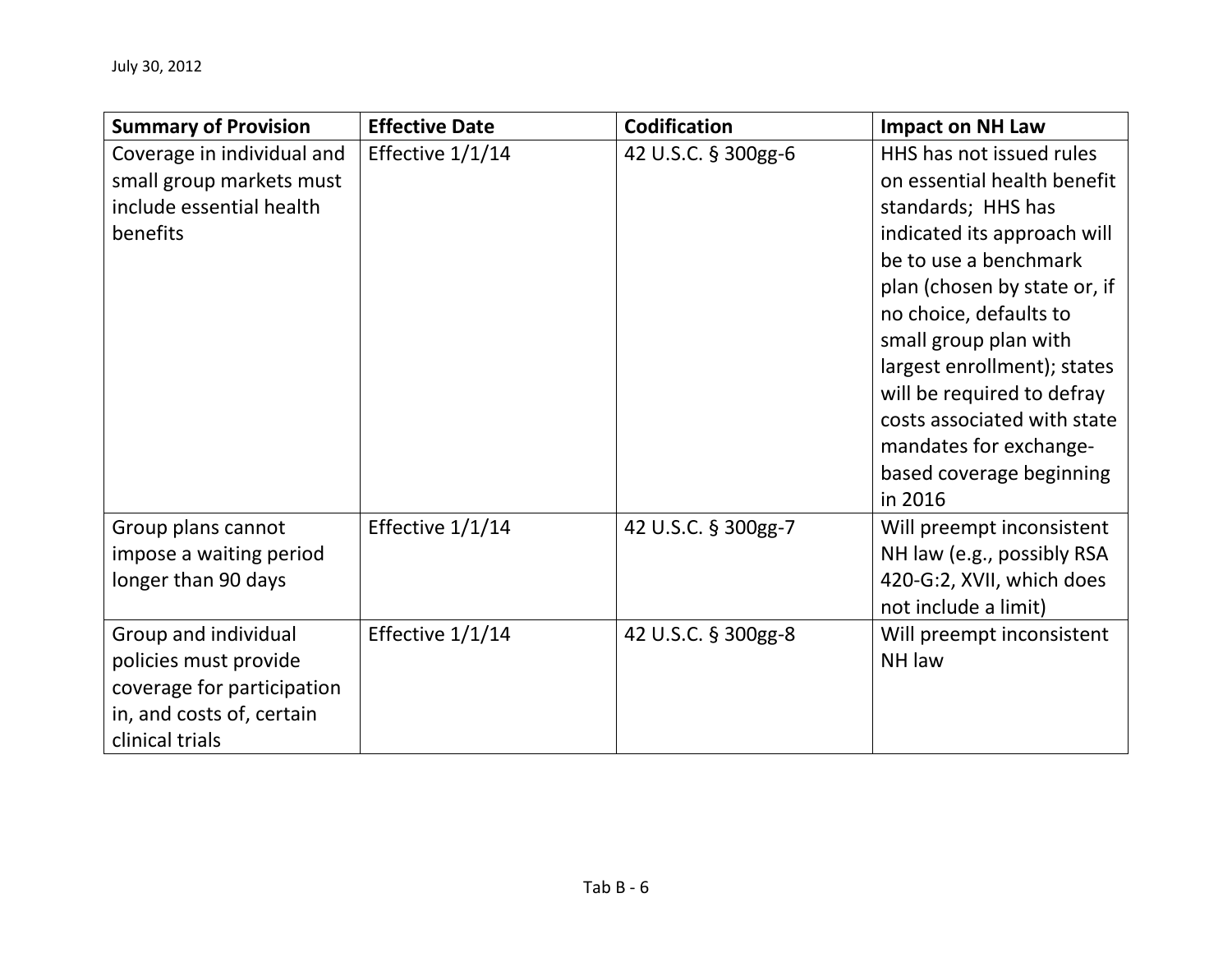| Summary of Provision | Effective Date | Codification | Impact on NH Law |
|---|---|---|---|
| Coverage in individual and small group markets must include essential health benefits | Effective 1/1/14 | 42 U.S.C. § 300gg-6 | HHS has not issued rules on essential health benefit standards; HHS has indicated its approach will be to use a benchmark plan (chosen by state or, if no choice, defaults to small group plan with largest enrollment); states will be required to defray costs associated with state mandates for exchange-based coverage beginning in 2016 |
| Group plans cannot impose a waiting period longer than 90 days | Effective 1/1/14 | 42 U.S.C. § 300gg-7 | Will preempt inconsistent NH law (e.g., possibly RSA 420-G:2, XVII, which does not include a limit) |
| Group and individual policies must provide coverage for participation in, and costs of, certain clinical trials | Effective 1/1/14 | 42 U.S.C. § 300gg-8 | Will preempt inconsistent NH law |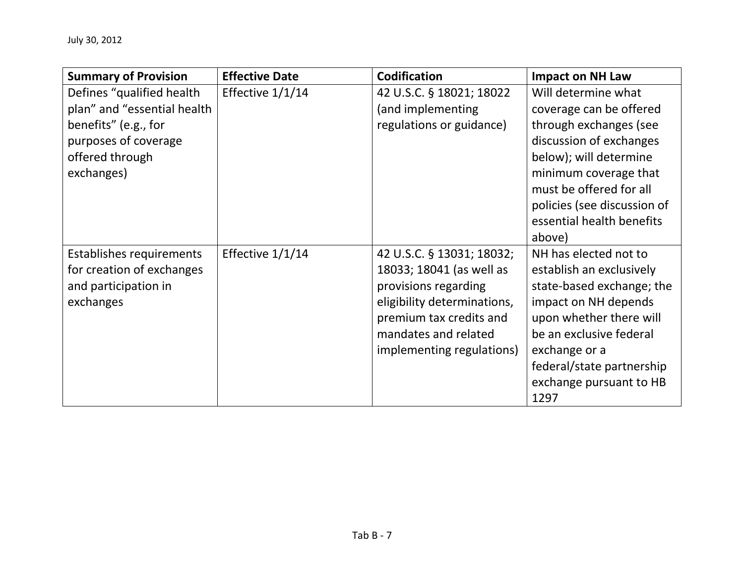| Summary of Provision | Effective Date | Codification | Impact on NH Law |
|---|---|---|---|
| Defines "qualified health plan" and "essential health benefits" (e.g., for purposes of coverage offered through exchanges) | Effective 1/1/14 | 42 U.S.C. § 18021; 18022 (and implementing regulations or guidance) | Will determine what coverage can be offered through exchanges (see discussion of exchanges below); will determine minimum coverage that must be offered for all policies (see discussion of essential health benefits above) |
| Establishes requirements for creation of exchanges and participation in exchanges | Effective 1/1/14 | 42 U.S.C. § 13031; 18032; 18033; 18041 (as well as provisions regarding eligibility determinations, premium tax credits and mandates and related implementing regulations) | NH has elected not to establish an exclusively state-based exchange; the impact on NH depends upon whether there will be an exclusive federal exchange or a federal/state partnership exchange pursuant to HB 1297 |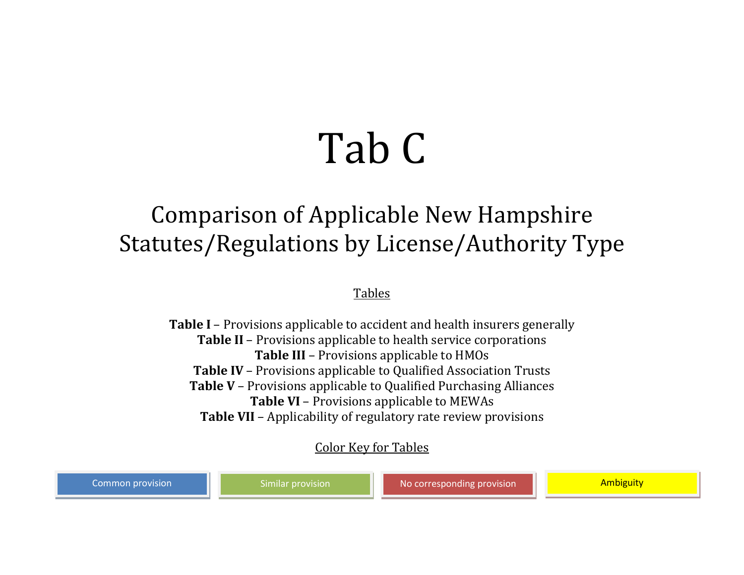# Tab C

## Comparison of Applicable New Hampshire Statutes/Regulations by License/Authority Type

Tables

**Table I** – Provisions applicable to accident and health insurers generally
**Table II** – Provisions applicable to health service corporations
**Table III** – Provisions applicable to HMOs
**Table IV** – Provisions applicable to Qualified Association Trusts
**Table V** – Provisions applicable to Qualified Purchasing Alliances
**Table VI** – Provisions applicable to MEWAs
**Table VII** – Applicability of regulatory rate review provisions

Color Key for Tables

| Common provision | Similar provision | No corresponding provision | Ambiguity |
|---|---|---|---|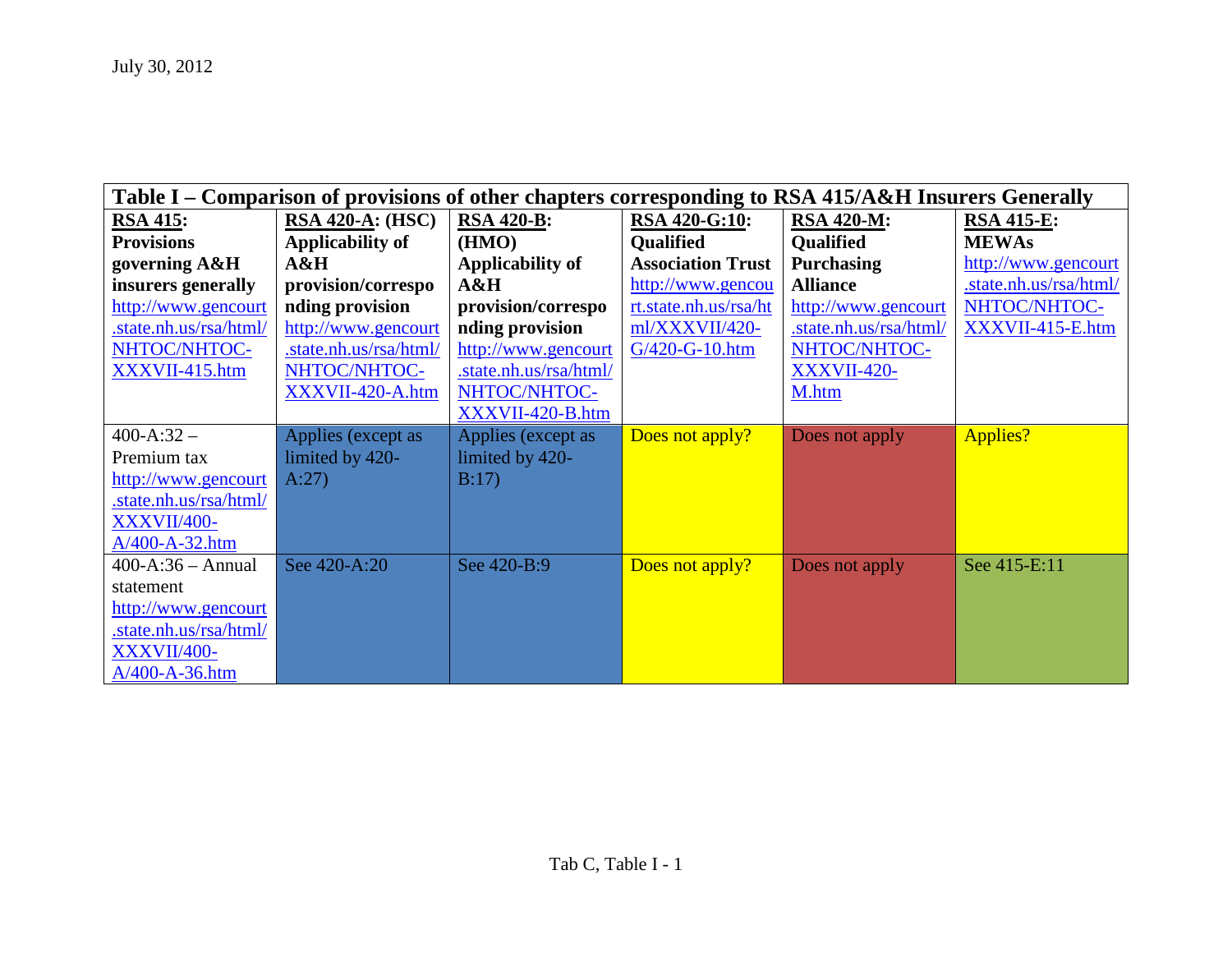July 30, 2012

| Table I – Comparison of provisions of other chapters corresponding to RSA 415/A&H Insurers Generally | | | | | |
|---|---|---|---|---|---|
| **RSA 415: Provisions governing A&H insurers generally** http://www.gencourt.state.nh.us/rsa/html/NHTOC/NHTOC-XXXVII-415.htm | **RSA 420-A: (HSC) Applicability of A&H provision/corresponding provision** http://www.gencourt.state.nh.us/rsa/html/NHTOC/NHTOC-XXXVII-420-A.htm | **RSA 420-B: (HMO) Applicability of A&H provision/corresponding provision** http://www.gencourt.state.nh.us/rsa/html/NHTOC/NHTOC-XXXVII-420-B.htm | **RSA 420-G:10: Qualified Association Trust** http://www.gencourt.state.nh.us/rsa/html/XXXVII/420-G/420-G-10.htm | **RSA 420-M: Qualified Purchasing Alliance** http://www.gencourt.state.nh.us/rsa/html/NHTOC/NHTOC-XXXVII-420-M.htm | **RSA 415-E: MEWAs** http://www.gencourt.state.nh.us/rsa/html/NHTOC/NHTOC-XXXVII-415-E.htm |
| 400-A:32 – Premium tax http://www.gencourt.state.nh.us/rsa/html/XXXVII/400-A/400-A-32.htm | Applies (except as limited by 420-A:27) | Applies (except as limited by 420-B:17) | Does not apply? | Does not apply | Applies? |
| 400-A:36 – Annual statement http://www.gencourt.state.nh.us/rsa/html/XXXVII/400-A/400-A-36.htm | See 420-A:20 | See 420-B:9 | Does not apply? | Does not apply | See 415-E:11 |

Tab C, Table I - 1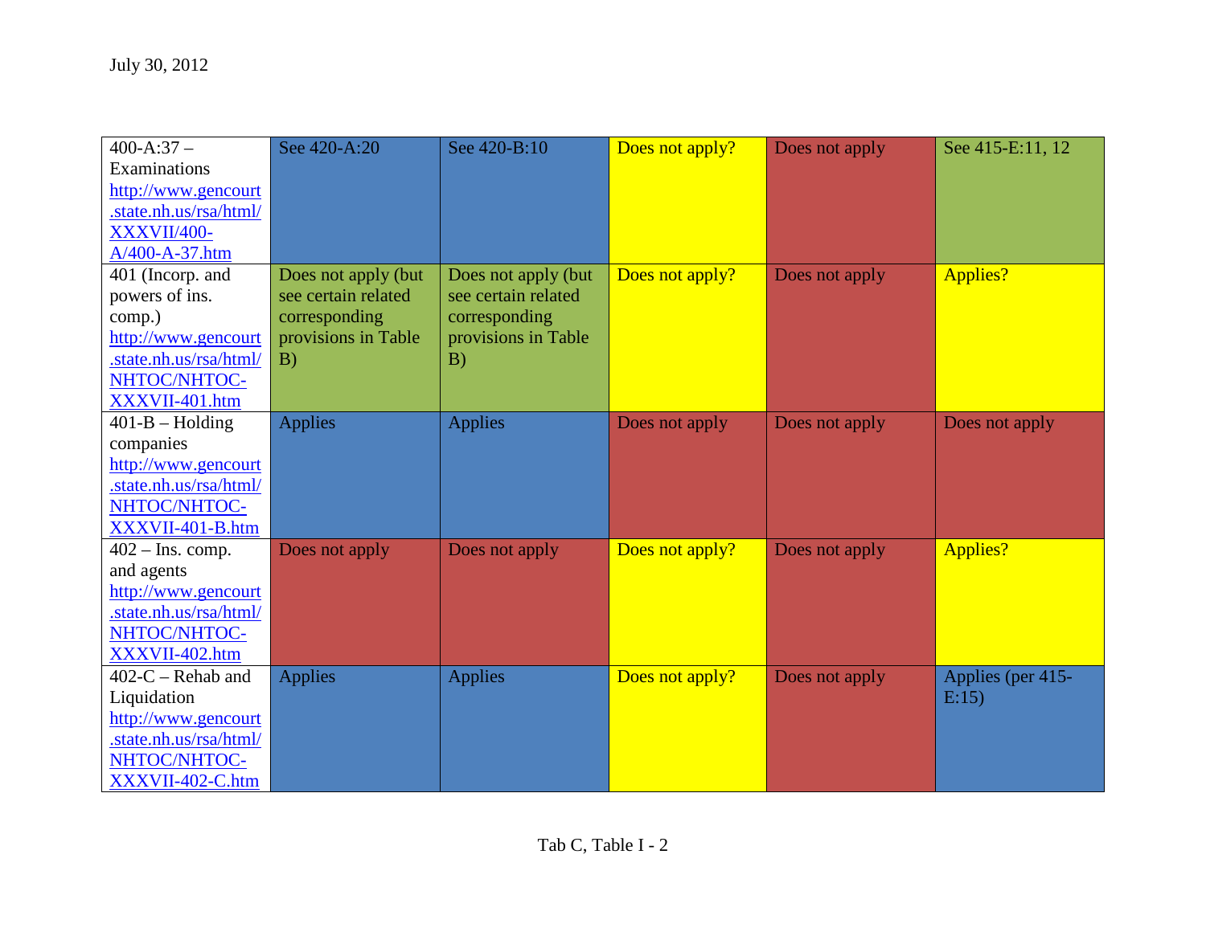| | | | | | |
|---|---|---|---|---|---|
| 400-A:37 – Examinations http://www.gencourt.state.nh.us/rsa/html/XXXVII/400-A/400-A-37.htm | See 420-A:20 | See 420-B:10 | Does not apply? | Does not apply | See 415-E:11, 12 |
| 401 (Incorp. and powers of ins. comp.) http://www.gencourt.state.nh.us/rsa/html/NHTOC/NHTOC-XXXVII-401.htm | Does not apply (but see certain related corresponding provisions in Table B) | Does not apply (but see certain related corresponding provisions in Table B) | Does not apply? | Does not apply | Applies? |
| 401-B – Holding companies http://www.gencourt.state.nh.us/rsa/html/NHTOC/NHTOC-XXXVII-401-B.htm | Applies | Applies | Does not apply | Does not apply | Does not apply |
| 402 – Ins. comp. and agents http://www.gencourt.state.nh.us/rsa/html/NHTOC/NHTOC-XXXVII-402.htm | Does not apply | Does not apply | Does not apply? | Does not apply | Applies? |
| 402-C – Rehab and Liquidation http://www.gencourt.state.nh.us/rsa/html/NHTOC/NHTOC-XXXVII-402-C.htm | Applies | Applies | Does not apply? | Does not apply | Applies (per 415-E:15) |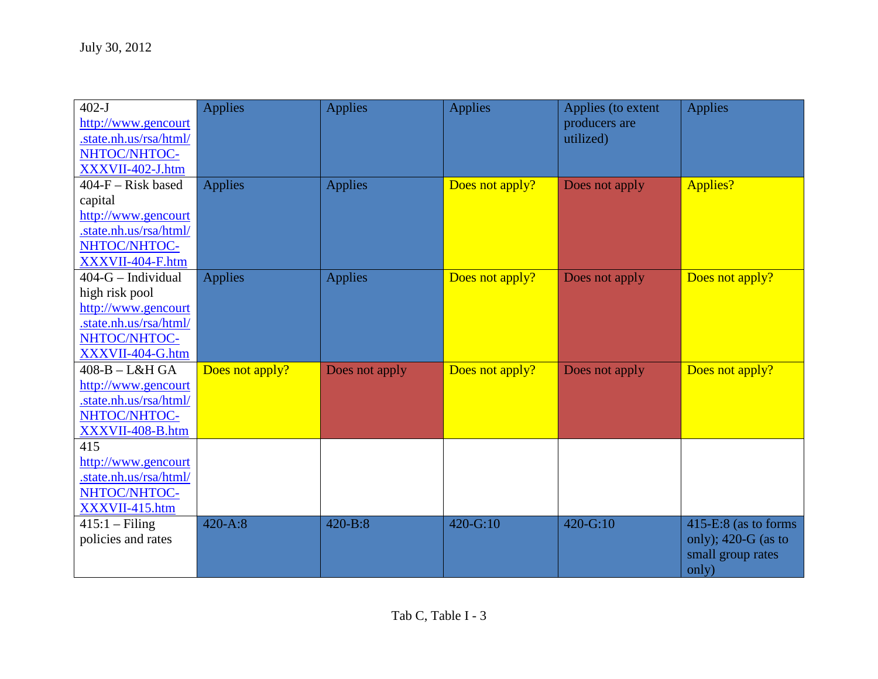July 30, 2012

| | | | | | |
|---|---|---|---|---|---|
| 402-J http://www.gencourt.state.nh.us/rsa/html/NHTOC/NHTOC-XXXVII-402-J.htm | Applies | Applies | Applies | Applies (to extent producers are utilized) | Applies |
| 404-F – Risk based capital http://www.gencourt.state.nh.us/rsa/html/NHTOC/NHTOC-XXXVII-404-F.htm | Applies | Applies | Does not apply? | Does not apply | Applies? |
| 404-G – Individual high risk pool http://www.gencourt.state.nh.us/rsa/html/NHTOC/NHTOC-XXXVII-404-G.htm | Applies | Applies | Does not apply? | Does not apply | Does not apply? |
| 408-B – L&H GA http://www.gencourt.state.nh.us/rsa/html/NHTOC/NHTOC-XXXVII-408-B.htm | Does not apply? | Does not apply | Does not apply? | Does not apply | Does not apply? |
| 415 http://www.gencourt.state.nh.us/rsa/html/NHTOC/NHTOC-XXXVII-415.htm | | | | | |
| 415:1 – Filing policies and rates | 420-A:8 | 420-B:8 | 420-G:10 | 420-G:10 | 415-E:8 (as to forms only); 420-G (as to small group rates only) |

Tab C, Table I - 3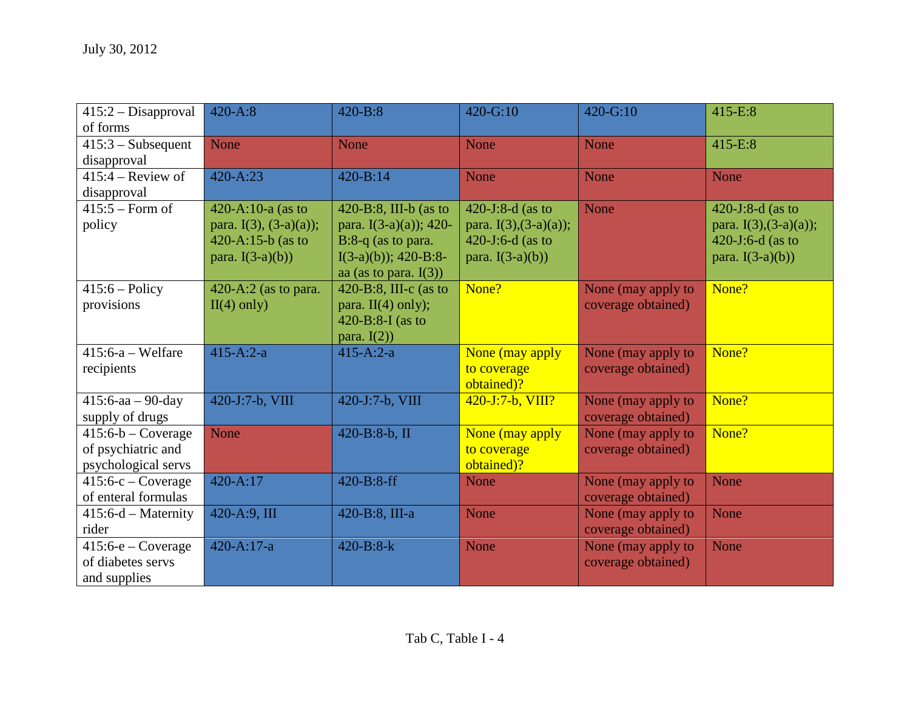July 30, 2012

| | | | | | |
|---|---|---|---|---|---|
| 415:2 – Disapproval of forms | 420-A:8 | 420-B:8 | 420-G:10 | 420-G:10 | 415-E:8 |
| 415:3 – Subsequent disapproval | None | None | None | None | 415-E:8 |
| 415:4 – Review of disapproval | 420-A:23 | 420-B:14 | None | None | None |
| 415:5 – Form of policy | 420-A:10-a (as to para. I(3), (3-a)(a)); 420-A:15-b (as to para. I(3-a)(b)) | 420-B:8, III-b (as to para. I(3-a)(a)); 420-B:8-q (as to para. I(3-a)(b)); 420-B:8-aa (as to para. I(3)) | 420-J:8-d (as to para. I(3),(3-a)(a)); 420-J:6-d (as to para. I(3-a)(b)) | None | 420-J:8-d (as to para. I(3),(3-a)(a)); 420-J:6-d (as to para. I(3-a)(b)) |
| 415:6 – Policy provisions | 420-A:2 (as to para. II(4) only) | 420-B:8, III-c (as to para. II(4) only); 420-B:8-I (as to para. I(2)) | None? | None (may apply to coverage obtained) | None? |
| 415:6-a – Welfare recipients | 415-A:2-a | 415-A:2-a | None (may apply to coverage obtained)? | None (may apply to coverage obtained) | None? |
| 415:6-aa – 90-day supply of drugs | 420-J:7-b, VIII | 420-J:7-b, VIII | 420-J:7-b, VIII? | None (may apply to coverage obtained) | None? |
| 415:6-b – Coverage of psychiatric and psychological servs | None | 420-B:8-b, II | None (may apply to coverage obtained)? | None (may apply to coverage obtained) | None? |
| 415:6-c – Coverage of enteral formulas | 420-A:17 | 420-B:8-ff | None | None (may apply to coverage obtained) | None |
| 415:6-d – Maternity rider | 420-A:9, III | 420-B:8, III-a | None | None (may apply to coverage obtained) | None |
| 415:6-e – Coverage of diabetes servs and supplies | 420-A:17-a | 420-B:8-k | None | None (may apply to coverage obtained) | None |

Tab C, Table I - 4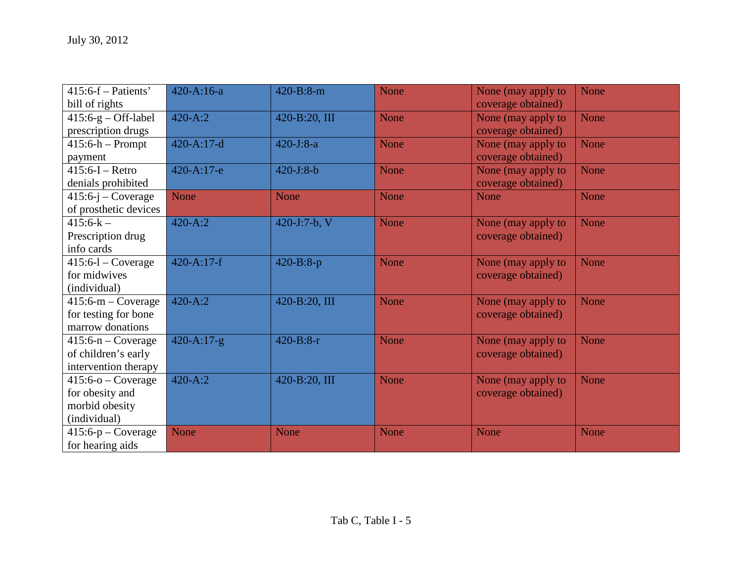| | | | | | |
|---|---|---|---|---|---|
| 415:6-f – Patients' bill of rights | 420-A:16-a | 420-B:8-m | None | None (may apply to coverage obtained) | None |
| 415:6-g – Off-label prescription drugs | 420-A:2 | 420-B:20, III | None | None (may apply to coverage obtained) | None |
| 415:6-h – Prompt payment | 420-A:17-d | 420-J:8-a | None | None (may apply to coverage obtained) | None |
| 415:6-I – Retro denials prohibited | 420-A:17-e | 420-J:8-b | None | None (may apply to coverage obtained) | None |
| 415:6-j – Coverage of prosthetic devices | None | None | None | None | None |
| 415:6-k – Prescription drug info cards | 420-A:2 | 420-J:7-b, V | None | None (may apply to coverage obtained) | None |
| 415:6-l – Coverage for midwives (individual) | 420-A:17-f | 420-B:8-p | None | None (may apply to coverage obtained) | None |
| 415:6-m – Coverage for testing for bone marrow donations | 420-A:2 | 420-B:20, III | None | None (may apply to coverage obtained) | None |
| 415:6-n – Coverage of children's early intervention therapy | 420-A:17-g | 420-B:8-r | None | None (may apply to coverage obtained) | None |
| 415:6-o – Coverage for obesity and morbid obesity (individual) | 420-A:2 | 420-B:20, III | None | None (may apply to coverage obtained) | None |
| 415:6-p – Coverage for hearing aids | None | None | None | None | None |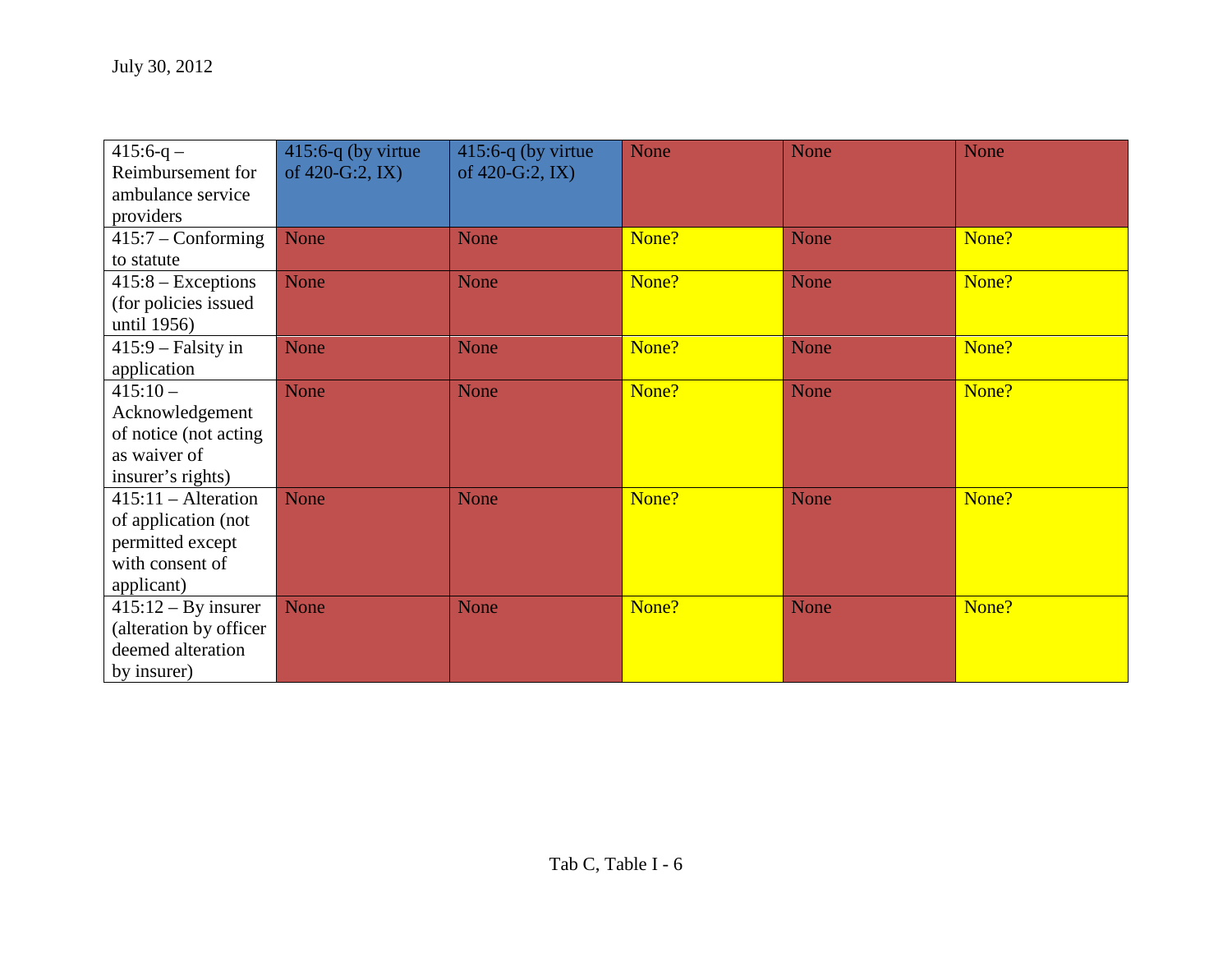| | | | | | |
|---|---|---|---|---|---|
| 415:6-q – Reimbursement for ambulance service providers | 415:6-q (by virtue of 420-G:2, IX) | 415:6-q (by virtue of 420-G:2, IX) | None | None | None |
| 415:7 – Conforming to statute | None | None | None? | None | None? |
| 415:8 – Exceptions (for policies issued until 1956) | None | None | None? | None | None? |
| 415:9 – Falsity in application | None | None | None? | None | None? |
| 415:10 – Acknowledgement of notice (not acting as waiver of insurer's rights) | None | None | None? | None | None? |
| 415:11 – Alteration of application (not permitted except with consent of applicant) | None | None | None? | None | None? |
| 415:12 – By insurer (alteration by officer deemed alteration by insurer) | None | None | None? | None | None? |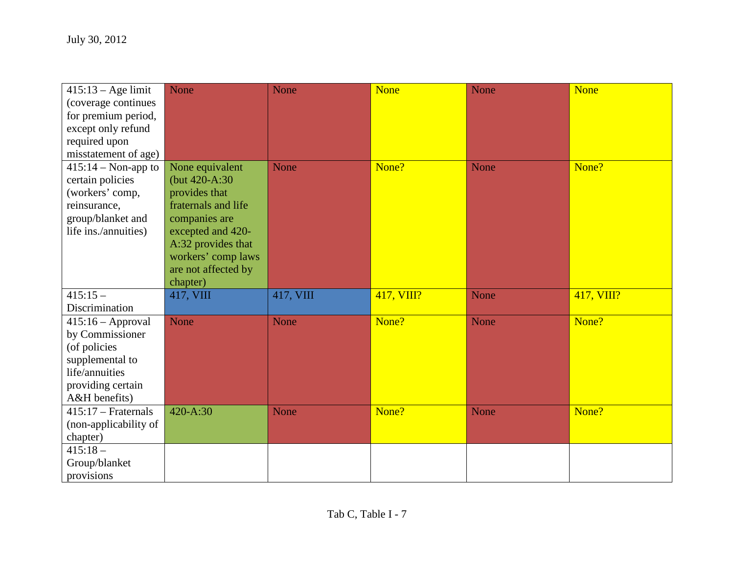| | | | | | |
|---|---|---|---|---|---|
| 415:13 – Age limit (coverage continues for premium period, except only refund required upon misstatement of age) | None | None | None | None | None |
| 415:14 – Non-app to certain policies (workers' comp, reinsurance, group/blanket and life ins./annuities) | None equivalent (but 420-A:30 provides that fraternals and life companies are excepted and 420-A:32 provides that workers' comp laws are not affected by chapter) | None | None? | None | None? |
| 415:15 – Discrimination | 417, VIII | 417, VIII | 417, VIII? | None | 417, VIII? |
| 415:16 – Approval by Commissioner (of policies supplemental to life/annuities providing certain A&H benefits) | None | None | None? | None | None? |
| 415:17 – Fraternals (non-applicability of chapter) | 420-A:30 | None | None? | None | None? |
| 415:18 – Group/blanket provisions | | | | | |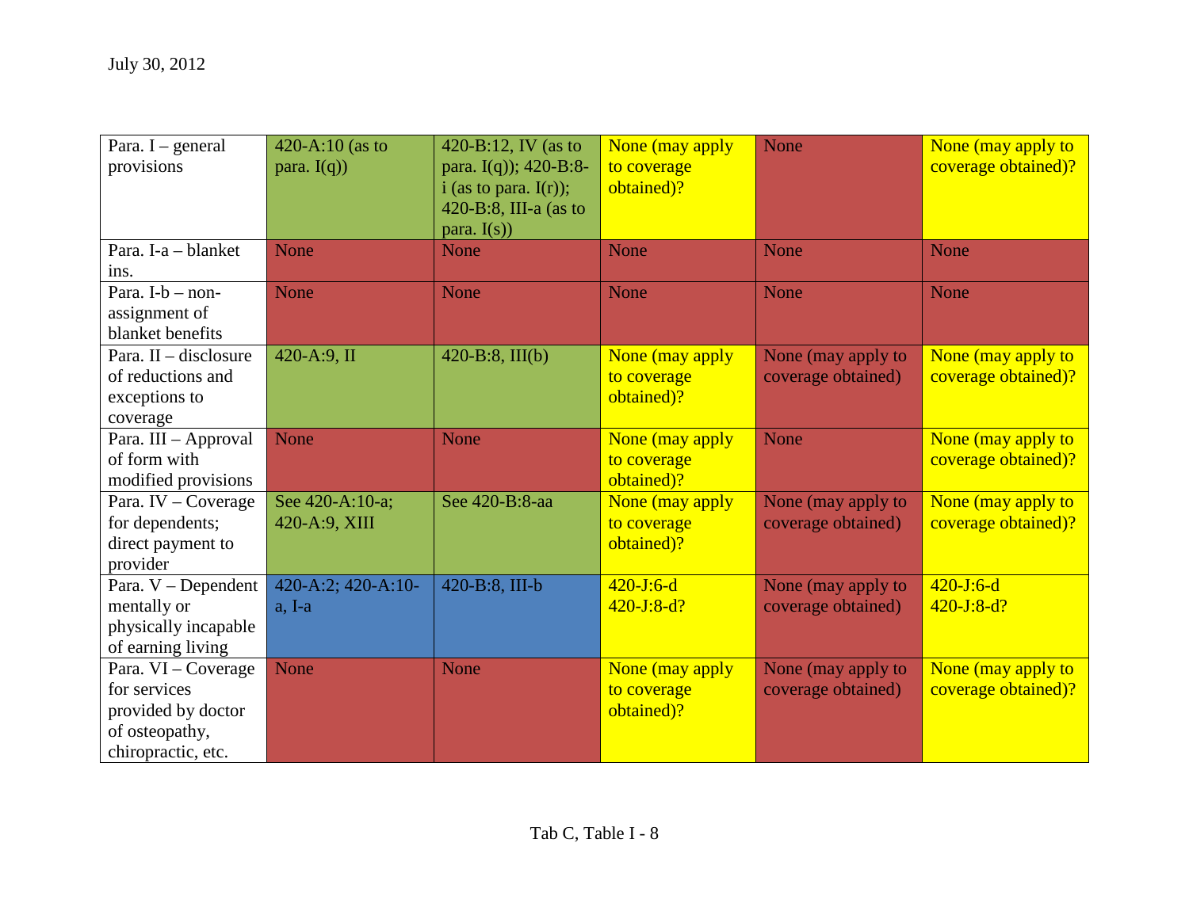July 30, 2012

| | | | | | |
|---|---|---|---|---|---|
| Para. I – general provisions | 420-A:10 (as to para. I(q)) | 420-B:12, IV (as to para. I(q)); 420-B:8-i (as to para. I(r)); 420-B:8, III-a (as to para. I(s)) | None (may apply to coverage obtained)? | None | None (may apply to coverage obtained)? |
| Para. I-a – blanket ins. | None | None | None | None | None |
| Para. I-b – non-assignment of blanket benefits | None | None | None | None | None |
| Para. II – disclosure of reductions and exceptions to coverage | 420-A:9, II | 420-B:8, III(b) | None (may apply to coverage obtained)? | None (may apply to coverage obtained) | None (may apply to coverage obtained)? |
| Para. III – Approval of form with modified provisions | None | None | None (may apply to coverage obtained)? | None | None (may apply to coverage obtained)? |
| Para. IV – Coverage for dependents; direct payment to provider | See 420-A:10-a; 420-A:9, XIII | See 420-B:8-aa | None (may apply to coverage obtained)? | None (may apply to coverage obtained) | None (may apply to coverage obtained)? |
| Para. V – Dependent mentally or physically incapable of earning living | 420-A:2; 420-A:10-a, I-a | 420-B:8, III-b | 420-J:6-d 420-J:8-d? | None (may apply to coverage obtained) | 420-J:6-d 420-J:8-d? |
| Para. VI – Coverage for services provided by doctor of osteopathy, chiropractic, etc. | None | None | None (may apply to coverage obtained)? | None (may apply to coverage obtained) | None (may apply to coverage obtained)? |

Tab C, Table I - 8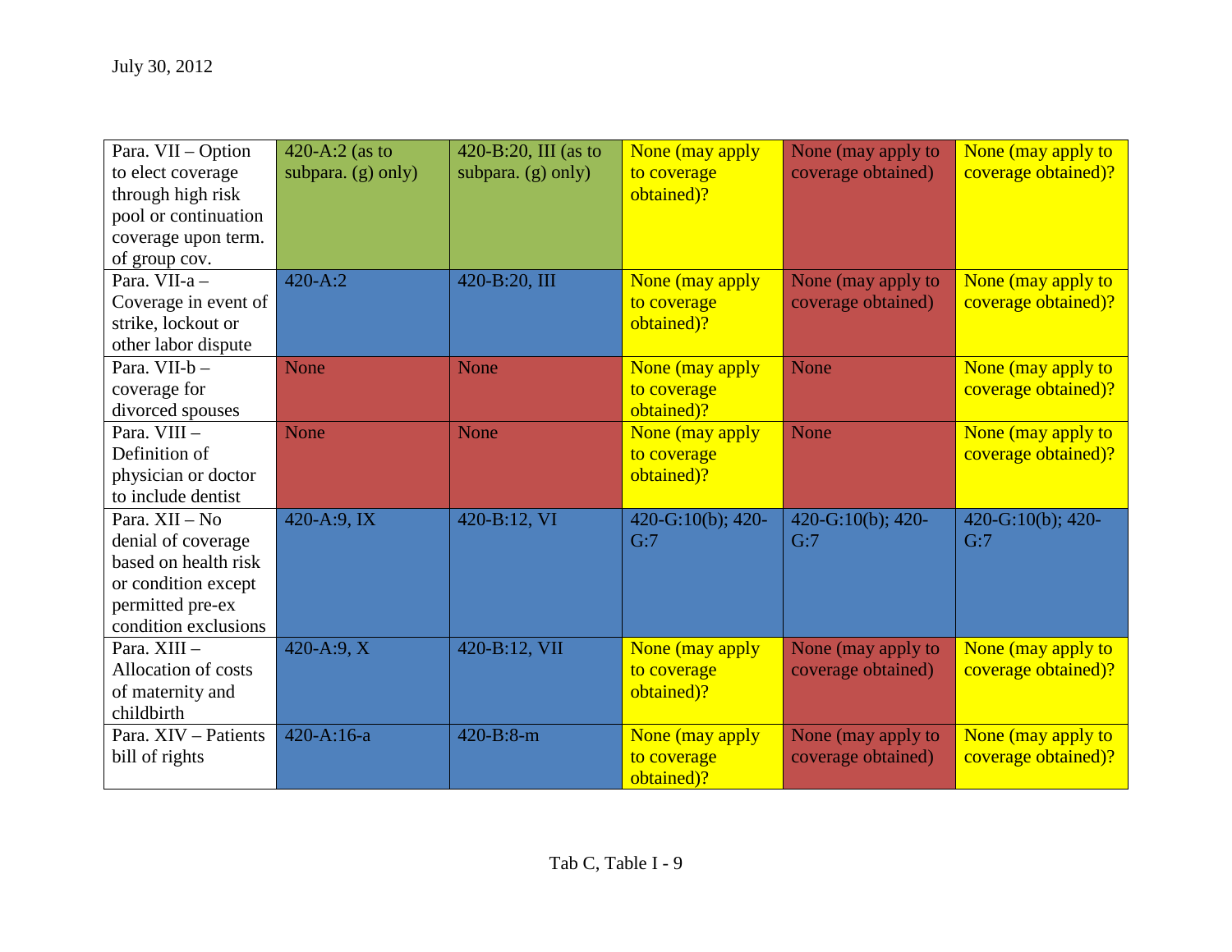July 30, 2012

| | | | | | |
|---|---|---|---|---|---|
| Para. VII – Option to elect coverage through high risk pool or continuation coverage upon term. of group cov. | 420-A:2 (as to subpara. (g) only) | 420-B:20, III (as to subpara. (g) only) | None (may apply to coverage obtained)? | None (may apply to coverage obtained) | None (may apply to coverage obtained)? |
| Para. VII-a – Coverage in event of strike, lockout or other labor dispute | 420-A:2 | 420-B:20, III | None (may apply to coverage obtained)? | None (may apply to coverage obtained) | None (may apply to coverage obtained)? |
| Para. VII-b – coverage for divorced spouses | None | None | None (may apply to coverage obtained)? | None | None (may apply to coverage obtained)? |
| Para. VIII – Definition of physician or doctor to include dentist | None | None | None (may apply to coverage obtained)? | None | None (may apply to coverage obtained)? |
| Para. XII – No denial of coverage based on health risk or condition except permitted pre-ex condition exclusions | 420-A:9, IX | 420-B:12, VI | 420-G:10(b); 420-G:7 | 420-G:10(b); 420-G:7 | 420-G:10(b); 420-G:7 |
| Para. XIII – Allocation of costs of maternity and childbirth | 420-A:9, X | 420-B:12, VII | None (may apply to coverage obtained)? | None (may apply to coverage obtained) | None (may apply to coverage obtained)? |
| Para. XIV – Patients bill of rights | 420-A:16-a | 420-B:8-m | None (may apply to coverage obtained)? | None (may apply to coverage obtained) | None (may apply to coverage obtained)? |

Tab C, Table I - 9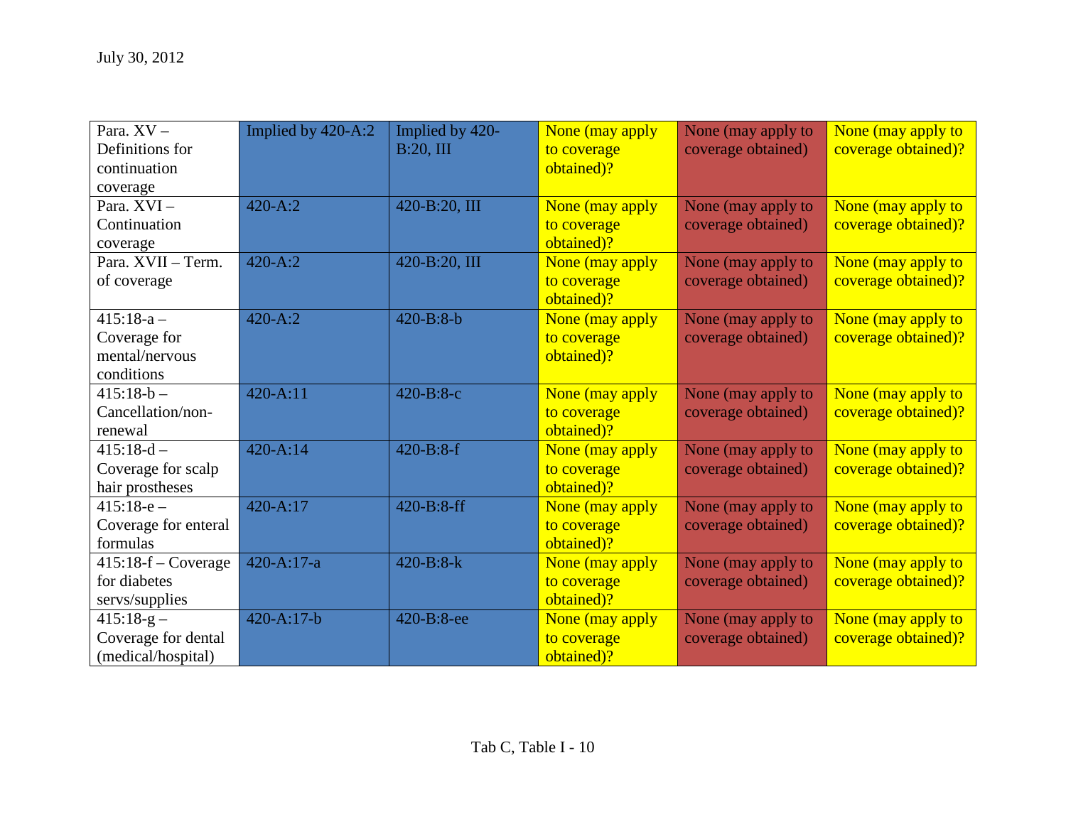| Para. XV – Definitions for continuation coverage | Implied by 420-A:2 | Implied by 420-B:20, III | None (may apply to coverage obtained)? | None (may apply to coverage obtained) | None (may apply to coverage obtained)? |
|---|---|---|---|---|---|
| Para. XVI – Continuation coverage | 420-A:2 | 420-B:20, III | None (may apply to coverage obtained)? | None (may apply to coverage obtained) | None (may apply to coverage obtained)? |
| Para. XVII – Term. of coverage | 420-A:2 | 420-B:20, III | None (may apply to coverage obtained)? | None (may apply to coverage obtained) | None (may apply to coverage obtained)? |
| 415:18-a – Coverage for mental/nervous conditions | 420-A:2 | 420-B:8-b | None (may apply to coverage obtained)? | None (may apply to coverage obtained) | None (may apply to coverage obtained)? |
| 415:18-b – Cancellation/non-renewal | 420-A:11 | 420-B:8-c | None (may apply to coverage obtained)? | None (may apply to coverage obtained) | None (may apply to coverage obtained)? |
| 415:18-d – Coverage for scalp hair prostheses | 420-A:14 | 420-B:8-f | None (may apply to coverage obtained)? | None (may apply to coverage obtained) | None (may apply to coverage obtained)? |
| 415:18-e – Coverage for enteral formulas | 420-A:17 | 420-B:8-ff | None (may apply to coverage obtained)? | None (may apply to coverage obtained) | None (may apply to coverage obtained)? |
| 415:18-f – Coverage for diabetes servs/supplies | 420-A:17-a | 420-B:8-k | None (may apply to coverage obtained)? | None (may apply to coverage obtained) | None (may apply to coverage obtained)? |
| 415:18-g – Coverage for dental (medical/hospital) | 420-A:17-b | 420-B:8-ee | None (may apply to coverage obtained)? | None (may apply to coverage obtained) | None (may apply to coverage obtained)? |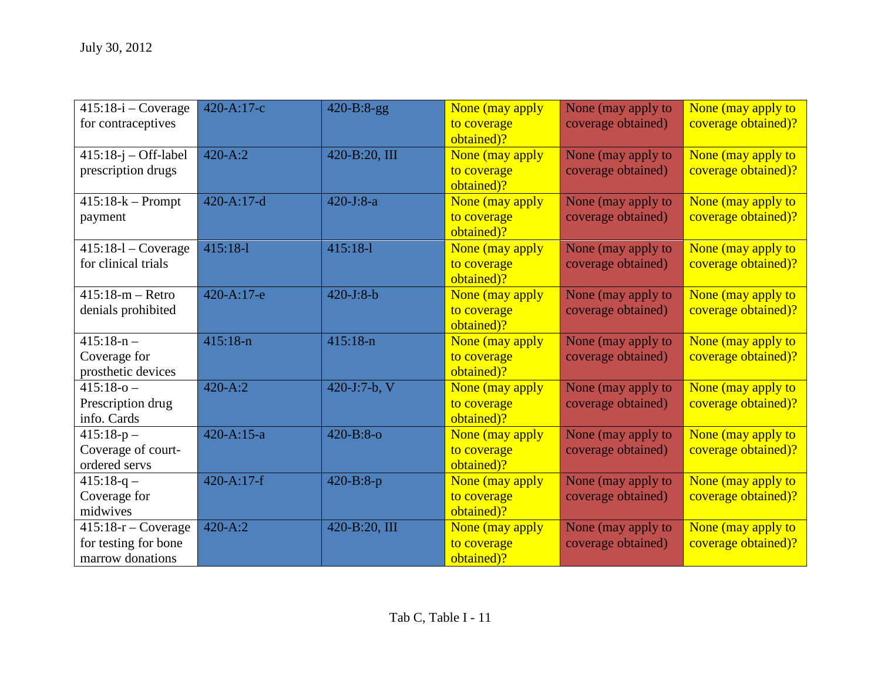July 30, 2012

| | | | | | |
|---|---|---|---|---|---|
| 415:18-i – Coverage for contraceptives | 420-A:17-c | 420-B:8-gg | None (may apply to coverage obtained)? | None (may apply to coverage obtained) | None (may apply to coverage obtained)? |
| 415:18-j – Off-label prescription drugs | 420-A:2 | 420-B:20, III | None (may apply to coverage obtained)? | None (may apply to coverage obtained) | None (may apply to coverage obtained)? |
| 415:18-k – Prompt payment | 420-A:17-d | 420-J:8-a | None (may apply to coverage obtained)? | None (may apply to coverage obtained) | None (may apply to coverage obtained)? |
| 415:18-l – Coverage for clinical trials | 415:18-l | 415:18-l | None (may apply to coverage obtained)? | None (may apply to coverage obtained) | None (may apply to coverage obtained)? |
| 415:18-m – Retro denials prohibited | 420-A:17-e | 420-J:8-b | None (may apply to coverage obtained)? | None (may apply to coverage obtained) | None (may apply to coverage obtained)? |
| 415:18-n – Coverage for prosthetic devices | 415:18-n | 415:18-n | None (may apply to coverage obtained)? | None (may apply to coverage obtained) | None (may apply to coverage obtained)? |
| 415:18-o – Prescription drug info. Cards | 420-A:2 | 420-J:7-b, V | None (may apply to coverage obtained)? | None (may apply to coverage obtained) | None (may apply to coverage obtained)? |
| 415:18-p – Coverage of court-ordered servs | 420-A:15-a | 420-B:8-o | None (may apply to coverage obtained)? | None (may apply to coverage obtained) | None (may apply to coverage obtained)? |
| 415:18-q – Coverage for midwives | 420-A:17-f | 420-B:8-p | None (may apply to coverage obtained)? | None (may apply to coverage obtained) | None (may apply to coverage obtained)? |
| 415:18-r – Coverage for testing for bone marrow donations | 420-A:2 | 420-B:20, III | None (may apply to coverage obtained)? | None (may apply to coverage obtained) | None (may apply to coverage obtained)? |

Tab C, Table I - 11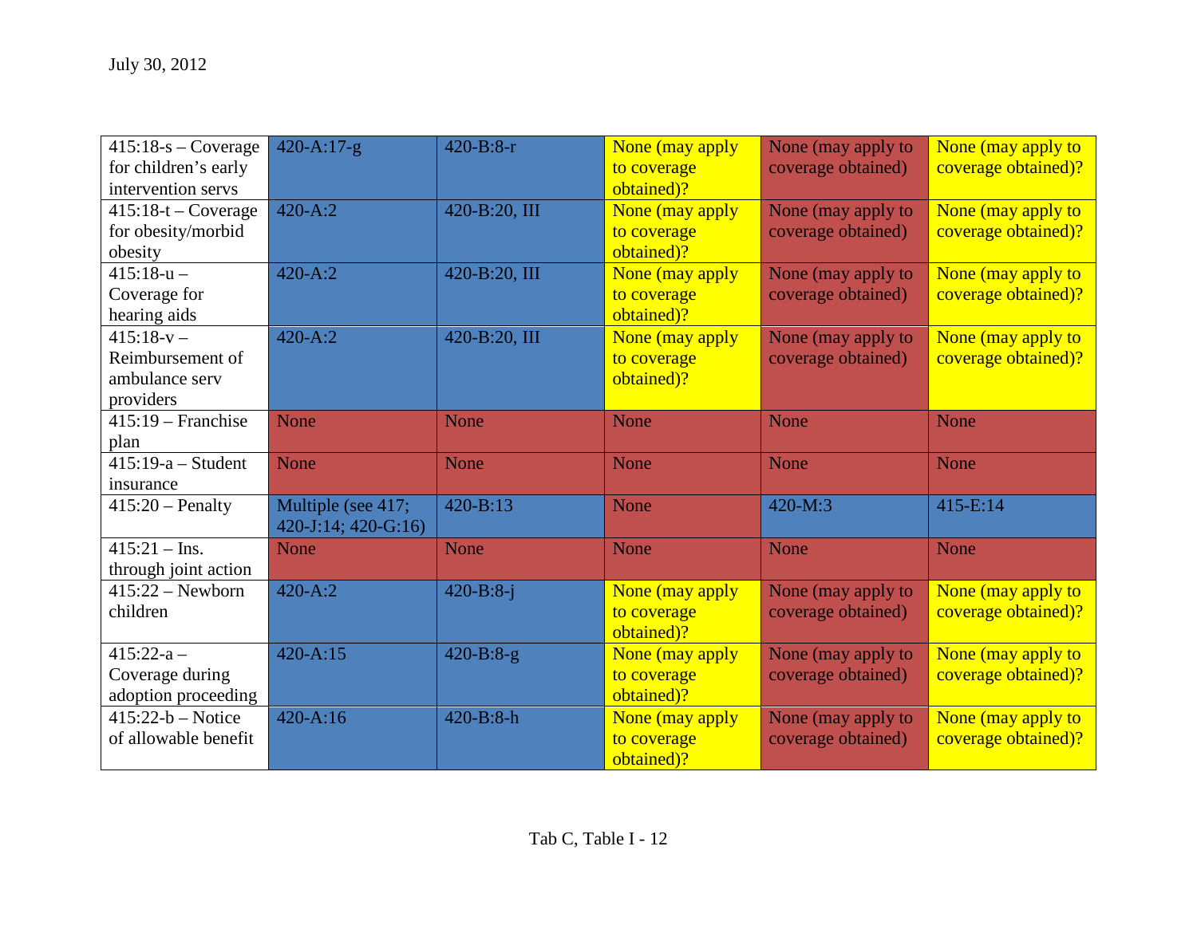| | | | | | |
|---|---|---|---|---|---|
| 415:18-s – Coverage for children's early intervention servs | 420-A:17-g | 420-B:8-r | None (may apply to coverage obtained)? | None (may apply to coverage obtained) | None (may apply to coverage obtained)? |
| 415:18-t – Coverage for obesity/morbid obesity | 420-A:2 | 420-B:20, III | None (may apply to coverage obtained)? | None (may apply to coverage obtained) | None (may apply to coverage obtained)? |
| 415:18-u – Coverage for hearing aids | 420-A:2 | 420-B:20, III | None (may apply to coverage obtained)? | None (may apply to coverage obtained) | None (may apply to coverage obtained)? |
| 415:18-v – Reimbursement of ambulance serv providers | 420-A:2 | 420-B:20, III | None (may apply to coverage obtained)? | None (may apply to coverage obtained) | None (may apply to coverage obtained)? |
| 415:19 – Franchise plan | None | None | None | None | None |
| 415:19-a – Student insurance | None | None | None | None | None |
| 415:20 – Penalty | Multiple (see 417; 420-J:14; 420-G:16) | 420-B:13 | None | 420-M:3 | 415-E:14 |
| 415:21 – Ins. through joint action | None | None | None | None | None |
| 415:22 – Newborn children | 420-A:2 | 420-B:8-j | None (may apply to coverage obtained)? | None (may apply to coverage obtained) | None (may apply to coverage obtained)? |
| 415:22-a – Coverage during adoption proceeding | 420-A:15 | 420-B:8-g | None (may apply to coverage obtained)? | None (may apply to coverage obtained) | None (may apply to coverage obtained)? |
| 415:22-b – Notice of allowable benefit | 420-A:16 | 420-B:8-h | None (may apply to coverage obtained)? | None (may apply to coverage obtained) | None (may apply to coverage obtained)? |

Tab C, Table I - 12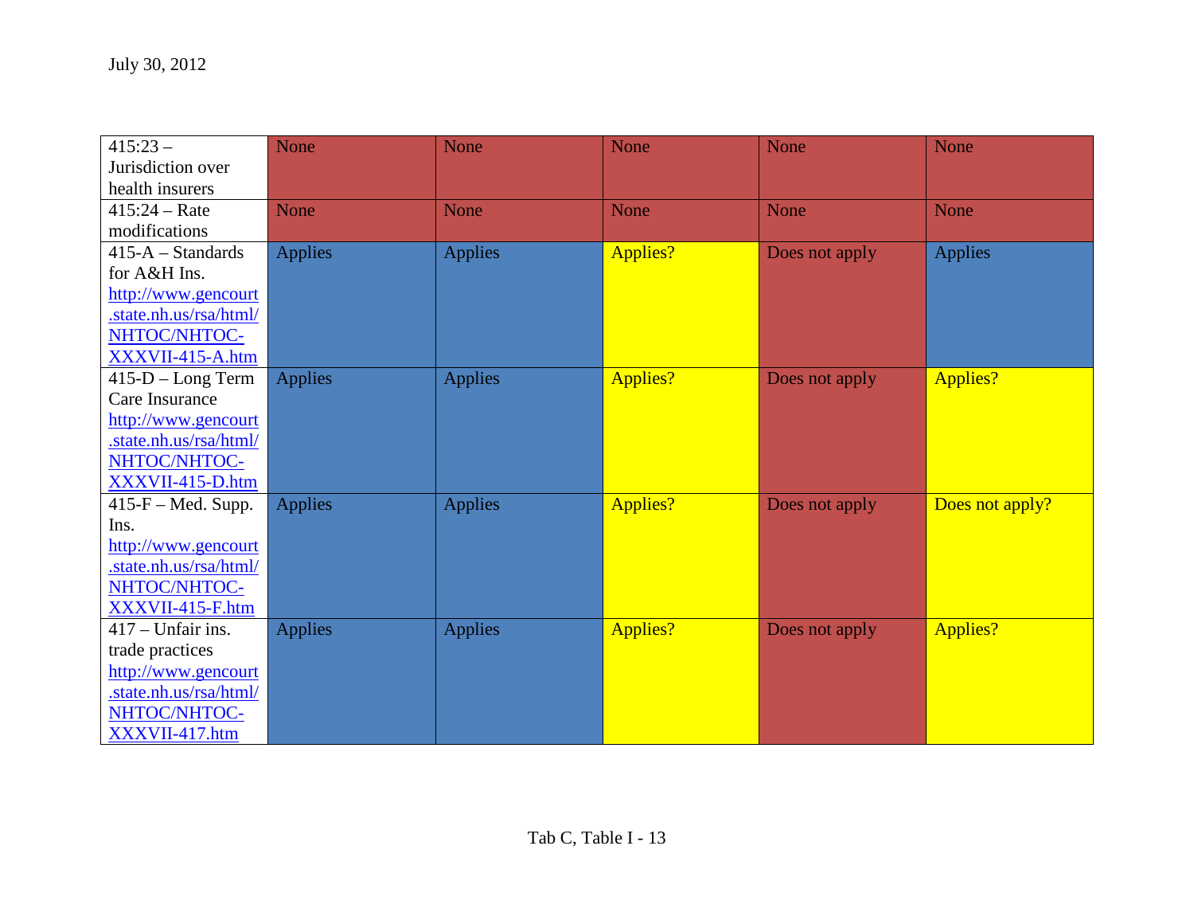July 30, 2012

| | | | | | |
|---|---|---|---|---|---|
| 415:23 – Jurisdiction over health insurers | None | None | None | None | None |
| 415:24 – Rate modifications | None | None | None | None | None |
| 415-A – Standards for A&H Ins. http://www.gencourt.state.nh.us/rsa/html/NHTOC/NHTOC-XXXVII-415-A.htm | Applies | Applies | Applies? | Does not apply | Applies |
| 415-D – Long Term Care Insurance http://www.gencourt.state.nh.us/rsa/html/NHTOC/NHTOC-XXXVII-415-D.htm | Applies | Applies | Applies? | Does not apply | Applies? |
| 415-F – Med. Supp. Ins. http://www.gencourt.state.nh.us/rsa/html/NHTOC/NHTOC-XXXVII-415-F.htm | Applies | Applies | Applies? | Does not apply | Does not apply? |
| 417 – Unfair ins. trade practices http://www.gencourt.state.nh.us/rsa/html/NHTOC/NHTOC-XXXVII-417.htm | Applies | Applies | Applies? | Does not apply | Applies? |

Tab C, Table I - 13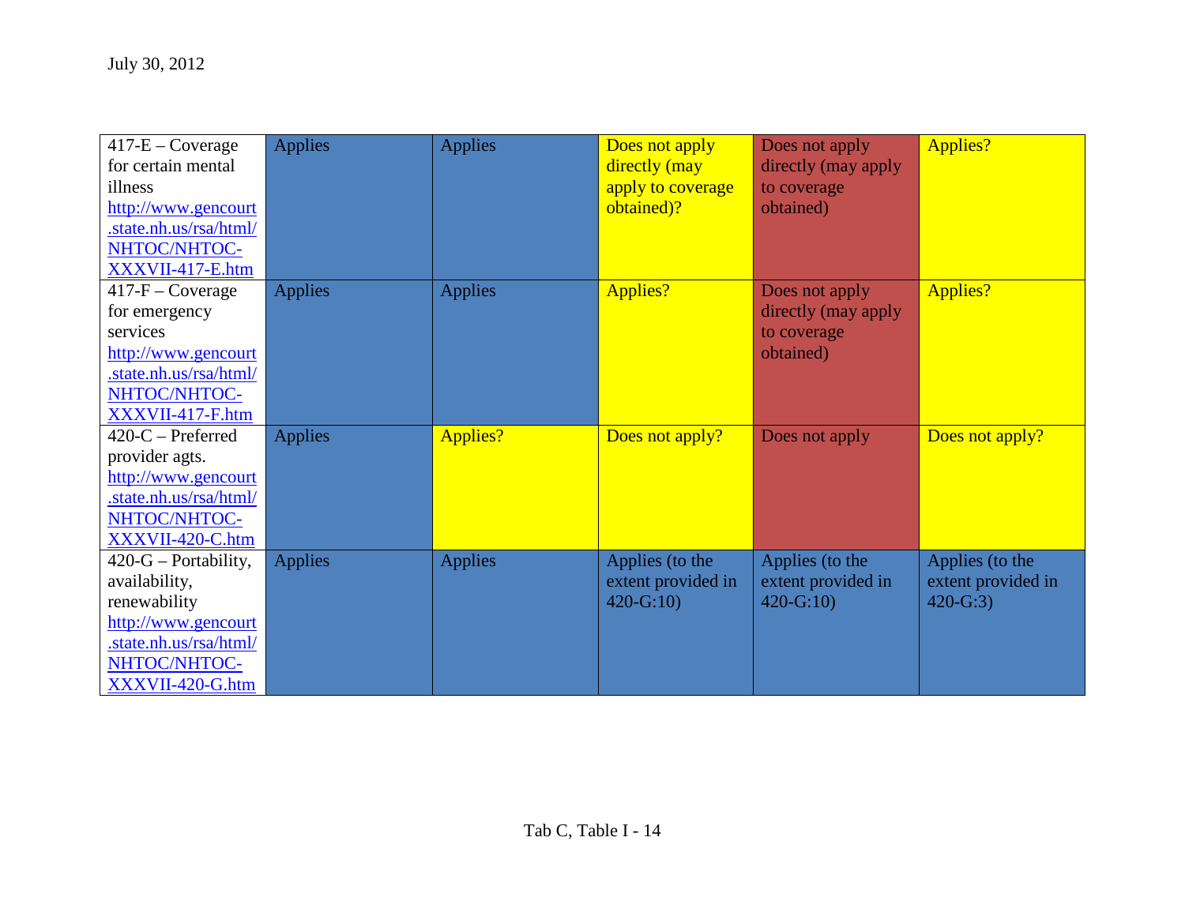| | | | | | |
|---|---|---|---|---|---|
| 417-E – Coverage for certain mental illness http://www.gencourt.state.nh.us/rsa/html/NHTOC/NHTOC-XXXVII-417-E.htm | Applies | Applies | Does not apply directly (may apply to coverage obtained)? | Does not apply directly (may apply to coverage obtained) | Applies? |
| 417-F – Coverage for emergency services http://www.gencourt.state.nh.us/rsa/html/NHTOC/NHTOC-XXXVII-417-F.htm | Applies | Applies | Applies? | Does not apply directly (may apply to coverage obtained) | Applies? |
| 420-C – Preferred provider agts. http://www.gencourt.state.nh.us/rsa/html/NHTOC/NHTOC-XXXVII-420-C.htm | Applies | Applies? | Does not apply? | Does not apply | Does not apply? |
| 420-G – Portability, availability, renewability http://www.gencourt.state.nh.us/rsa/html/NHTOC/NHTOC-XXXVII-420-G.htm | Applies | Applies | Applies (to the extent provided in 420-G:10) | Applies (to the extent provided in 420-G:10) | Applies (to the extent provided in 420-G:3) |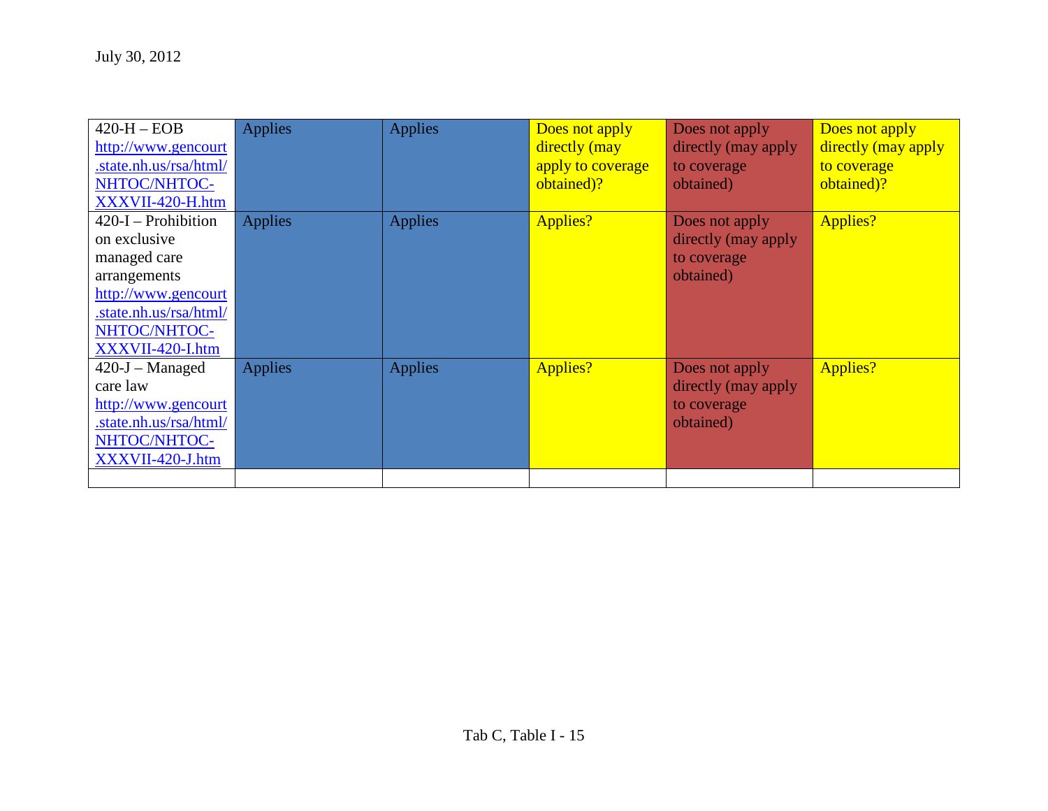July 30, 2012

| | | | | | |
|---|---|---|---|---|---|
| 420-H – EOB http://www.gencourt.state.nh.us/rsa/html/NHTOC/NHTOC-XXXVII-420-H.htm | Applies | Applies | Does not apply directly (may apply to coverage obtained)? | Does not apply directly (may apply to coverage obtained) | Does not apply directly (may apply to coverage obtained)? |
| 420-I – Prohibition on exclusive managed care arrangements http://www.gencourt.state.nh.us/rsa/html/NHTOC/NHTOC-XXXVII-420-I.htm | Applies | Applies | Applies? | Does not apply directly (may apply to coverage obtained) | Applies? |
| 420-J – Managed care law http://www.gencourt.state.nh.us/rsa/html/NHTOC/NHTOC-XXXVII-420-J.htm | Applies | Applies | Applies? | Does not apply directly (may apply to coverage obtained) | Applies? |
| | | | | | |

Tab C, Table I - 15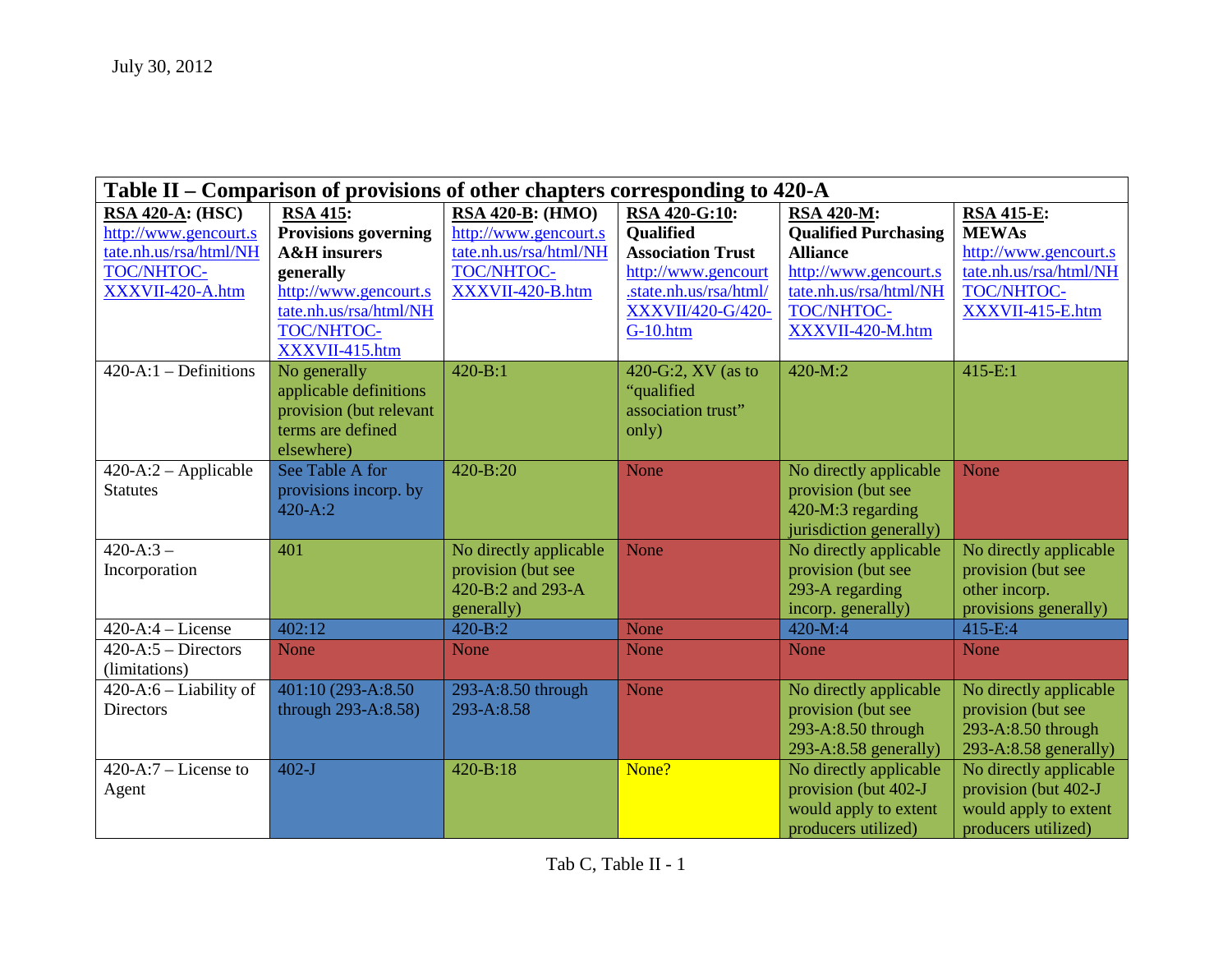July 30, 2012

| Table II – Comparison of provisions of other chapters corresponding to 420-A | | | | | |
|---|---|---|---|---|---|
| **RSA 420-A: (HSC)** http://www.gencourt.state.nh.us/rsa/html/NHTOC/NHTOC-XXXVII-420-A.htm | **RSA 415: Provisions governing A&H insurers generally** http://www.gencourt.state.nh.us/rsa/html/NHTOC/NHTOC-XXXVII-415.htm | **RSA 420-B: (HMO)** http://www.gencourt.state.nh.us/rsa/html/NHTOC/NHTOC-XXXVII-420-B.htm | **RSA 420-G:10: Qualified Association Trust** http://www.gencourt.state.nh.us/rsa/html/XXXVII/420-G/420-G-10.htm | **RSA 420-M: Qualified Purchasing Alliance** http://www.gencourt.state.nh.us/rsa/html/NHTOC/NHTOC-XXXVII-420-M.htm | **RSA 415-E: MEWAs** http://www.gencourt.state.nh.us/rsa/html/NHTOC/NHTOC-XXXVII-415-E.htm |
| 420-A:1 – Definitions | No generally applicable definitions provision (but relevant terms are defined elsewhere) | 420-B:1 | 420-G:2, XV (as to “qualified association trust” only) | 420-M:2 | 415-E:1 |
| 420-A:2 – Applicable Statutes | See Table A for provisions incorp. by 420-A:2 | 420-B:20 | None | No directly applicable provision (but see 420-M:3 regarding jurisdiction generally) | None |
| 420-A:3 – Incorporation | 401 | No directly applicable provision (but see 420-B:2 and 293-A generally) | None | No directly applicable provision (but see 293-A regarding incorp. generally) | No directly applicable provision (but see other incorp. provisions generally) |
| 420-A:4 – License | 402:12 | 420-B:2 | None | 420-M:4 | 415-E:4 |
| 420-A:5 – Directors (limitations) | None | None | None | None | None |
| 420-A:6 – Liability of Directors | 401:10 (293-A:8.50 through 293-A:8.58) | 293-A:8.50 through 293-A:8.58 | None | No directly applicable provision (but see 293-A:8.50 through 293-A:8.58 generally) | No directly applicable provision (but see 293-A:8.50 through 293-A:8.58 generally) |
| 420-A:7 – License to Agent | 402-J | 420-B:18 | None? | No directly applicable provision (but 402-J would apply to extent producers utilized) | No directly applicable provision (but 402-J would apply to extent producers utilized) |

Tab C, Table II - 1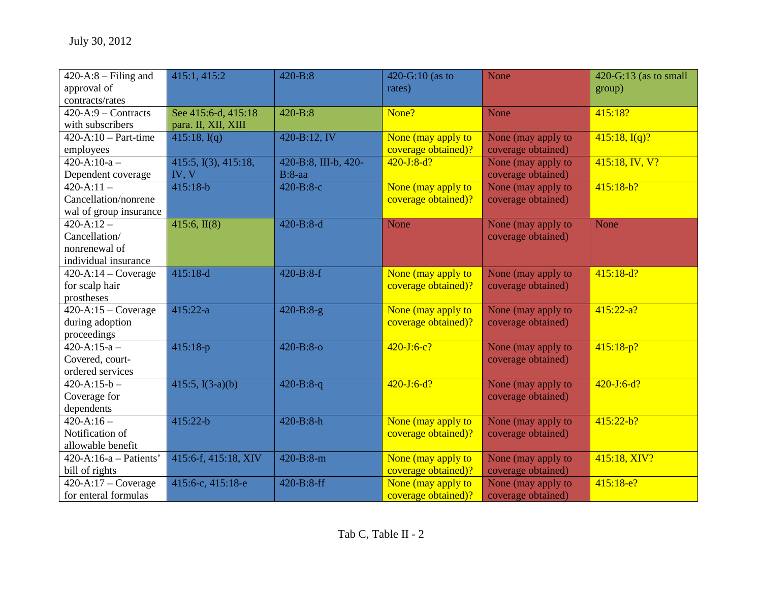July 30, 2012

| | | | | | |
|---|---|---|---|---|---|
| 420-A:8 – Filing and approval of contracts/rates | 415:1, 415:2 | 420-B:8 | 420-G:10 (as to rates) | None | 420-G:13 (as to small group) |
| 420-A:9 – Contracts with subscribers | See 415:6-d, 415:18 para. II, XII, XIII | 420-B:8 | None? | None | 415:18? |
| 420-A:10 – Part-time employees | 415:18, I(q) | 420-B:12, IV | None (may apply to coverage obtained)? | None (may apply to coverage obtained) | 415:18, I(q)? |
| 420-A:10-a – Dependent coverage | 415:5, I(3), 415:18, IV, V | 420-B:8, III-b, 420-B:8-aa | 420-J:8-d? | None (may apply to coverage obtained) | 415:18, IV, V? |
| 420-A:11 – Cancellation/nonrenewal of group insurance | 415:18-b | 420-B:8-c | None (may apply to coverage obtained)? | None (may apply to coverage obtained) | 415:18-b? |
| 420-A:12 – Cancellation/ nonrenewal of individual insurance | 415:6, II(8) | 420-B:8-d | None | None (may apply to coverage obtained) | None |
| 420-A:14 – Coverage for scalp hair prostheses | 415:18-d | 420-B:8-f | None (may apply to coverage obtained)? | None (may apply to coverage obtained) | 415:18-d? |
| 420-A:15 – Coverage during adoption proceedings | 415:22-a | 420-B:8-g | None (may apply to coverage obtained)? | None (may apply to coverage obtained) | 415:22-a? |
| 420-A:15-a – Covered, court-ordered services | 415:18-p | 420-B:8-o | 420-J:6-c? | None (may apply to coverage obtained) | 415:18-p? |
| 420-A:15-b – Coverage for dependents | 415:5, I(3-a)(b) | 420-B:8-q | 420-J:6-d? | None (may apply to coverage obtained) | 420-J:6-d? |
| 420-A:16 – Notification of allowable benefit | 415:22-b | 420-B:8-h | None (may apply to coverage obtained)? | None (may apply to coverage obtained) | 415:22-b? |
| 420-A:16-a – Patients' bill of rights | 415:6-f, 415:18, XIV | 420-B:8-m | None (may apply to coverage obtained)? | None (may apply to coverage obtained) | 415:18, XIV? |
| 420-A:17 – Coverage for enteral formulas | 415:6-c, 415:18-e | 420-B:8-ff | None (may apply to coverage obtained)? | None (may apply to coverage obtained) | 415:18-e? |

Tab C, Table II - 2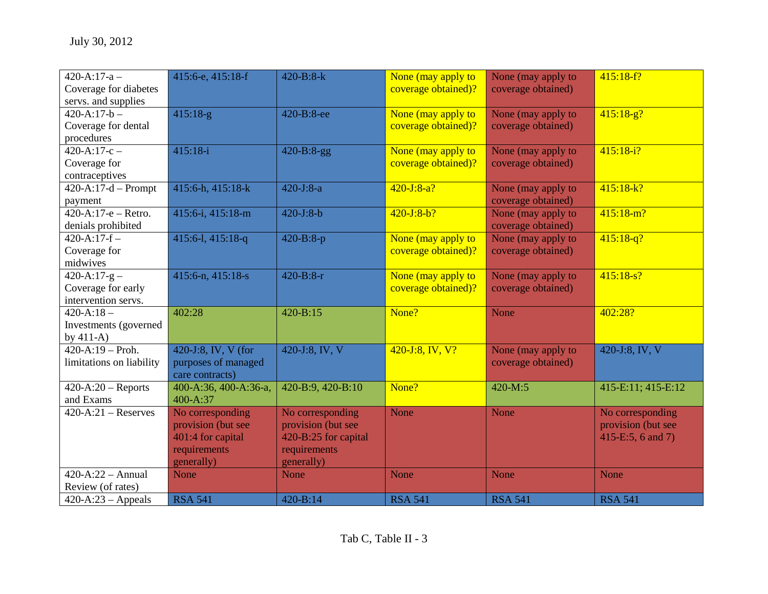July 30, 2012

| | | | | | |
|---|---|---|---|---|---|
| 420-A:17-a – Coverage for diabetes servs. and supplies | 415:6-e, 415:18-f | 420-B:8-k | None (may apply to coverage obtained)? | None (may apply to coverage obtained) | 415:18-f? |
| 420-A:17-b – Coverage for dental procedures | 415:18-g | 420-B:8-ee | None (may apply to coverage obtained)? | None (may apply to coverage obtained) | 415:18-g? |
| 420-A:17-c – Coverage for contraceptives | 415:18-i | 420-B:8-gg | None (may apply to coverage obtained)? | None (may apply to coverage obtained) | 415:18-i? |
| 420-A:17-d – Prompt payment | 415:6-h, 415:18-k | 420-J:8-a | 420-J:8-a? | None (may apply to coverage obtained) | 415:18-k? |
| 420-A:17-e – Retro. denials prohibited | 415:6-i, 415:18-m | 420-J:8-b | 420-J:8-b? | None (may apply to coverage obtained) | 415:18-m? |
| 420-A:17-f – Coverage for midwives | 415:6-l, 415:18-q | 420-B:8-p | None (may apply to coverage obtained)? | None (may apply to coverage obtained) | 415:18-q? |
| 420-A:17-g – Coverage for early intervention servs. | 415:6-n, 415:18-s | 420-B:8-r | None (may apply to coverage obtained)? | None (may apply to coverage obtained) | 415:18-s? |
| 420-A:18 – Investments (governed by 411-A) | 402:28 | 420-B:15 | None? | None | 402:28? |
| 420-A:19 – Proh. limitations on liability | 420-J:8, IV, V (for purposes of managed care contracts) | 420-J:8, IV, V | 420-J:8, IV, V? | None (may apply to coverage obtained) | 420-J:8, IV, V |
| 420-A:20 – Reports and Exams | 400-A:36, 400-A:36-a, 400-A:37 | 420-B:9, 420-B:10 | None? | 420-M:5 | 415-E:11; 415-E:12 |
| 420-A:21 – Reserves | No corresponding provision (but see 401:4 for capital requirements generally) | No corresponding provision (but see 420-B:25 for capital requirements generally) | None | None | No corresponding provision (but see 415-E:5, 6 and 7) |
| 420-A:22 – Annual Review (of rates) | None | None | None | None | None |
| 420-A:23 – Appeals | RSA 541 | 420-B:14 | RSA 541 | RSA 541 | RSA 541 |

Tab C, Table II - 3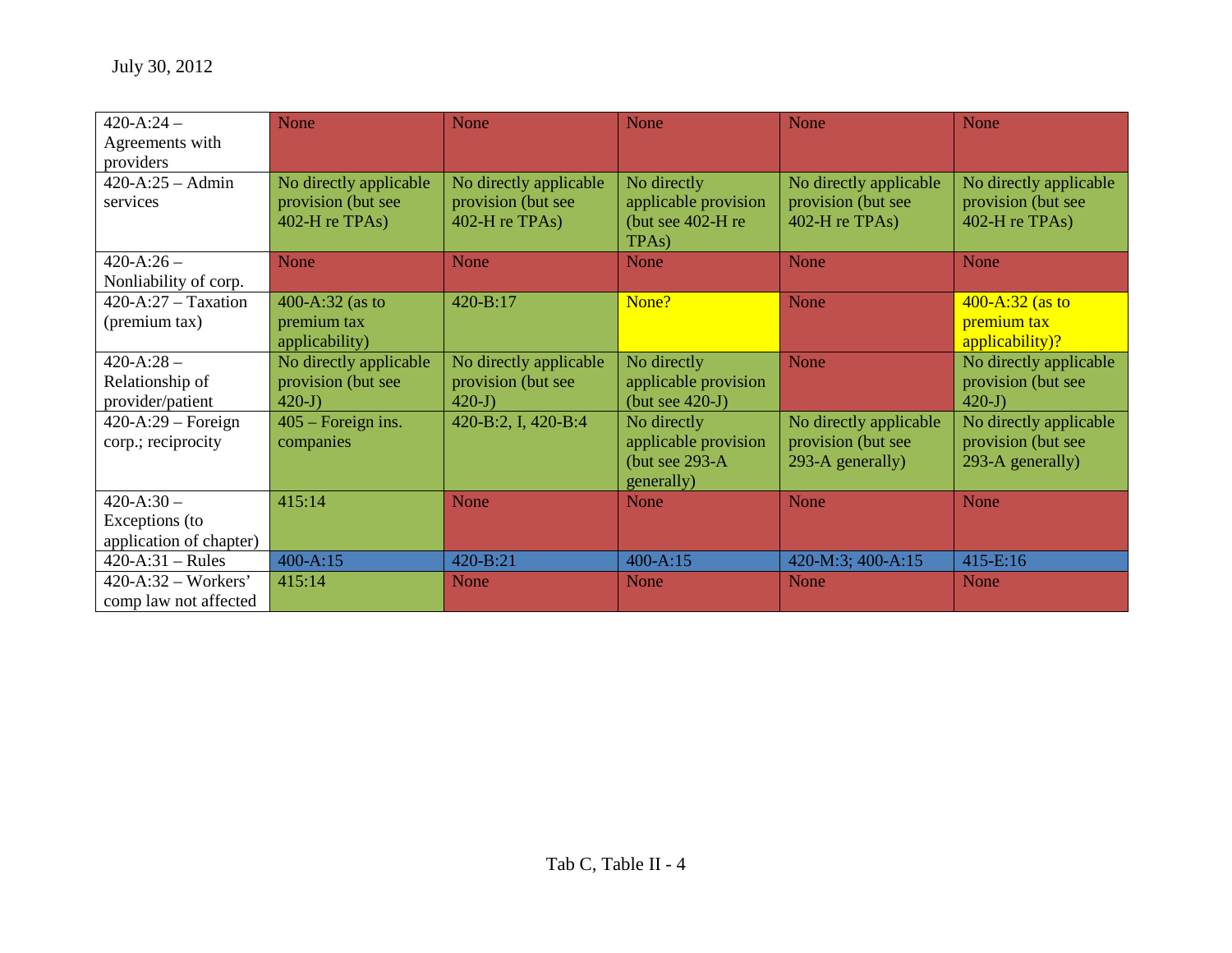July 30, 2012

| | | | | | |
|---|---|---|---|---|---|
| 420-A:24 – Agreements with providers | None | None | None | None | None |
| 420-A:25 – Admin services | No directly applicable provision (but see 402-H re TPAs) | No directly applicable provision (but see 402-H re TPAs) | No directly applicable provision (but see 402-H re TPAs) | No directly applicable provision (but see 402-H re TPAs) | No directly applicable provision (but see 402-H re TPAs) |
| 420-A:26 – Nonliability of corp. | None | None | None | None | None |
| 420-A:27 – Taxation (premium tax) | 400-A:32 (as to premium tax applicability) | 420-B:17 | None? | None | 400-A:32 (as to premium tax applicability)? |
| 420-A:28 – Relationship of provider/patient | No directly applicable provision (but see 420-J) | No directly applicable provision (but see 420-J) | No directly applicable provision (but see 420-J) | None | No directly applicable provision (but see 420-J) |
| 420-A:29 – Foreign corp.; reciprocity | 405 – Foreign ins. companies | 420-B:2, I, 420-B:4 | No directly applicable provision (but see 293-A generally) | No directly applicable provision (but see 293-A generally) | No directly applicable provision (but see 293-A generally) |
| 420-A:30 – Exceptions (to application of chapter) | 415:14 | None | None | None | None |
| 420-A:31 – Rules | 400-A:15 | 420-B:21 | 400-A:15 | 420-M:3; 400-A:15 | 415-E:16 |
| 420-A:32 – Workers' comp law not affected | 415:14 | None | None | None | None |

Tab C, Table II - 4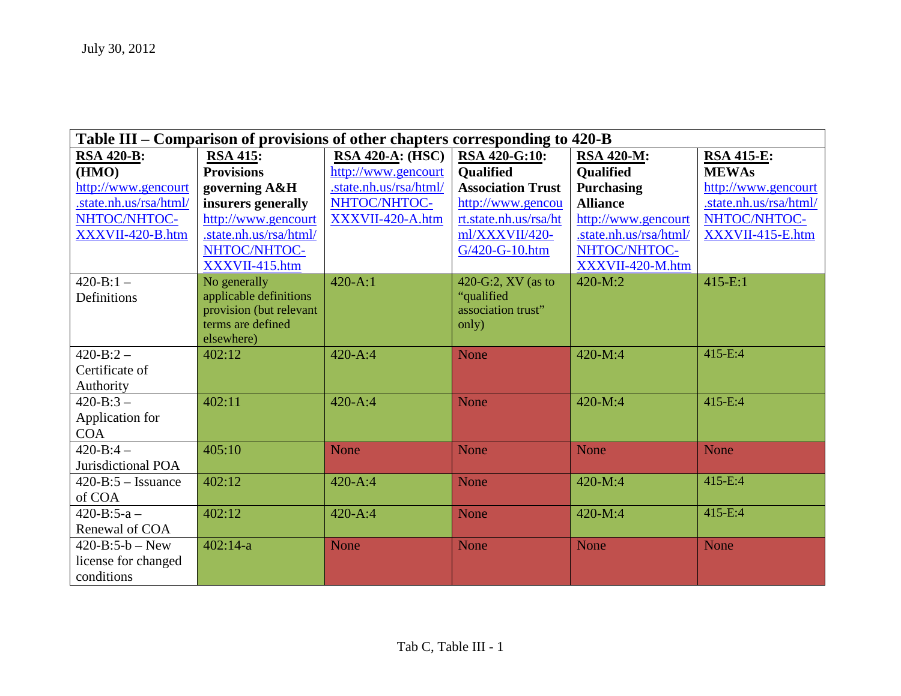July 30, 2012

| Table III – Comparison of provisions of other chapters corresponding to 420-B | | | | | |
|---|---|---|---|---|---|
| **RSA 420-B: (HMO)** http://www.gencourt.state.nh.us/rsa/html/NHTOC/NHTOC-XXXVII-420-B.htm | **RSA 415: Provisions governing A&H insurers generally** http://www.gencourt.state.nh.us/rsa/html/NHTOC/NHTOC-XXXVII-415.htm | **RSA 420-A: (HSC)** http://www.gencourt.state.nh.us/rsa/html/NHTOC/NHTOC-XXXVII-420-A.htm | **RSA 420-G:10: Qualified Association Trust** http://www.gencourt.state.nh.us/rsa/html/XXXVII/420-G/420-G-10.htm | **RSA 420-M: Qualified Purchasing Alliance** http://www.gencourt.state.nh.us/rsa/html/NHTOC/NHTOC-XXXVII-420-M.htm | **RSA 415-E: MEWAs** http://www.gencourt.state.nh.us/rsa/html/NHTOC/NHTOC-XXXVII-415-E.htm |
| 420-B:1 – Definitions | No generally applicable definitions provision (but relevant terms are defined elsewhere) | 420-A:1 | 420-G:2, XV (as to "qualified association trust" only) | 420-M:2 | 415-E:1 |
| 420-B:2 – Certificate of Authority | 402:12 | 420-A:4 | None | 420-M:4 | 415-E:4 |
| 420-B:3 – Application for COA | 402:11 | 420-A:4 | None | 420-M:4 | 415-E:4 |
| 420-B:4 – Jurisdictional POA | 405:10 | None | None | None | None |
| 420-B:5 – Issuance of COA | 402:12 | 420-A:4 | None | 420-M:4 | 415-E:4 |
| 420-B:5-a – Renewal of COA | 402:12 | 420-A:4 | None | 420-M:4 | 415-E:4 |
| 420-B:5-b – New license for changed conditions | 402:14-a | None | None | None | None |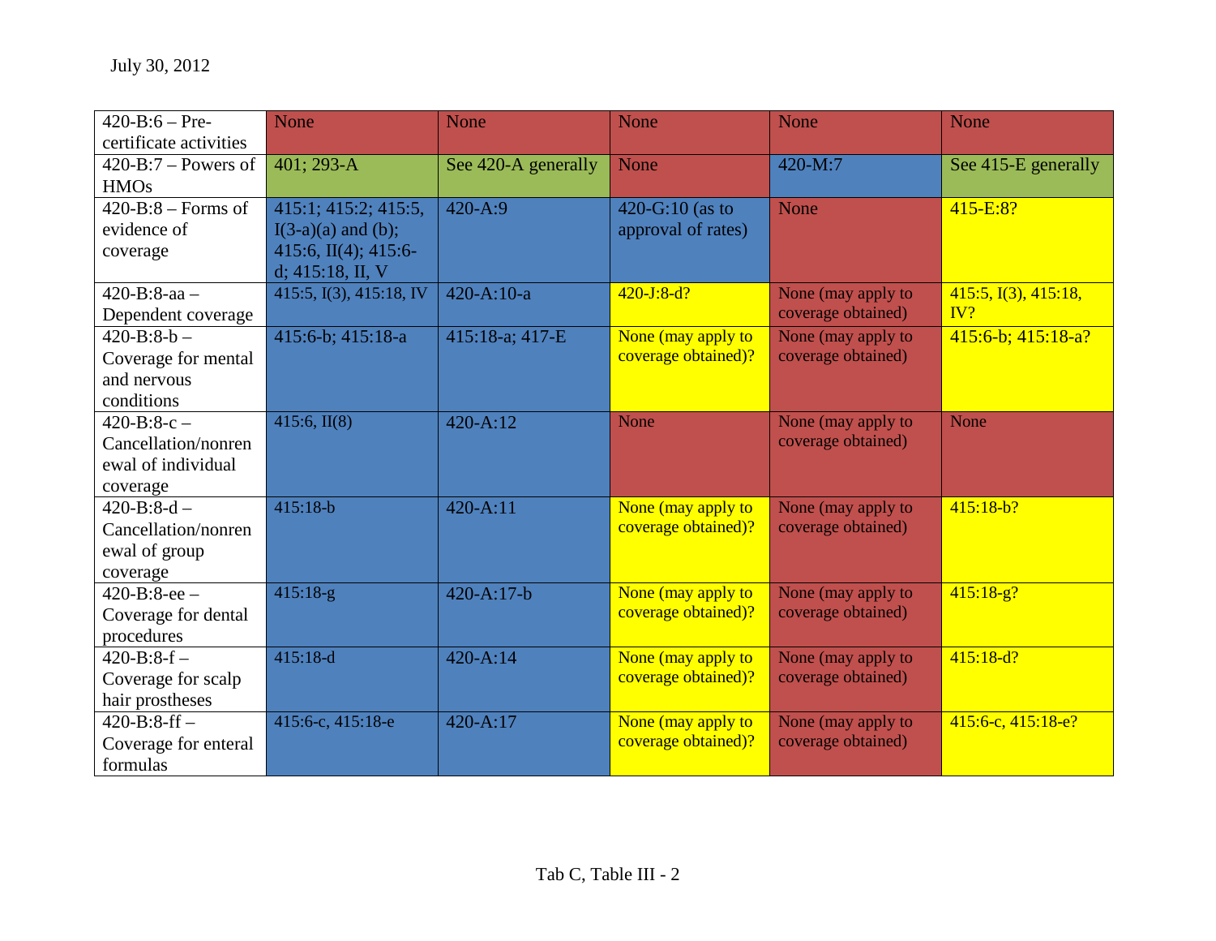July 30, 2012

| | | | | | |
|---|---|---|---|---|---|
| 420-B:6 – Pre-certificate activities | None | None | None | None | None |
| 420-B:7 – Powers of HMOs | 401; 293-A | See 420-A generally | None | 420-M:7 | See 415-E generally |
| 420-B:8 – Forms of evidence of coverage | 415:1; 415:2; 415:5, I(3-a)(a) and (b); 415:6, II(4); 415:6-d; 415:18, II, V | 420-A:9 | 420-G:10 (as to approval of rates) | None | 415-E:8? |
| 420-B:8-aa – Dependent coverage | 415:5, I(3), 415:18, IV | 420-A:10-a | 420-J:8-d? | None (may apply to coverage obtained) | 415:5, I(3), 415:18, IV? |
| 420-B:8-b – Coverage for mental and nervous conditions | 415:6-b; 415:18-a | 415:18-a; 417-E | None (may apply to coverage obtained)? | None (may apply to coverage obtained) | 415:6-b; 415:18-a? |
| 420-B:8-c – Cancellation/nonrenewal of individual coverage | 415:6, II(8) | 420-A:12 | None | None (may apply to coverage obtained) | None |
| 420-B:8-d – Cancellation/nonrenewal of group coverage | 415:18-b | 420-A:11 | None (may apply to coverage obtained)? | None (may apply to coverage obtained) | 415:18-b? |
| 420-B:8-ee – Coverage for dental procedures | 415:18-g | 420-A:17-b | None (may apply to coverage obtained)? | None (may apply to coverage obtained) | 415:18-g? |
| 420-B:8-f – Coverage for scalp hair prostheses | 415:18-d | 420-A:14 | None (may apply to coverage obtained)? | None (may apply to coverage obtained) | 415:18-d? |
| 420-B:8-ff – Coverage for enteral formulas | 415:6-c, 415:18-e | 420-A:17 | None (may apply to coverage obtained)? | None (may apply to coverage obtained) | 415:6-c, 415:18-e? |

Tab C, Table III - 2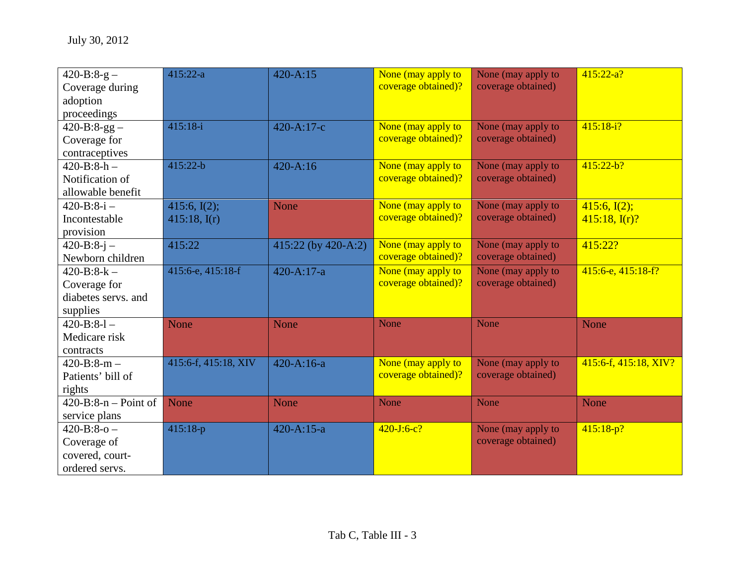July 30, 2012

| 420-B:8-g – Coverage during adoption proceedings | 415:22-a | 420-A:15 | None (may apply to coverage obtained)? | None (may apply to coverage obtained) | 415:22-a? |
|---|---|---|---|---|---|
| 420-B:8-gg – Coverage for contraceptives | 415:18-i | 420-A:17-c | None (may apply to coverage obtained)? | None (may apply to coverage obtained) | 415:18-i? |
| 420-B:8-h – Notification of allowable benefit | 415:22-b | 420-A:16 | None (may apply to coverage obtained)? | None (may apply to coverage obtained) | 415:22-b? |
| 420-B:8-i – Incontestable provision | 415:6, I(2); 415:18, I(r) | None | None (may apply to coverage obtained)? | None (may apply to coverage obtained) | 415:6, I(2); 415:18, I(r)? |
| 420-B:8-j – Newborn children | 415:22 | 415:22 (by 420-A:2) | None (may apply to coverage obtained)? | None (may apply to coverage obtained) | 415:22? |
| 420-B:8-k – Coverage for diabetes servs. and supplies | 415:6-e, 415:18-f | 420-A:17-a | None (may apply to coverage obtained)? | None (may apply to coverage obtained) | 415:6-e, 415:18-f? |
| 420-B:8-l – Medicare risk contracts | None | None | None | None | None |
| 420-B:8-m – Patients' bill of rights | 415:6-f, 415:18, XIV | 420-A:16-a | None (may apply to coverage obtained)? | None (may apply to coverage obtained) | 415:6-f, 415:18, XIV? |
| 420-B:8-n – Point of service plans | None | None | None | None | None |
| 420-B:8-o – Coverage of covered, court-ordered servs. | 415:18-p | 420-A:15-a | 420-J:6-c? | None (may apply to coverage obtained) | 415:18-p? |

Tab C, Table III - 3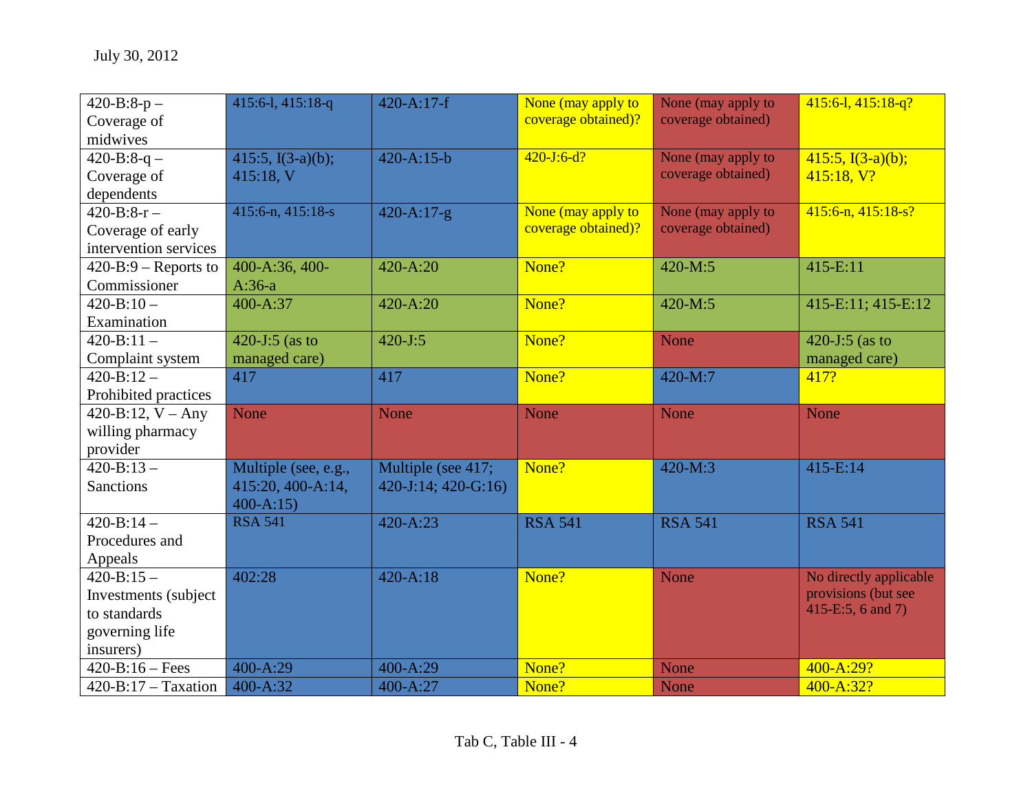July 30, 2012

| | | | | | |
|---|---|---|---|---|---|
| 420-B:8-p – Coverage of midwives | 415:6-l, 415:18-q | 420-A:17-f | None (may apply to coverage obtained)? | None (may apply to coverage obtained) | 415:6-l, 415:18-q? |
| 420-B:8-q – Coverage of dependents | 415:5, I(3-a)(b); 415:18, V | 420-A:15-b | 420-J:6-d? | None (may apply to coverage obtained) | 415:5, I(3-a)(b); 415:18, V? |
| 420-B:8-r – Coverage of early intervention services | 415:6-n, 415:18-s | 420-A:17-g | None (may apply to coverage obtained)? | None (may apply to coverage obtained) | 415:6-n, 415:18-s? |
| 420-B:9 – Reports to Commissioner | 400-A:36, 400-A:36-a | 420-A:20 | None? | 420-M:5 | 415-E:11 |
| 420-B:10 – Examination | 400-A:37 | 420-A:20 | None? | 420-M:5 | 415-E:11; 415-E:12 |
| 420-B:11 – Complaint system | 420-J:5 (as to managed care) | 420-J:5 | None? | None | 420-J:5 (as to managed care) |
| 420-B:12 – Prohibited practices | 417 | 417 | None? | 420-M:7 | 417? |
| 420-B:12, V – Any willing pharmacy provider | None | None | None | None | None |
| 420-B:13 – Sanctions | Multiple (see, e.g., 415:20, 400-A:14, 400-A:15) | Multiple (see 417; 420-J:14; 420-G:16) | None? | 420-M:3 | 415-E:14 |
| 420-B:14 – Procedures and Appeals | RSA 541 | 420-A:23 | RSA 541 | RSA 541 | RSA 541 |
| 420-B:15 – Investments (subject to standards governing life insurers) | 402:28 | 420-A:18 | None? | None | No directly applicable provisions (but see 415-E:5, 6 and 7) |
| 420-B:16 – Fees | 400-A:29 | 400-A:29 | None? | None | 400-A:29? |
| 420-B:17 – Taxation | 400-A:32 | 400-A:27 | None? | None | 400-A:32? |

Tab C, Table III - 4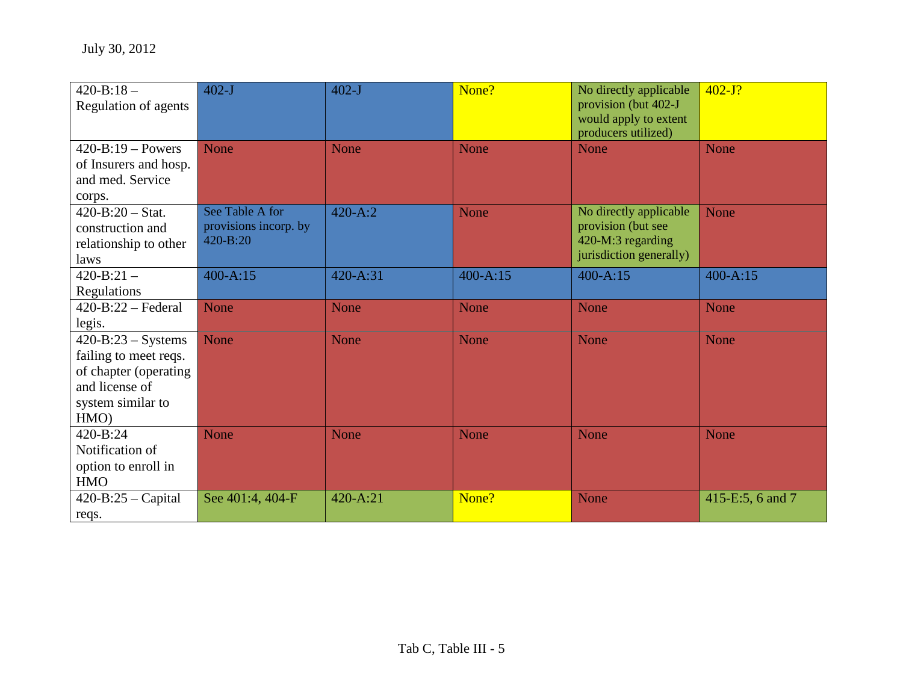July 30, 2012

| | | | | | |
|---|---|---|---|---|---|
| 420-B:18 – Regulation of agents | 402-J | 402-J | None? | No directly applicable provision (but 402-J would apply to extent producers utilized) | 402-J? |
| 420-B:19 – Powers of Insurers and hosp. and med. Service corps. | None | None | None | None | None |
| 420-B:20 – Stat. construction and relationship to other laws | See Table A for provisions incorp. by 420-B:20 | 420-A:2 | None | No directly applicable provision (but see 420-M:3 regarding jurisdiction generally) | None |
| 420-B:21 – Regulations | 400-A:15 | 420-A:31 | 400-A:15 | 400-A:15 | 400-A:15 |
| 420-B:22 – Federal legis. | None | None | None | None | None |
| 420-B:23 – Systems failing to meet reqs. of chapter (operating and license of system similar to HMO) | None | None | None | None | None |
| 420-B:24 Notification of option to enroll in HMO | None | None | None | None | None |
| 420-B:25 – Capital reqs. | See 401:4, 404-F | 420-A:21 | None? | None | 415-E:5, 6 and 7 |

Tab C, Table III - 5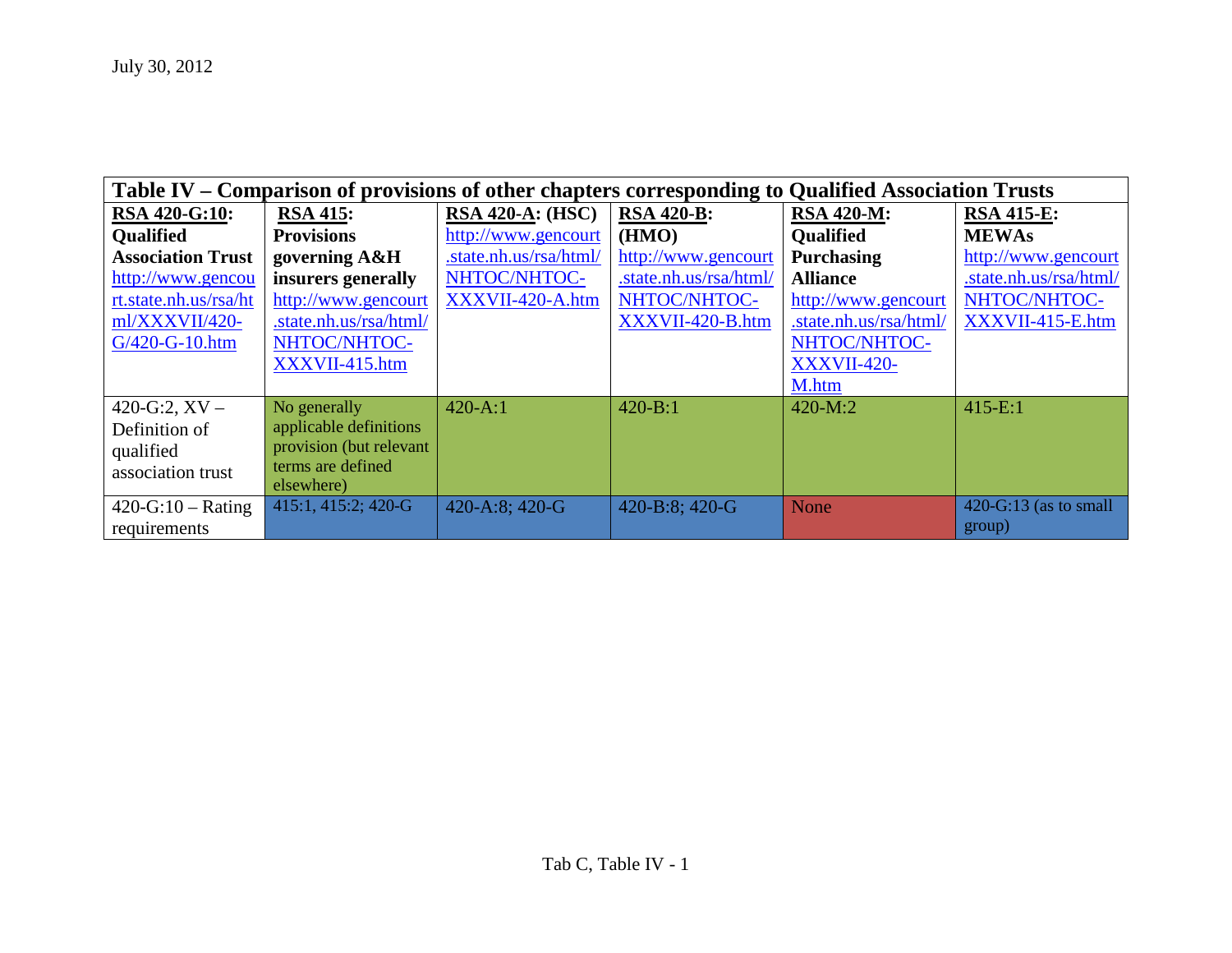July 30, 2012

| Table IV – Comparison of provisions of other chapters corresponding to Qualified Association Trusts | | | | | |
|---|---|---|---|---|---|
| **RSA 420-G:10: Qualified Association Trust** http://www.gencourt.state.nh.us/rsa/html/XXXVII/420-G/420-G-10.htm | **RSA 415: Provisions governing A&H insurers generally** http://www.gencourt.state.nh.us/rsa/html/NHTOC/NHTOC-XXXVII-415.htm | **RSA 420-A: (HSC)** http://www.gencourt.state.nh.us/rsa/html/NHTOC/NHTOC-XXXVII-420-A.htm | **RSA 420-B: (HMO)** http://www.gencourt.state.nh.us/rsa/html/NHTOC/NHTOC-XXXVII-420-B.htm | **RSA 420-M: Qualified Purchasing Alliance** http://www.gencourt.state.nh.us/rsa/html/NHTOC/NHTOC-XXXVII-420-M.htm | **RSA 415-E: MEWAs** http://www.gencourt.state.nh.us/rsa/html/NHTOC/NHTOC-XXXVII-415-E.htm |
| 420-G:2, XV – Definition of qualified association trust | No generally applicable definitions provision (but relevant terms are defined elsewhere) | 420-A:1 | 420-B:1 | 420-M:2 | 415-E:1 |
| 420-G:10 – Rating requirements | 415:1, 415:2; 420-G | 420-A:8; 420-G | 420-B:8; 420-G | None | 420-G:13 (as to small group) |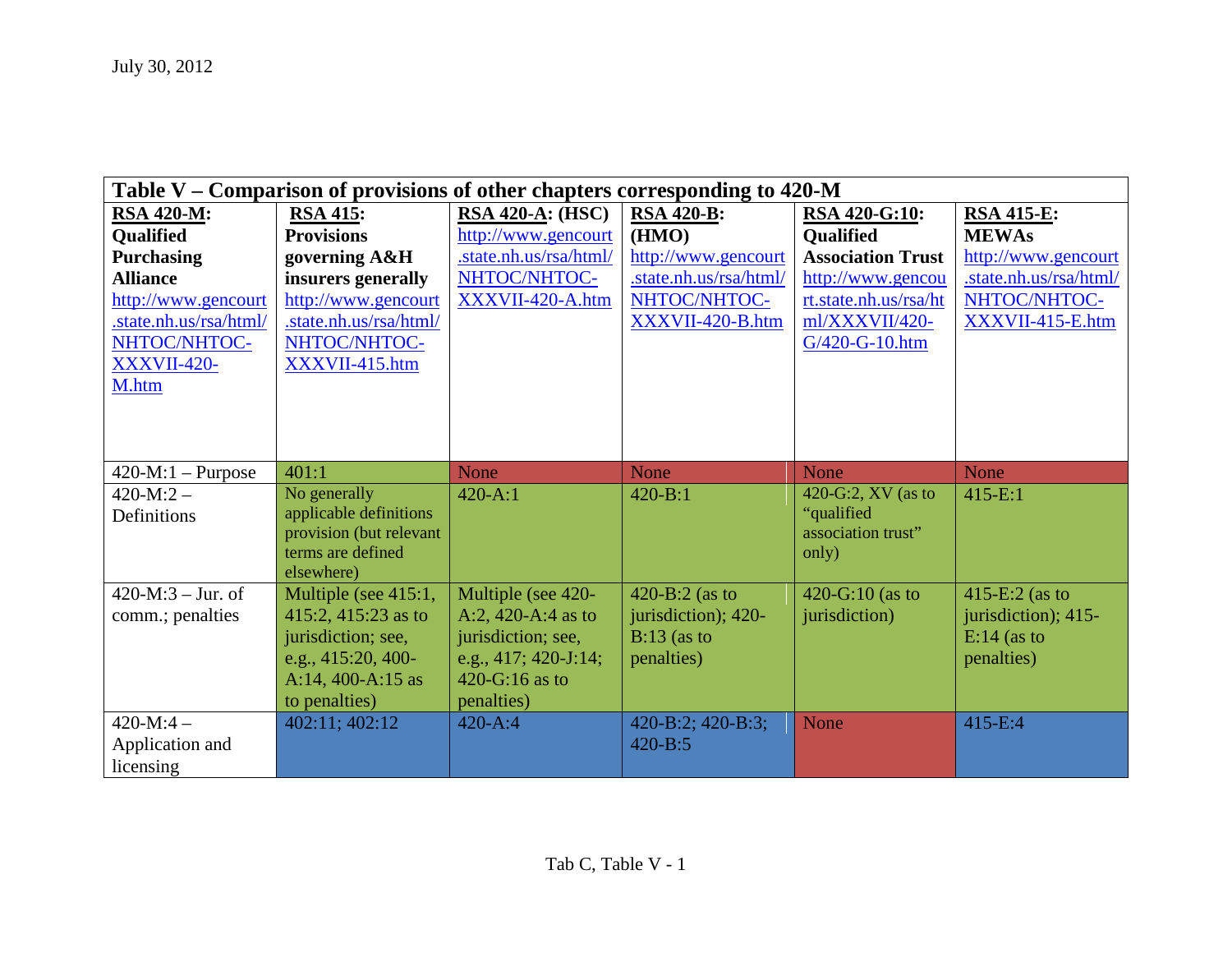July 30, 2012

| Table V – Comparison of provisions of other chapters corresponding to 420-M | | | | | |
|---|---|---|---|---|---|
| **RSA 420-M: Qualified Purchasing Alliance** http://www.gencourt.state.nh.us/rsa/html/NHTOC/NHTOC-XXXVII-420-M.htm | **RSA 415: Provisions governing A&H insurers generally** http://www.gencourt.state.nh.us/rsa/html/NHTOC/NHTOC-XXXVII-415.htm | **RSA 420-A: (HSC)** http://www.gencourt.state.nh.us/rsa/html/NHTOC/NHTOC-XXXVII-420-A.htm | **RSA 420-B: (HMO)** http://www.gencourt.state.nh.us/rsa/html/NHTOC/NHTOC-XXXVII-420-B.htm | **RSA 420-G:10: Qualified Association Trust** http://www.gencourt.state.nh.us/rsa/html/XXXVII/420-G/420-G-10.htm | **RSA 415-E: MEWAs** http://www.gencourt.state.nh.us/rsa/html/NHTOC/NHTOC-XXXVII-415-E.htm |
| 420-M:1 – Purpose | 401:1 | None | None | None | None |
| 420-M:2 – Definitions | No generally applicable definitions provision (but relevant terms are defined elsewhere) | 420-A:1 | 420-B:1 | 420-G:2, XV (as to "qualified association trust" only) | 415-E:1 |
| 420-M:3 – Jur. of comm.; penalties | Multiple (see 415:1, 415:2, 415:23 as to jurisdiction; see, e.g., 415:20, 400-A:14, 400-A:15 as to penalties) | Multiple (see 420-A:2, 420-A:4 as to jurisdiction; see, e.g., 417; 420-J:14; 420-G:16 as to penalties) | 420-B:2 (as to jurisdiction); 420-B:13 (as to penalties) | 420-G:10 (as to jurisdiction) | 415-E:2 (as to jurisdiction); 415-E:14 (as to penalties) |
| 420-M:4 – Application and licensing | 402:11; 402:12 | 420-A:4 | 420-B:2; 420-B:3; 420-B:5 | None | 415-E:4 |

Tab C, Table V - 1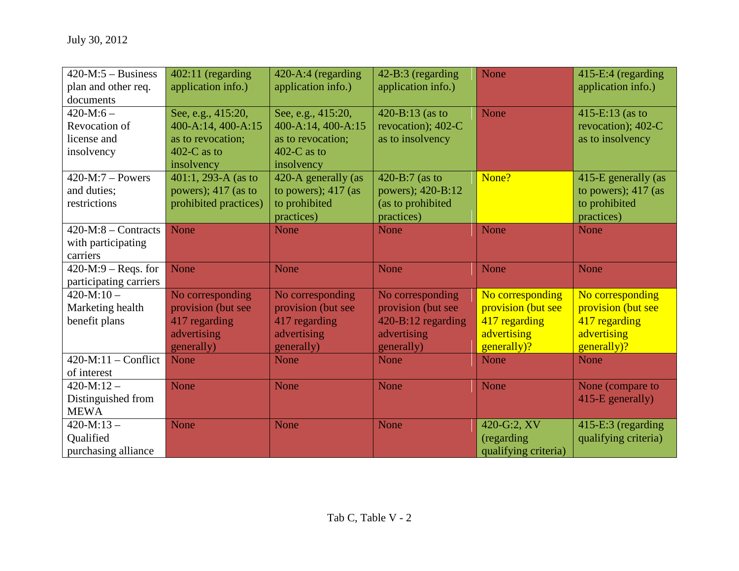| 420-M:5 – Business plan and other req. documents | 402:11 (regarding application info.) | 420-A:4 (regarding application info.) | 42-B:3 (regarding application info.) | None | 415-E:4 (regarding application info.) |
|---|---|---|---|---|---|
| 420-M:6 – Revocation of license and insolvency | See, e.g., 415:20, 400-A:14, 400-A:15 as to revocation; 402-C as to insolvency | See, e.g., 415:20, 400-A:14, 400-A:15 as to revocation; 402-C as to insolvency | 420-B:13 (as to revocation); 402-C as to insolvency | None | 415-E:13 (as to revocation); 402-C as to insolvency |
| 420-M:7 – Powers and duties; restrictions | 401:1, 293-A (as to powers); 417 (as to prohibited practices) | 420-A generally (as to powers); 417 (as to prohibited practices) | 420-B:7 (as to powers); 420-B:12 (as to prohibited practices) | None? | 415-E generally (as to powers); 417 (as to prohibited practices) |
| 420-M:8 – Contracts with participating carriers | None | None | None | None | None |
| 420-M:9 – Reqs. for participating carriers | None | None | None | None | None |
| 420-M:10 – Marketing health benefit plans | No corresponding provision (but see 417 regarding advertising generally) | No corresponding provision (but see 417 regarding advertising generally) | No corresponding provision (but see 420-B:12 regarding advertising generally) | No corresponding provision (but see 417 regarding advertising generally)? | No corresponding provision (but see 417 regarding advertising generally)? |
| 420-M:11 – Conflict of interest | None | None | None | None | None |
| 420-M:12 – Distinguished from MEWA | None | None | None | None | None (compare to 415-E generally) |
| 420-M:13 – Qualified purchasing alliance | None | None | None | 420-G:2, XV (regarding qualifying criteria) | 415-E:3 (regarding qualifying criteria) |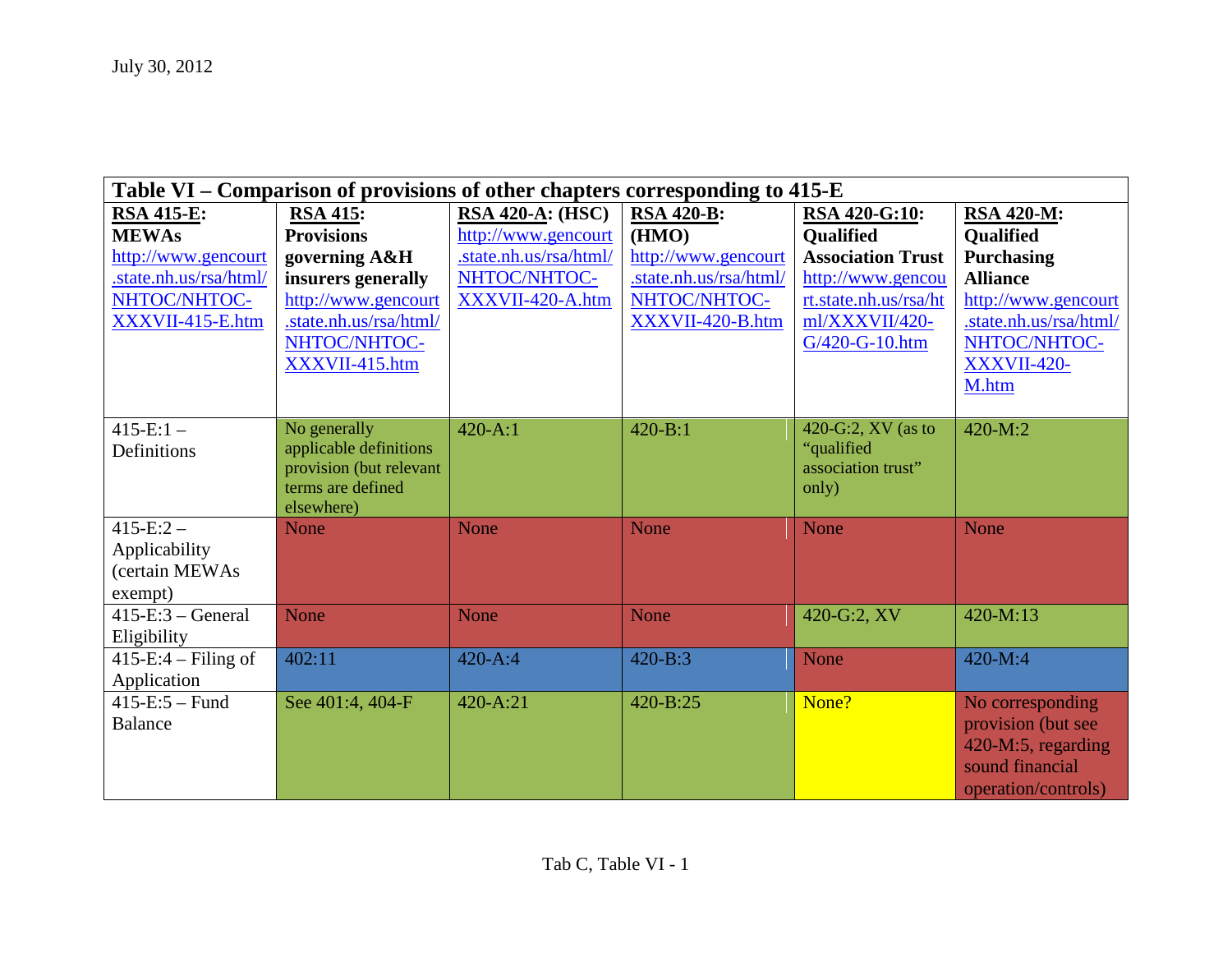July 30, 2012

| Table VI – Comparison of provisions of other chapters corresponding to 415-E | | | | | |
|---|---|---|---|---|---|
| **RSA 415-E: MEWAs** http://www.gencourt.state.nh.us/rsa/html/NHTOC/NHTOC-XXXVII-415-E.htm | **RSA 415: Provisions governing A&H insurers generally** http://www.gencourt.state.nh.us/rsa/html/NHTOC/NHTOC-XXXVII-415.htm | **RSA 420-A: (HSC)** http://www.gencourt.state.nh.us/rsa/html/NHTOC/NHTOC-XXXVII-420-A.htm | **RSA 420-B: (HMO)** http://www.gencourt.state.nh.us/rsa/html/NHTOC/NHTOC-XXXVII-420-B.htm | **RSA 420-G:10: Qualified Association Trust** http://www.gencourt.state.nh.us/rsa/html/XXXVII/420-G/420-G-10.htm | **RSA 420-M: Qualified Purchasing Alliance** http://www.gencourt.state.nh.us/rsa/html/NHTOC/NHTOC-XXXVII-420-M.htm |
| 415-E:1 – Definitions | No generally applicable definitions provision (but relevant terms are defined elsewhere) | 420-A:1 | 420-B:1 | 420-G:2, XV (as to "qualified association trust" only) | 420-M:2 |
| 415-E:2 – Applicability (certain MEWAs exempt) | None | None | None | None | None |
| 415-E:3 – General Eligibility | None | None | None | 420-G:2, XV | 420-M:13 |
| 415-E:4 – Filing of Application | 402:11 | 420-A:4 | 420-B:3 | None | 420-M:4 |
| 415-E:5 – Fund Balance | See 401:4, 404-F | 420-A:21 | 420-B:25 | None? | No corresponding provision (but see 420-M:5, regarding sound financial operation/controls) |

Tab C, Table VI - 1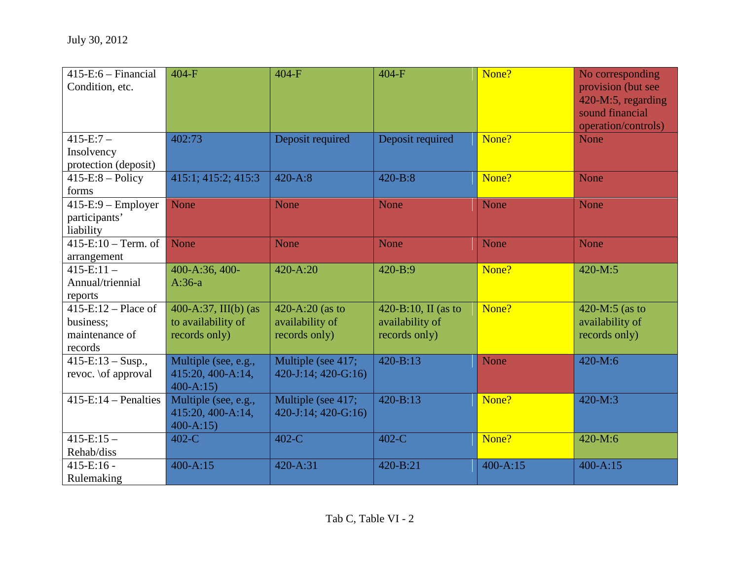July 30, 2012

| 415-E:6 – Financial Condition, etc. | 404-F | 404-F | 404-F | None? | No corresponding provision (but see 420-M:5, regarding sound financial operation/controls) |
|---|---|---|---|---|---|
| 415-E:7 – Insolvency protection (deposit) | 402:73 | Deposit required | Deposit required | None? | None |
| 415-E:8 – Policy forms | 415:1; 415:2; 415:3 | 420-A:8 | 420-B:8 | None? | None |
| 415-E:9 – Employer participants' liability | None | None | None | None | None |
| 415-E:10 – Term. of arrangement | None | None | None | None | None |
| 415-E:11 – Annual/triennial reports | 400-A:36, 400-A:36-a | 420-A:20 | 420-B:9 | None? | 420-M:5 |
| 415-E:12 – Place of business; maintenance of records | 400-A:37, III(b) (as to availability of records only) | 420-A:20 (as to availability of records only) | 420-B:10, II (as to availability of records only) | None? | 420-M:5 (as to availability of records only) |
| 415-E:13 – Susp., revoc. \of approval | Multiple (see, e.g., 415:20, 400-A:14, 400-A:15) | Multiple (see 417; 420-J:14; 420-G:16) | 420-B:13 | None | 420-M:6 |
| 415-E:14 – Penalties | Multiple (see, e.g., 415:20, 400-A:14, 400-A:15) | Multiple (see 417; 420-J:14; 420-G:16) | 420-B:13 | None? | 420-M:3 |
| 415-E:15 – Rehab/diss | 402-C | 402-C | 402-C | None? | 420-M:6 |
| 415-E:16 - Rulemaking | 400-A:15 | 420-A:31 | 420-B:21 | 400-A:15 | 400-A:15 |

Tab C, Table VI - 2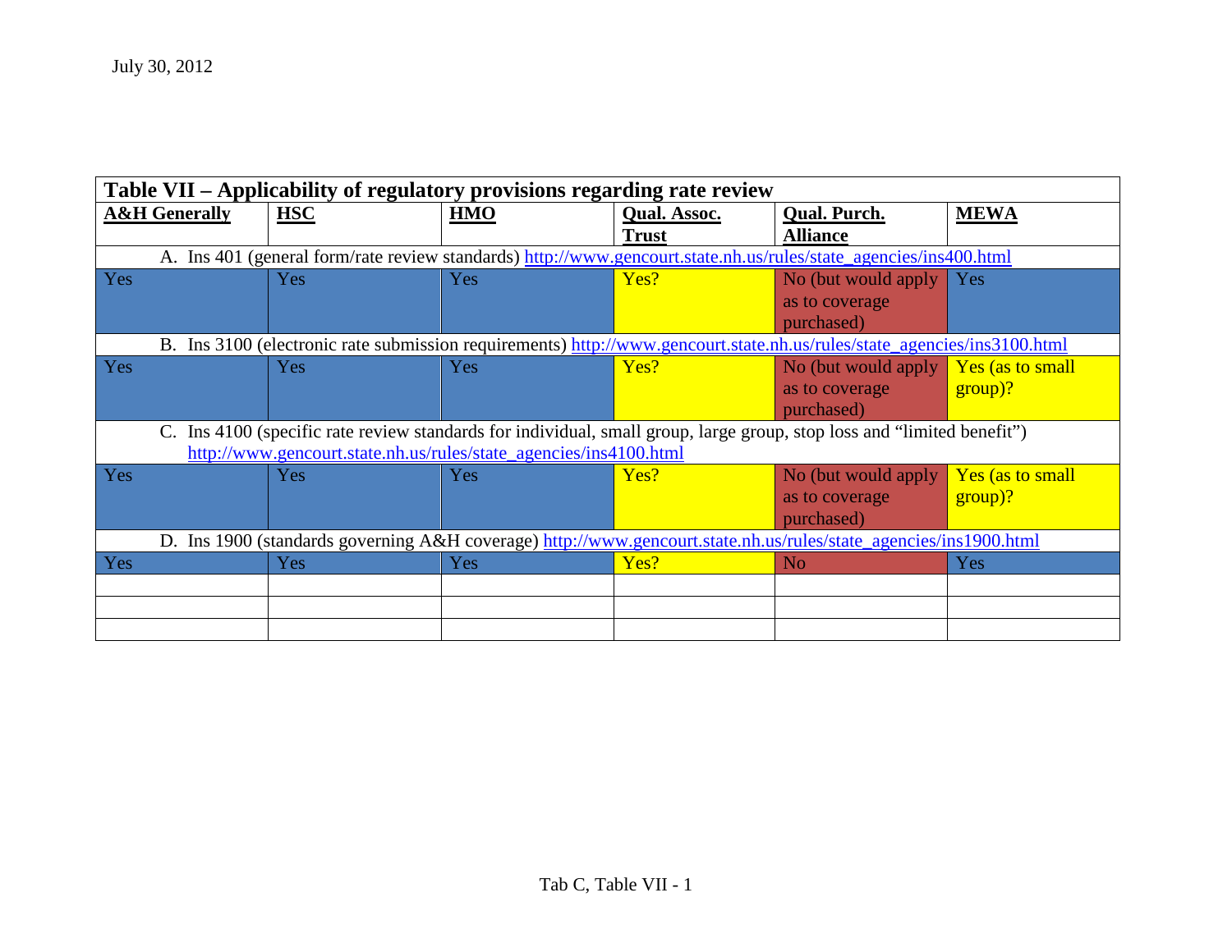July 30, 2012

| **Table VII – Applicability of regulatory provisions regarding rate review** | | | | | |
|---|---|---|---|---|---|
| **A&H Generally** | **HSC** | **HMO** | **Qual. Assoc. Trust** | **Qual. Purch. Alliance** | **MEWA** |
| A. Ins 401 (general form/rate review standards) http://www.gencourt.state.nh.us/rules/state_agencies/ins400.html | | | | | |
| Yes | Yes | Yes | Yes? | No (but would apply as to coverage purchased) | Yes |
| B. Ins 3100 (electronic rate submission requirements) http://www.gencourt.state.nh.us/rules/state_agencies/ins3100.html | | | | | |
| Yes | Yes | Yes | Yes? | No (but would apply as to coverage purchased) | Yes (as to small group)? |
| C. Ins 4100 (specific rate review standards for individual, small group, large group, stop loss and "limited benefit") http://www.gencourt.state.nh.us/rules/state_agencies/ins4100.html | | | | | |
| Yes | Yes | Yes | Yes? | No (but would apply as to coverage purchased) | Yes (as to small group)? |
| D. Ins 1900 (standards governing A&H coverage) http://www.gencourt.state.nh.us/rules/state_agencies/ins1900.html | | | | | |
| Yes | Yes | Yes | Yes? | No | Yes |
| | | | | | |
| | | | | | |
| | | | | | |

Tab C, Table VII - 1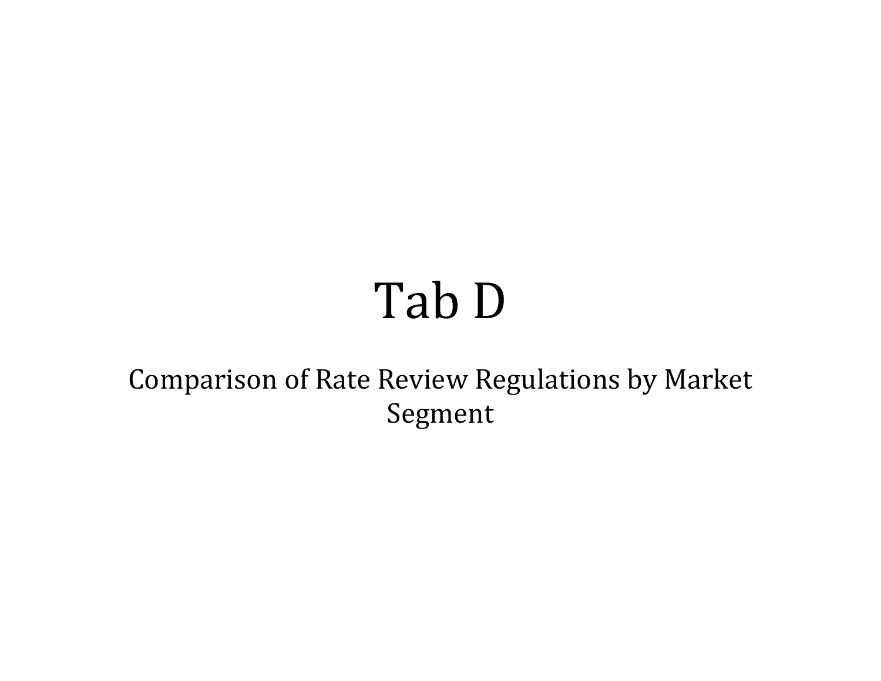# Tab D

Comparison of Rate Review Regulations by Market Segment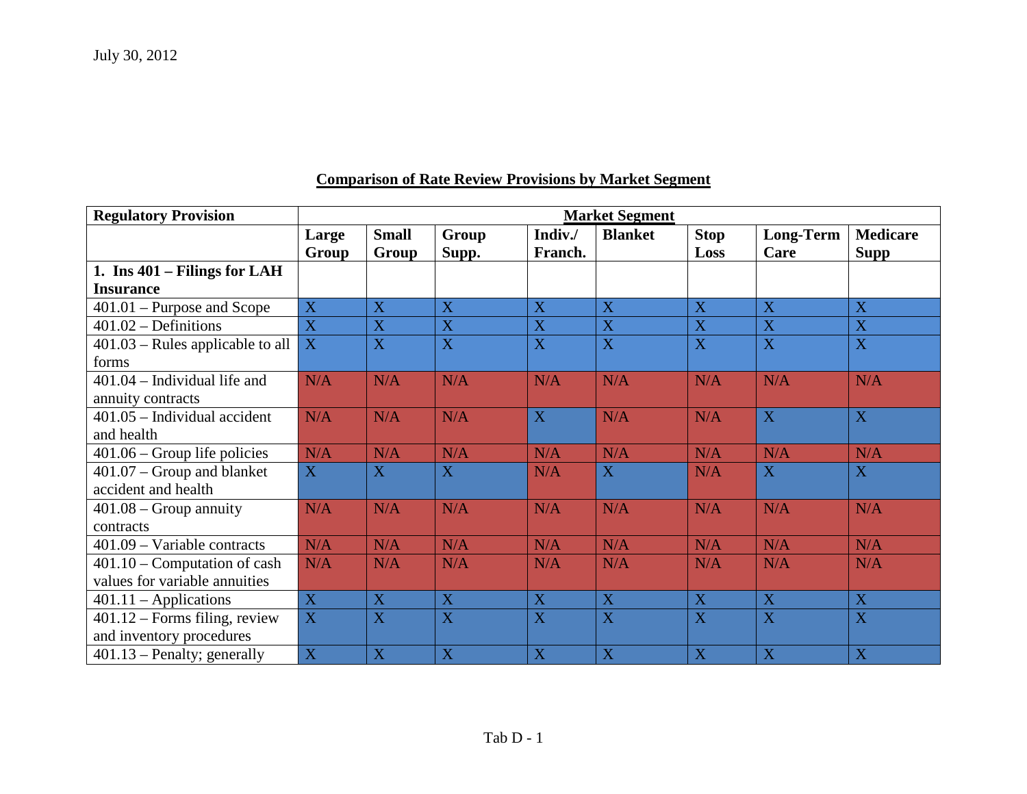July 30, 2012

## Comparison of Rate Review Provisions by Market Segment

| Regulatory Provision | Market Segment | | | | | | | |
|---|---|---|---|---|---|---|---|---|
| | Large Group | Small Group | Group Supp. | Indiv./ Franch. | Blanket | Stop Loss | Long-Term Care | Medicare Supp |
| **1. Ins 401 – Filings for LAH Insurance** | | | | | | | | |
| 401.01 – Purpose and Scope | X | X | X | X | X | X | X | X |
| 401.02 – Definitions | X | X | X | X | X | X | X | X |
| 401.03 – Rules applicable to all forms | X | X | X | X | X | X | X | X |
| 401.04 – Individual life and annuity contracts | N/A | N/A | N/A | N/A | N/A | N/A | N/A | N/A |
| 401.05 – Individual accident and health | N/A | N/A | N/A | X | N/A | N/A | X | X |
| 401.06 – Group life policies | N/A | N/A | N/A | N/A | N/A | N/A | N/A | N/A |
| 401.07 – Group and blanket accident and health | X | X | X | N/A | X | N/A | X | X |
| 401.08 – Group annuity contracts | N/A | N/A | N/A | N/A | N/A | N/A | N/A | N/A |
| 401.09 – Variable contracts | N/A | N/A | N/A | N/A | N/A | N/A | N/A | N/A |
| 401.10 – Computation of cash values for variable annuities | N/A | N/A | N/A | N/A | N/A | N/A | N/A | N/A |
| 401.11 – Applications | X | X | X | X | X | X | X | X |
| 401.12 – Forms filing, review and inventory procedures | X | X | X | X | X | X | X | X |
| 401.13 – Penalty; generally | X | X | X | X | X | X | X | X |

Tab D - 1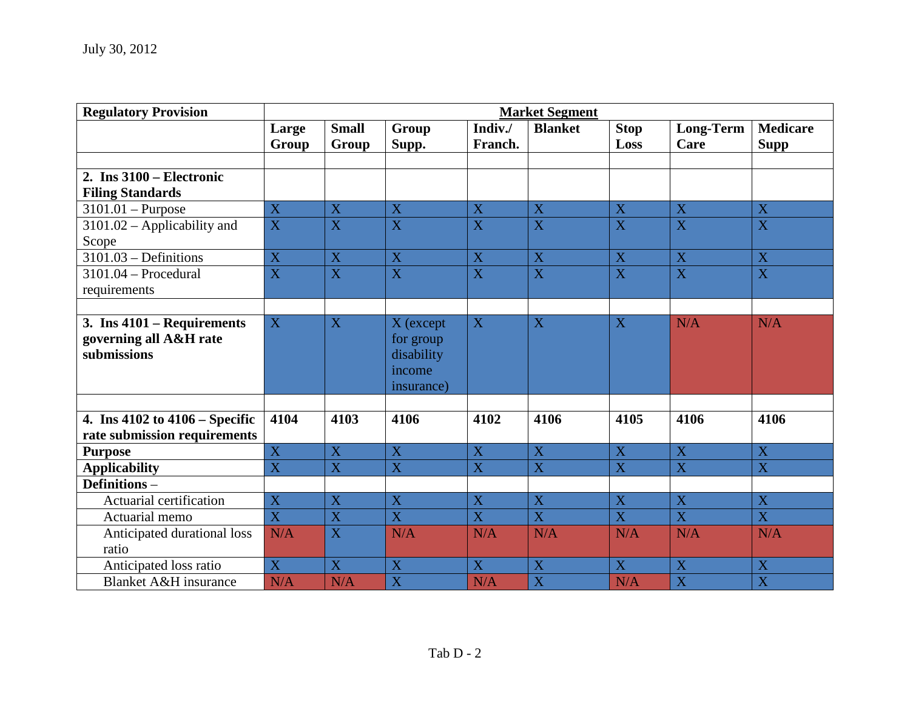July 30, 2012

| Regulatory Provision | Market Segment | | | | | | | |
|---|---|---|---|---|---|---|---|---|
| | Large Group | Small Group | Group Supp. | Indiv./ Franch. | Blanket | Stop Loss | Long-Term Care | Medicare Supp |
| | | | | | | | | |
| **2. Ins 3100 – Electronic Filing Standards** | | | | | | | | |
| 3101.01 – Purpose | X | X | X | X | X | X | X | X |
| 3101.02 – Applicability and Scope | X | X | X | X | X | X | X | X |
| 3101.03 – Definitions | X | X | X | X | X | X | X | X |
| 3101.04 – Procedural requirements | X | X | X | X | X | X | X | X |
| | | | | | | | | |
| **3. Ins 4101 – Requirements governing all A&H rate submissions** | X | X | X (except for group disability income insurance) | X | X | X | N/A | N/A |
| | | | | | | | | |
| **4. Ins 4102 to 4106 – Specific rate submission requirements** | **4104** | **4103** | **4106** | **4102** | **4106** | **4105** | **4106** | **4106** |
| **Purpose** | X | X | X | X | X | X | X | X |
| **Applicability** | X | X | X | X | X | X | X | X |
| **Definitions** – | | | | | | | | |
| Actuarial certification | X | X | X | X | X | X | X | X |
| Actuarial memo | X | X | X | X | X | X | X | X |
| Anticipated durational loss ratio | N/A | X | N/A | N/A | N/A | N/A | N/A | N/A |
| Anticipated loss ratio | X | X | X | X | X | X | X | X |
| Blanket A&H insurance | N/A | N/A | X | N/A | X | N/A | X | X |

Tab D - 2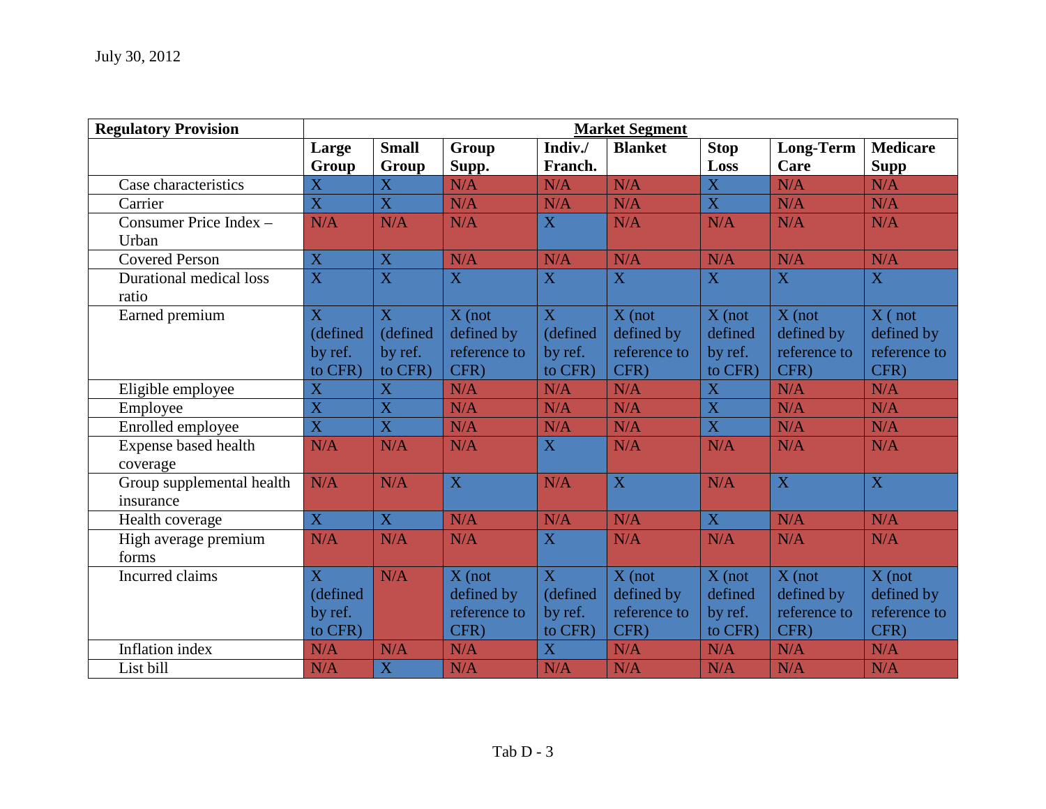July 30, 2012

| Regulatory Provision | Market Segment | | | | | | | |
|---|---|---|---|---|---|---|---|---|
| | Large Group | Small Group | Group Supp. | Indiv./ Franch. | Blanket | Stop Loss | Long-Term Care | Medicare Supp |
| Case characteristics | X | X | N/A | N/A | N/A | X | N/A | N/A |
| Carrier | X | X | N/A | N/A | N/A | X | N/A | N/A |
| Consumer Price Index – Urban | N/A | N/A | N/A | X | N/A | N/A | N/A | N/A |
| Covered Person | X | X | N/A | N/A | N/A | N/A | N/A | N/A |
| Durational medical loss ratio | X | X | X | X | X | X | X | X |
| Earned premium | X (defined by ref. to CFR) | X (defined by ref. to CFR) | X (not defined by reference to CFR) | X (defined by ref. to CFR) | X (not defined by reference to CFR) | X (not defined by ref. to CFR) | X (not defined by reference to CFR) | X ( not defined by reference to CFR) |
| Eligible employee | X | X | N/A | N/A | N/A | X | N/A | N/A |
| Employee | X | X | N/A | N/A | N/A | X | N/A | N/A |
| Enrolled employee | X | X | N/A | N/A | N/A | X | N/A | N/A |
| Expense based health coverage | N/A | N/A | N/A | X | N/A | N/A | N/A | N/A |
| Group supplemental health insurance | N/A | N/A | X | N/A | X | N/A | X | X |
| Health coverage | X | X | N/A | N/A | N/A | X | N/A | N/A |
| High average premium forms | N/A | N/A | N/A | X | N/A | N/A | N/A | N/A |
| Incurred claims | X (defined by ref. to CFR) | N/A | X (not defined by reference to CFR) | X (defined by ref. to CFR) | X (not defined by reference to CFR) | X (not defined by ref. to CFR) | X (not defined by reference to CFR) | X (not defined by reference to CFR) |
| Inflation index | N/A | N/A | N/A | X | N/A | N/A | N/A | N/A |
| List bill | N/A | X | N/A | N/A | N/A | N/A | N/A | N/A |

Tab D - 3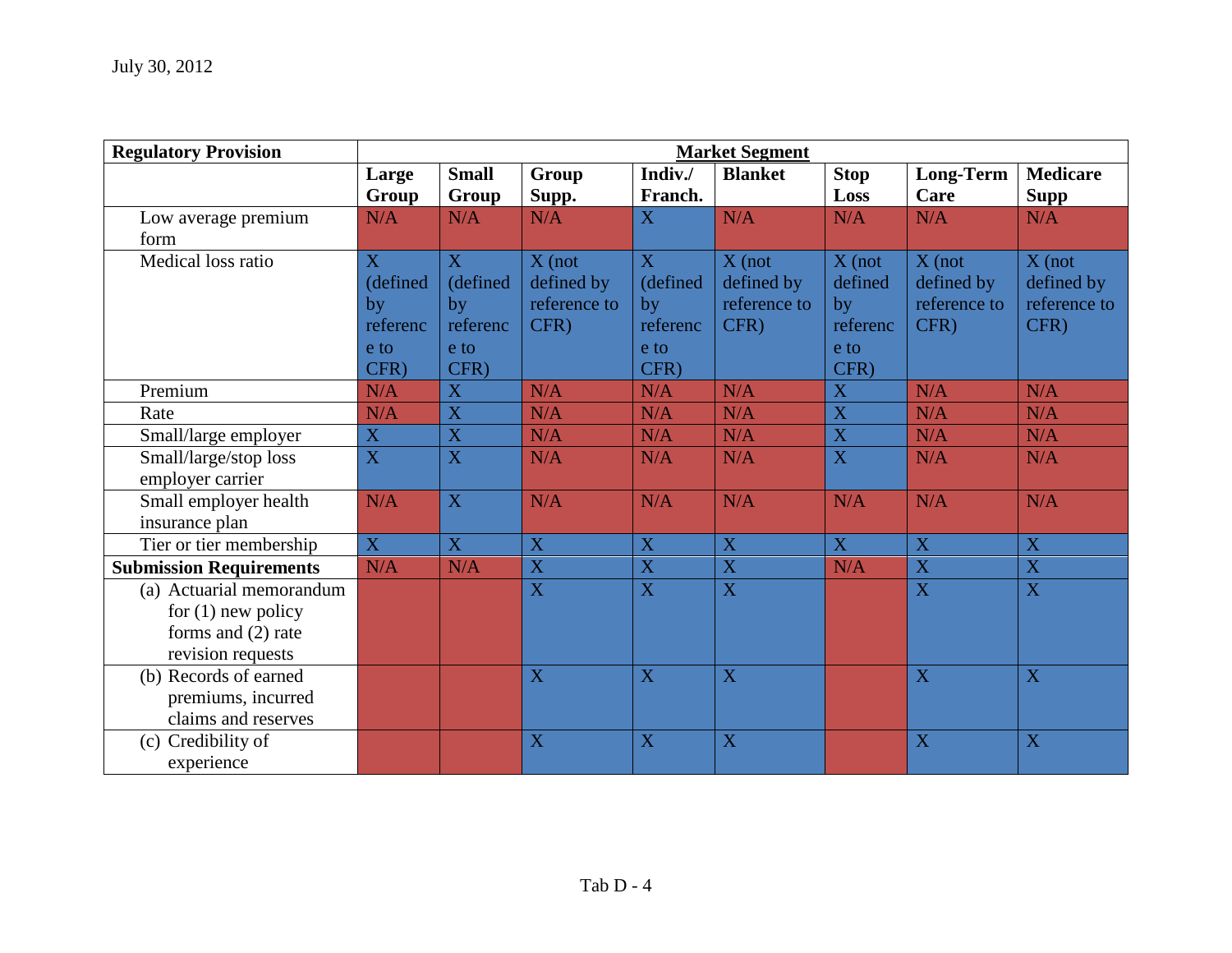July 30, 2012

| Regulatory Provision | Market Segment | | | | | | | |
|---|---|---|---|---|---|---|---|---|
| | **Large Group** | **Small Group** | **Group Supp.** | **Indiv./ Franch.** | **Blanket** | **Stop Loss** | **Long-Term Care** | **Medicare Supp** |
| Low average premium form | N/A | N/A | N/A | X | N/A | N/A | N/A | N/A |
| Medical loss ratio | X (defined by reference to CFR) | X (defined by reference to CFR) | X (not defined by reference to CFR) | X (defined by reference to CFR) | X (not defined by reference to CFR) | X (not defined by reference to CFR) | X (not defined by reference to CFR) | X (not defined by reference to CFR) |
| Premium | N/A | X | N/A | N/A | N/A | X | N/A | N/A |
| Rate | N/A | X | N/A | N/A | N/A | X | N/A | N/A |
| Small/large employer | X | X | N/A | N/A | N/A | X | N/A | N/A |
| Small/large/stop loss employer carrier | X | X | N/A | N/A | N/A | X | N/A | N/A |
| Small employer health insurance plan | N/A | X | N/A | N/A | N/A | N/A | N/A | N/A |
| Tier or tier membership | X | X | X | X | X | X | X | X |
| **Submission Requirements** | N/A | N/A | X | X | X | N/A | X | X |
| (a) Actuarial memorandum for (1) new policy forms and (2) rate revision requests | | | X | X | X | | X | X |
| (b) Records of earned premiums, incurred claims and reserves | | | X | X | X | | X | X |
| (c) Credibility of experience | | | X | X | X | | X | X |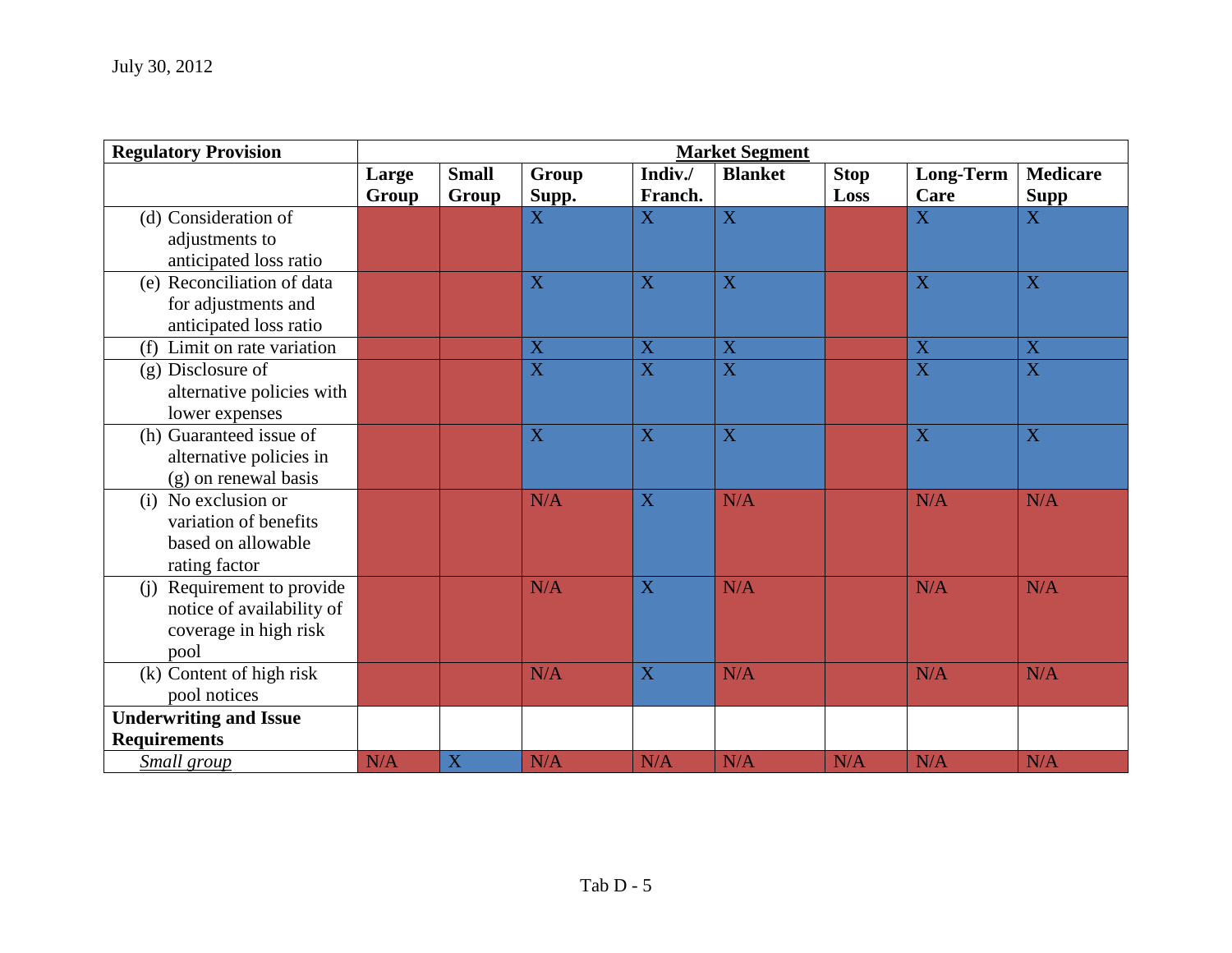July 30, 2012

| Regulatory Provision | Market Segment | | | | | | | |
|---|---|---|---|---|---|---|---|---|
| | **Large Group** | **Small Group** | **Group Supp.** | **Indiv./ Franch.** | **Blanket** | **Stop Loss** | **Long-Term Care** | **Medicare Supp** |
| (d) Consideration of adjustments to anticipated loss ratio | | | X | X | X | | X | X |
| (e) Reconciliation of data for adjustments and anticipated loss ratio | | | X | X | X | | X | X |
| (f) Limit on rate variation | | | X | X | X | | X | X |
| (g) Disclosure of alternative policies with lower expenses | | | X | X | X | | X | X |
| (h) Guaranteed issue of alternative policies in (g) on renewal basis | | | X | X | X | | X | X |
| (i) No exclusion or variation of benefits based on allowable rating factor | | | N/A | X | N/A | | N/A | N/A |
| (j) Requirement to provide notice of availability of coverage in high risk pool | | | N/A | X | N/A | | N/A | N/A |
| (k) Content of high risk pool notices | | | N/A | X | N/A | | N/A | N/A |
| **Underwriting and Issue Requirements** | | | | | | | | |
| *Small group* | N/A | X | N/A | N/A | N/A | N/A | N/A | N/A |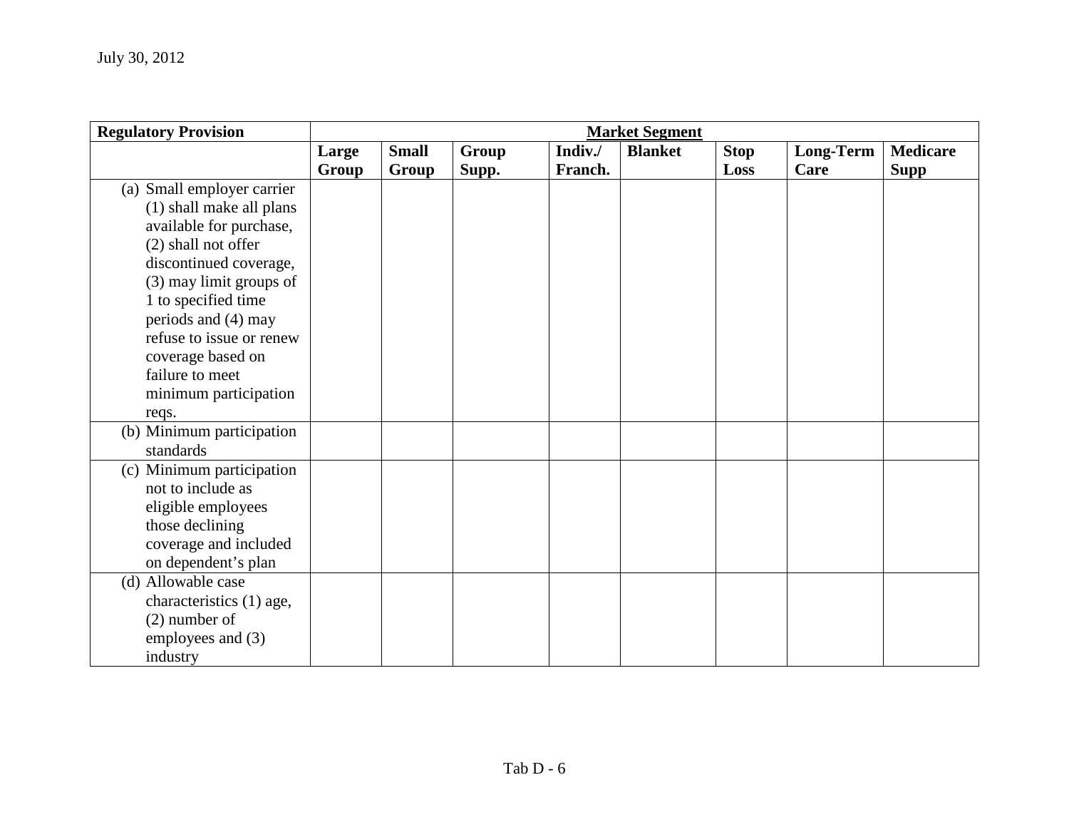| Regulatory Provision | Market Segment | | | | | | | |
|---|---|---|---|---|---|---|---|---|
| | **Large Group** | **Small Group** | **Group Supp.** | **Indiv./ Franch.** | **Blanket** | **Stop Loss** | **Long-Term Care** | **Medicare Supp** |
| (a) Small employer carrier (1) shall make all plans available for purchase, (2) shall not offer discontinued coverage, (3) may limit groups of 1 to specified time periods and (4) may refuse to issue or renew coverage based on failure to meet minimum participation reqs. | | | | | | | | |
| (b) Minimum participation standards | | | | | | | | |
| (c) Minimum participation not to include as eligible employees those declining coverage and included on dependent's plan | | | | | | | | |
| (d) Allowable case characteristics (1) age, (2) number of employees and (3) industry | | | | | | | | |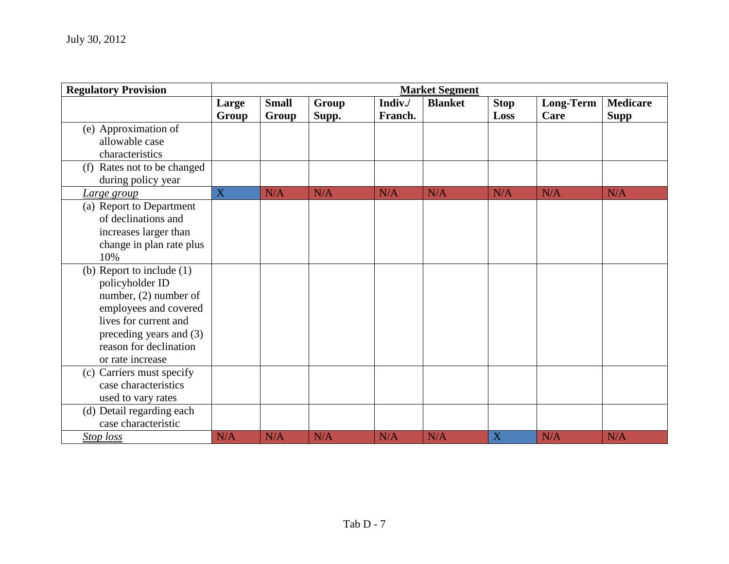July 30, 2012

| Regulatory Provision | Market Segment | | | | | | | |
|---|---|---|---|---|---|---|---|---|
| | **Large Group** | **Small Group** | **Group Supp.** | **Indiv./ Franch.** | **Blanket** | **Stop Loss** | **Long-Term Care** | **Medicare Supp** |
| (e) Approximation of allowable case characteristics | | | | | | | | |
| (f) Rates not to be changed during policy year | | | | | | | | |
| *Large group* | X | N/A | N/A | N/A | N/A | N/A | N/A | N/A |
| (a) Report to Department of declinations and increases larger than change in plan rate plus 10% | | | | | | | | |
| (b) Report to include (1) policyholder ID number, (2) number of employees and covered lives for current and preceding years and (3) reason for declination or rate increase | | | | | | | | |
| (c) Carriers must specify case characteristics used to vary rates | | | | | | | | |
| (d) Detail regarding each case characteristic | | | | | | | | |
| *Stop loss* | N/A | N/A | N/A | N/A | N/A | X | N/A | N/A |

Tab D - 7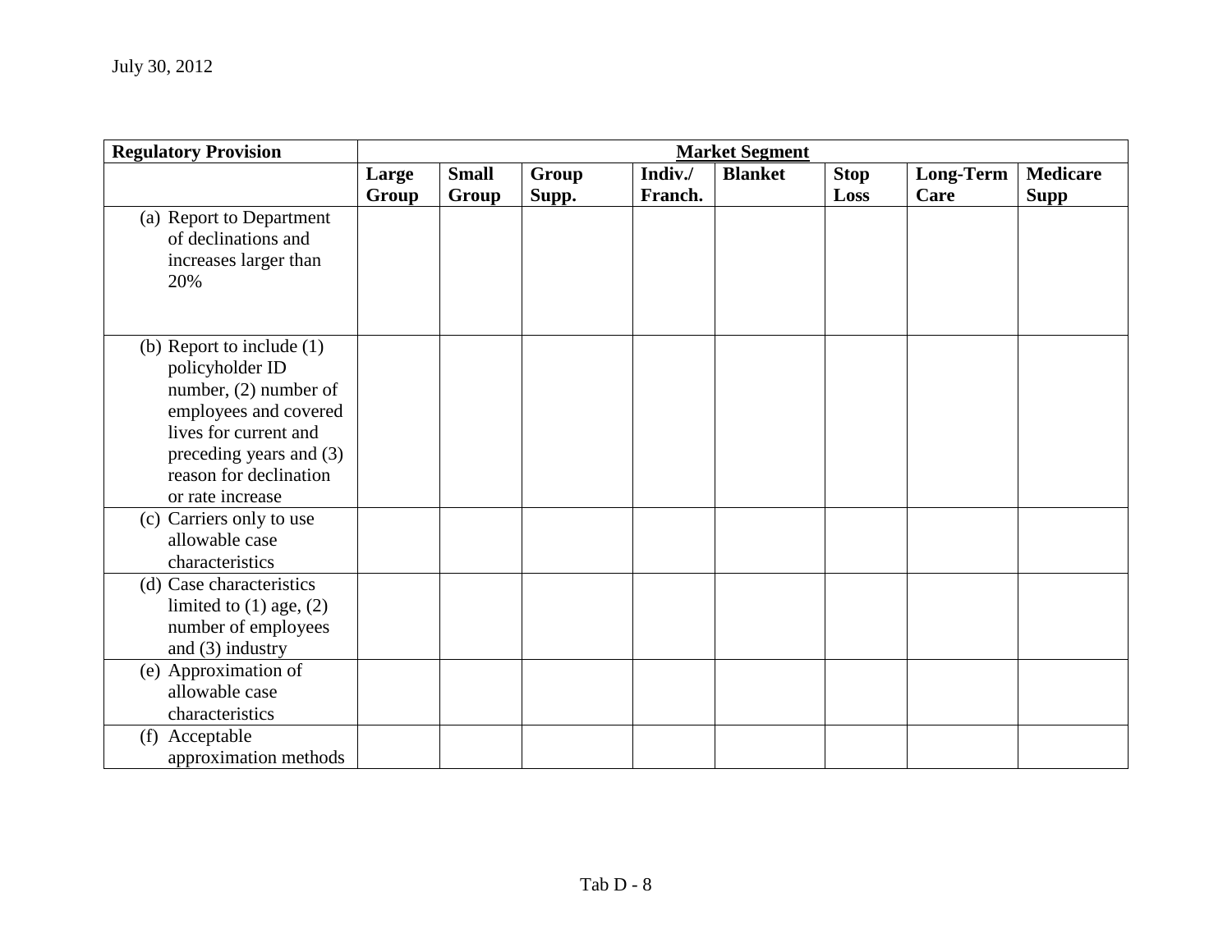July 30, 2012

| Regulatory Provision | Market Segment | | | | | | | |
|---|---|---|---|---|---|---|---|---|
| | Large Group | Small Group | Group Supp. | Indiv./ Franch. | Blanket | Stop Loss | Long-Term Care | Medicare Supp |
| (a) Report to Department of declinations and increases larger than 20% | | | | | | | | |
| (b) Report to include (1) policyholder ID number, (2) number of employees and covered lives for current and preceding years and (3) reason for declination or rate increase | | | | | | | | |
| (c) Carriers only to use allowable case characteristics | | | | | | | | |
| (d) Case characteristics limited to (1) age, (2) number of employees and (3) industry | | | | | | | | |
| (e) Approximation of allowable case characteristics | | | | | | | | |
| (f) Acceptable approximation methods | | | | | | | | |

Tab D - 8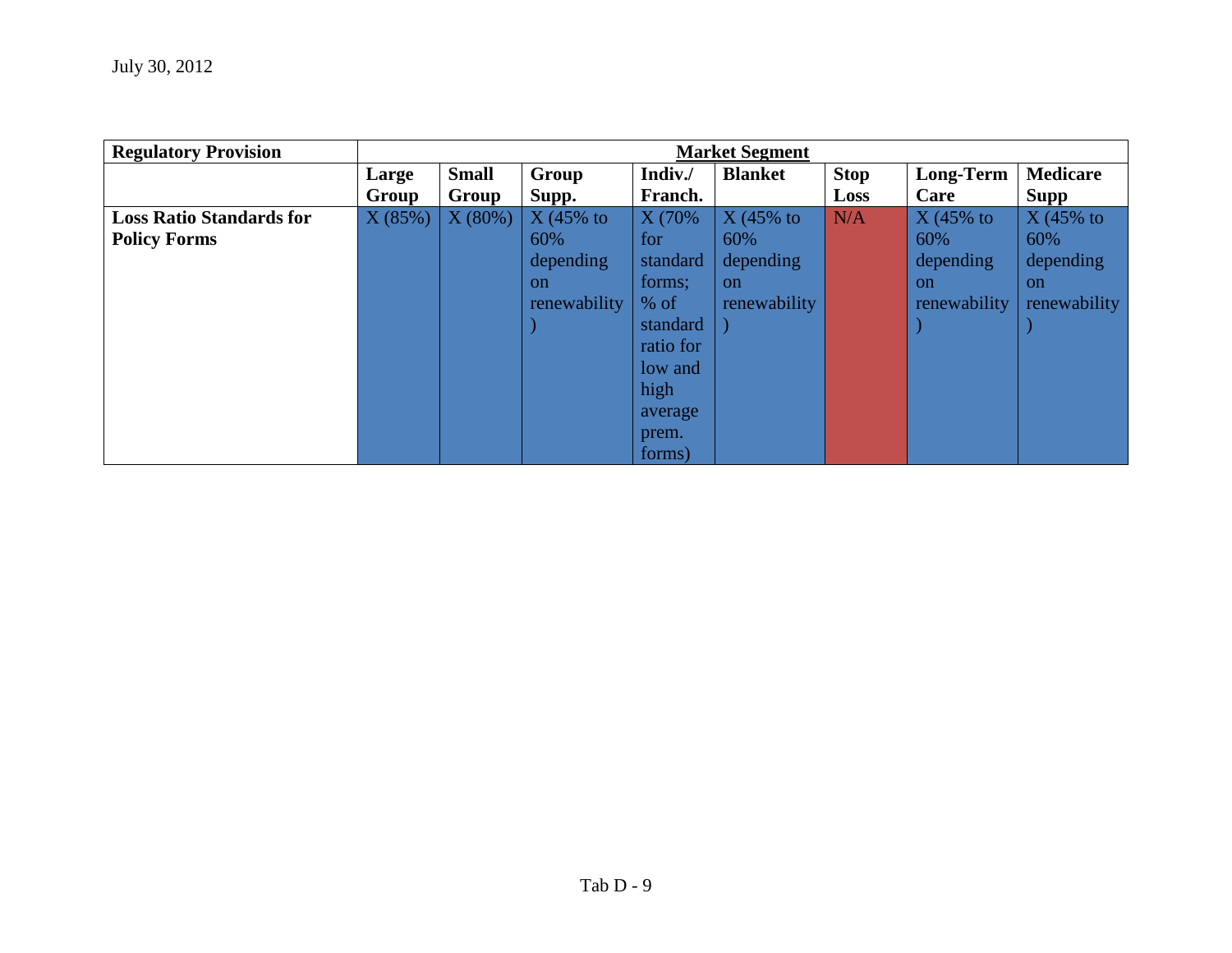July 30, 2012

| Regulatory Provision | Market Segment | | | | | | | |
|---|---|---|---|---|---|---|---|---|
| | Large Group | Small Group | Group Supp. | Indiv./ Franch. | Blanket | Stop Loss | Long-Term Care | Medicare Supp |
| **Loss Ratio Standards for Policy Forms** | X (85%) | X (80%) | X (45% to 60% depending on renewability) | X (70% for standard forms; % of standard ratio for low and high average prem. forms) | X (45% to 60% depending on renewability) | N/A | X (45% to 60% depending on renewability) | X (45% to 60% depending on renewability) |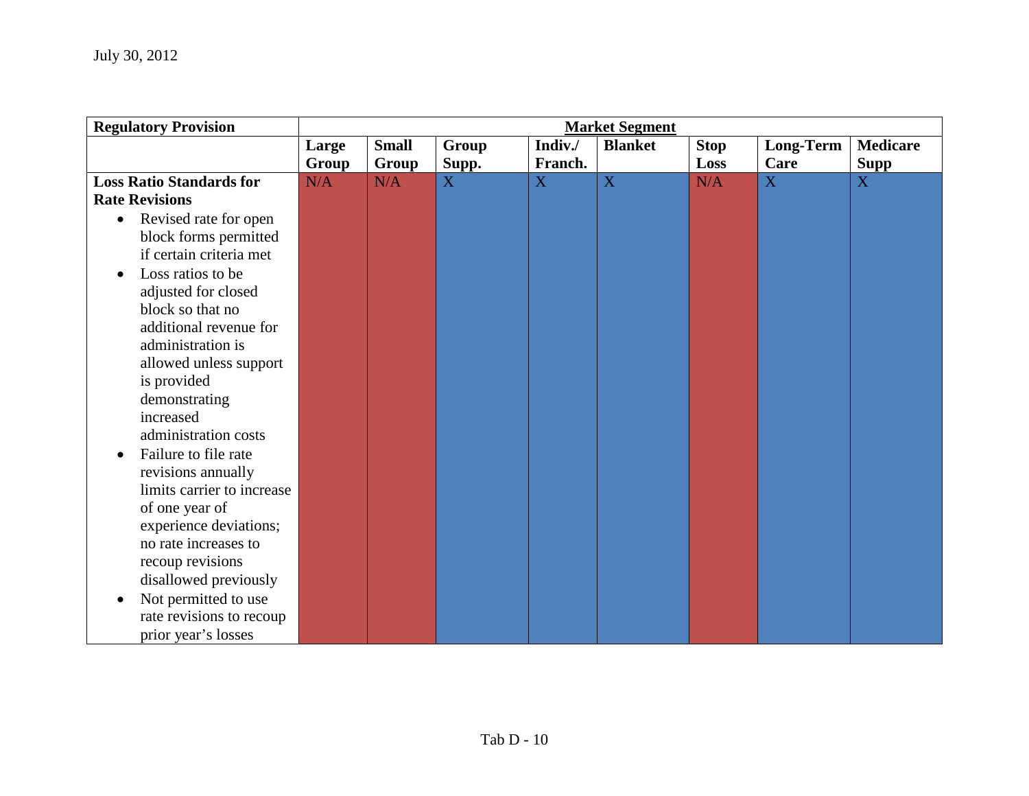July 30, 2012

| Regulatory Provision | Market Segment | | | | | | | |
|---|---|---|---|---|---|---|---|---|
| | Large Group | Small Group | Group Supp. | Indiv./ Franch. | Blanket | Stop Loss | Long-Term Care | Medicare Supp |
| **Loss Ratio Standards for Rate Revisions**<br>• Revised rate for open block forms permitted if certain criteria met<br>• Loss ratios to be adjusted for closed block so that no additional revenue for administration is allowed unless support is provided demonstrating increased administration costs<br>• Failure to file rate revisions annually limits carrier to increase of one year of experience deviations; no rate increases to recoup revisions disallowed previously<br>• Not permitted to use rate revisions to recoup prior year's losses | N/A | N/A | X | X | X | N/A | X | X |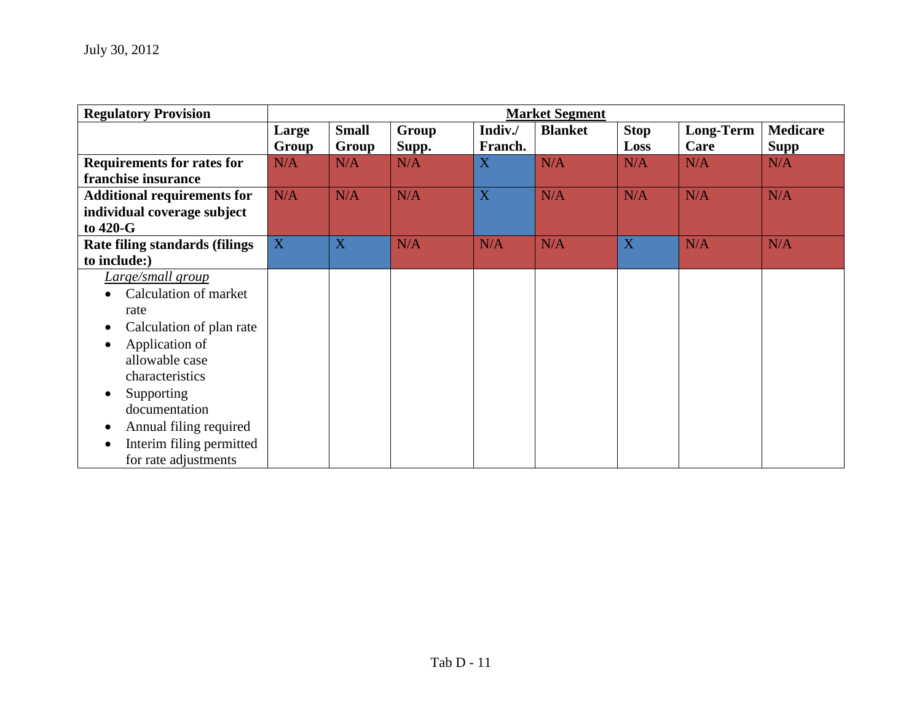July 30, 2012

| Regulatory Provision | Market Segment | | | | | | | |
|---|---|---|---|---|---|---|---|---|
| | Large Group | Small Group | Group Supp. | Indiv./ Franch. | Blanket | Stop Loss | Long-Term Care | Medicare Supp |
| **Requirements for rates for franchise insurance** | N/A | N/A | N/A | X | N/A | N/A | N/A | N/A |
| **Additional requirements for individual coverage subject to 420-G** | N/A | N/A | N/A | X | N/A | N/A | N/A | N/A |
| **Rate filing standards (filings to include:)** | X | X | N/A | N/A | N/A | X | N/A | N/A |
| *Large/small group*<br>• Calculation of market rate<br>• Calculation of plan rate<br>• Application of allowable case characteristics<br>• Supporting documentation<br>• Annual filing required<br>• Interim filing permitted for rate adjustments | | | | | | | | |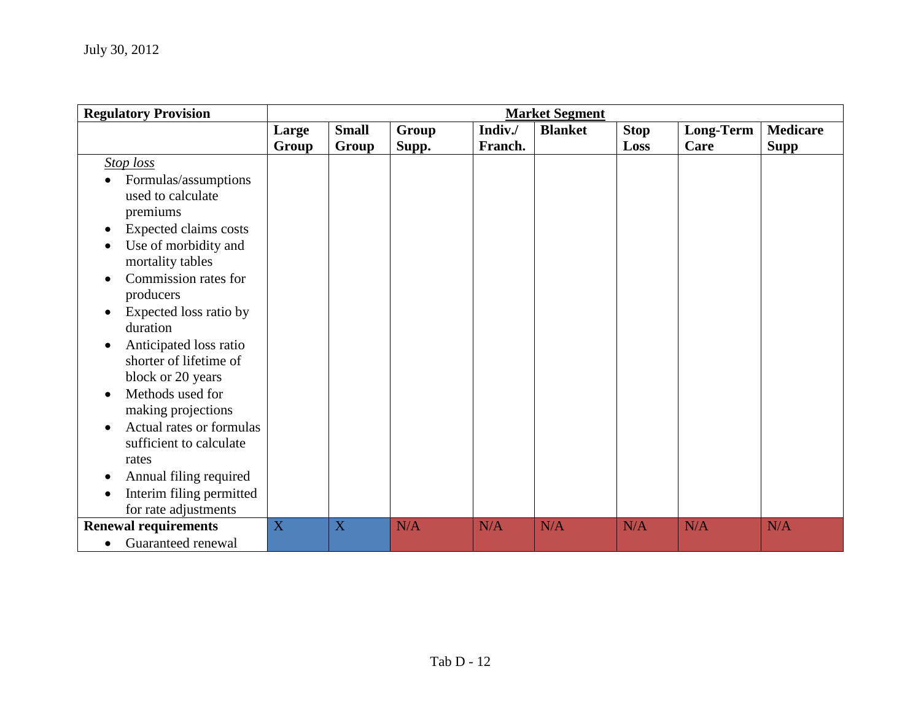July 30, 2012

| Regulatory Provision | Market Segment | | | | | | | |
|---|---|---|---|---|---|---|---|---|
| | Large Group | Small Group | Group Supp. | Indiv./ Franch. | Blanket | Stop Loss | Long-Term Care | Medicare Supp |
| *Stop loss*<br>• Formulas/assumptions used to calculate premiums<br>• Expected claims costs<br>• Use of morbidity and mortality tables<br>• Commission rates for producers<br>• Expected loss ratio by duration<br>• Anticipated loss ratio shorter of lifetime of block or 20 years<br>• Methods used for making projections<br>• Actual rates or formulas sufficient to calculate rates<br>• Annual filing required<br>• Interim filing permitted for rate adjustments | | | | | | | | |
| **Renewal requirements**<br>• Guaranteed renewal | X | X | N/A | N/A | N/A | N/A | N/A | N/A |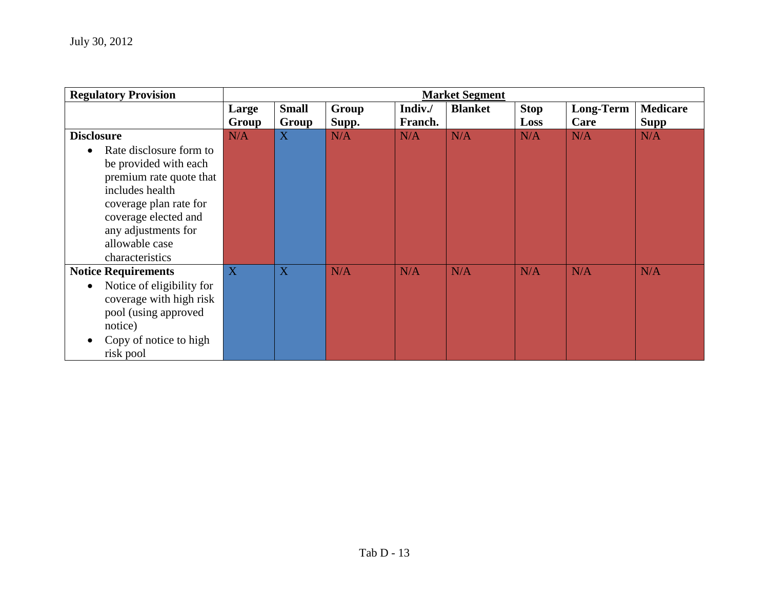July 30, 2012

| Regulatory Provision | Market Segment | | | | | | | |
|---|---|---|---|---|---|---|---|---|
| | Large Group | Small Group | Group Supp. | Indiv./ Franch. | Blanket | Stop Loss | Long-Term Care | Medicare Supp |
| **Disclosure**<br>• Rate disclosure form to be provided with each premium rate quote that includes health coverage plan rate for coverage elected and any adjustments for allowable case characteristics | N/A | X | N/A | N/A | N/A | N/A | N/A | N/A |
| **Notice Requirements**<br>• Notice of eligibility for coverage with high risk pool (using approved notice)<br>• Copy of notice to high risk pool | X | X | N/A | N/A | N/A | N/A | N/A | N/A |

Tab D - 13